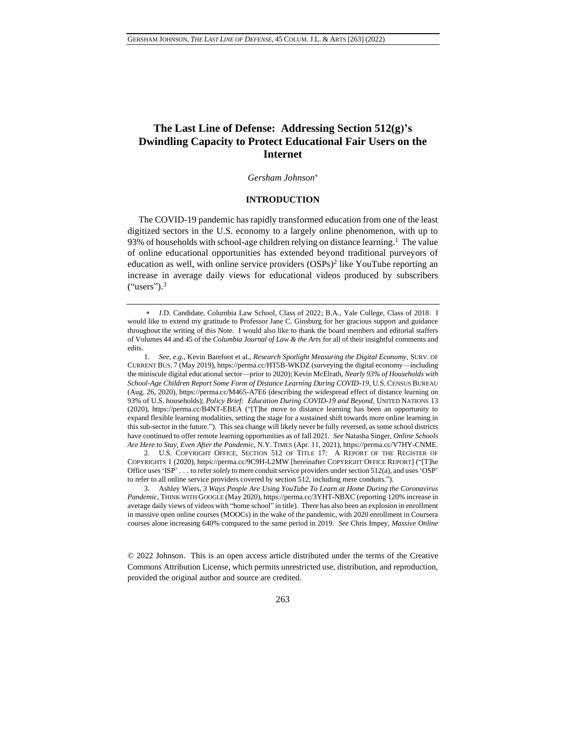# The Last Line of Defense: Addressing Section 512(g)'s Dwindling Capacity to Protect Educational Fair Users on the Internet

*Gersham Johnson*[*]

## INTRODUCTION

The COVID-19 pandemic has rapidly transformed education from one of the least digitized sectors in the U.S. economy to a largely online phenomenon, with up to 93% of households with school-age children relying on distance learning.[1] The value of online educational opportunities has extended beyond traditional purveyors of education as well, with online service providers (OSPs)[2] like YouTube reporting an increase in average daily views for educational videos produced by subscribers ("users").[3]

---

[*] J.D. Candidate, Columbia Law School, Class of 2022; B.A., Yale College, Class of 2018. I would like to extend my gratitude to Professor Jane C. Ginsburg for her gracious support and guidance throughout the writing of this Note. I would also like to thank the board members and editorial staffers of Volumes 44 and 45 of the *Columbia Journal of Law & the Arts* for all of their insightful comments and edits.

1. *See, e.g.*, Kevin Barefoot et al., *Research Spotlight Measuring the Digital Economy*, SURV. OF CURRENT BUS. 7 (May 2019), https://perma.cc/HT5B-WKDZ (surveying the digital economy—including the miniscule digital educational sector—prior to 2020); Kevin McElrath, *Nearly 93% of Households with School-Age Children Report Some Form of Distance Learning During COVID-19*, U.S. CENSUS BUREAU (Aug. 26, 2020), https://perma.cc/M465-A7E6 (describing the widespread effect of distance learning on 93% of U.S. households); *Policy Brief: Education During COVID-19 and Beyond*, UNITED NATIONS 13 (2020), https://perma.cc/B4NT-EBEA ("[T]he move to distance learning has been an opportunity to expand flexible learning modalities, setting the stage for a sustained shift towards more online learning in this sub-sector in the future."). This sea change will likely never be fully reversed, as some school districts have continued to offer remote learning opportunities as of fall 2021. *See* Natasha Singer, *Online Schools Are Here to Stay, Even After the Pandemic*, N.Y. TIMES (Apr. 11, 2021), https://perma.cc/V7HY-CNME.

2. U.S. COPYRIGHT OFFICE, SECTION 512 OF TITLE 17: A REPORT OF THE REGISTER OF COPYRIGHTS 1 (2020), https://perma.cc/9C9H-L2MW [hereinafter COPYRIGHT OFFICE REPORT] ("[T]he Office uses 'ISP' . . . to refer *solely* to mere conduit service providers under section 512(a), and uses 'OSP' to refer to all online service providers covered by section 512, including mere conduits.").

3. Ashley Wiers, *3 Ways People Are Using YouTube To Learn at Home During the Coronavirus Pandemic*, THINK WITH GOOGLE (May 2020), https://perma.cc/3YHT-NBXC (reporting 120% increase in average daily views of videos with "home school" in title). There has also been an explosion in enrollment in massive open online courses (MOOCs) in the wake of the pandemic, with 2020 enrollment in Coursera courses alone increasing 640% compared to the same period in 2019. *See* Chris Impey, *Massive Online*

© 2022 Johnson. This is an open access article distributed under the terms of the Creative Commons Attribution License, which permits unrestricted use, distribution, and reproduction, provided the original author and source are credited.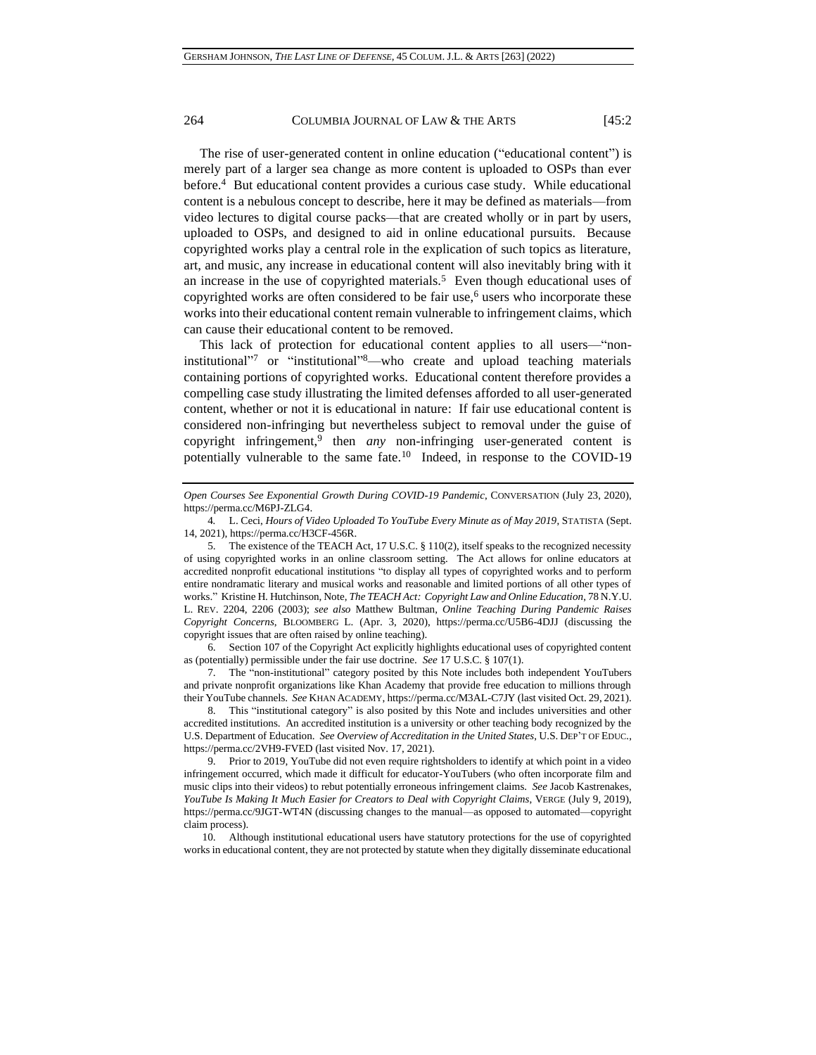The rise of user-generated content in online education ("educational content") is merely part of a larger sea change as more content is uploaded to OSPs than ever before.[4] But educational content provides a curious case study. While educational content is a nebulous concept to describe, here it may be defined as materials—from video lectures to digital course packs—that are created wholly or in part by users, uploaded to OSPs, and designed to aid in online educational pursuits. Because copyrighted works play a central role in the explication of such topics as literature, art, and music, any increase in educational content will also inevitably bring with it an increase in the use of copyrighted materials.[5] Even though educational uses of copyrighted works are often considered to be fair use,[6] users who incorporate these works into their educational content remain vulnerable to infringement claims, which can cause their educational content to be removed.

This lack of protection for educational content applies to all users—"non-institutional"[7] or "institutional"[8]—who create and upload teaching materials containing portions of copyrighted works. Educational content therefore provides a compelling case study illustrating the limited defenses afforded to all user-generated content, whether or not it is educational in nature: If fair use educational content is considered non-infringing but nevertheless subject to removal under the guise of copyright infringement,[9] then *any* non-infringing user-generated content is potentially vulnerable to the same fate.[10] Indeed, in response to the COVID-19

---

*Open Courses See Exponential Growth During COVID-19 Pandemic*, CONVERSATION (July 23, 2020), https://perma.cc/M6PJ-ZLG4.

4. L. Ceci, *Hours of Video Uploaded To YouTube Every Minute as of May 2019*, STATISTA (Sept. 14, 2021), https://perma.cc/H3CF-456R.

5. The existence of the TEACH Act, 17 U.S.C. § 110(2), itself speaks to the recognized necessity of using copyrighted works in an online classroom setting. The Act allows for online educators at accredited nonprofit educational institutions "to display all types of copyrighted works and to perform entire nondramatic literary and musical works and reasonable and limited portions of all other types of works." Kristine H. Hutchinson, Note, *The TEACH Act: Copyright Law and Online Education*, 78 N.Y.U. L. REV. 2204, 2206 (2003); *see also* Matthew Bultman, *Online Teaching During Pandemic Raises Copyright Concerns*, BLOOMBERG L. (Apr. 3, 2020), https://perma.cc/U5B6-4DJJ (discussing the copyright issues that are often raised by online teaching).

6. Section 107 of the Copyright Act explicitly highlights educational uses of copyrighted content as (potentially) permissible under the fair use doctrine. *See* 17 U.S.C. § 107(1).

7. The "non-institutional" category posited by this Note includes both independent YouTubers and private nonprofit organizations like Khan Academy that provide free education to millions through their YouTube channels. *See* KHAN ACADEMY, https://perma.cc/M3AL-C7JY (last visited Oct. 29, 2021).

8. This "institutional category" is also posited by this Note and includes universities and other accredited institutions. An accredited institution is a university or other teaching body recognized by the U.S. Department of Education. *See Overview of Accreditation in the United States*, U.S. DEP'T OF EDUC., https://perma.cc/2VH9-FVED (last visited Nov. 17, 2021).

9. Prior to 2019, YouTube did not even require rightsholders to identify at which point in a video infringement occurred, which made it difficult for educator-YouTubers (who often incorporate film and music clips into their videos) to rebut potentially erroneous infringement claims. *See* Jacob Kastrenakes, *YouTube Is Making It Much Easier for Creators to Deal with Copyright Claims*, VERGE (July 9, 2019), https://perma.cc/9JGT-WT4N (discussing changes to the manual—as opposed to automated—copyright claim process).

10. Although institutional educational users have statutory protections for the use of copyrighted works in educational content, they are not protected by statute when they digitally disseminate educational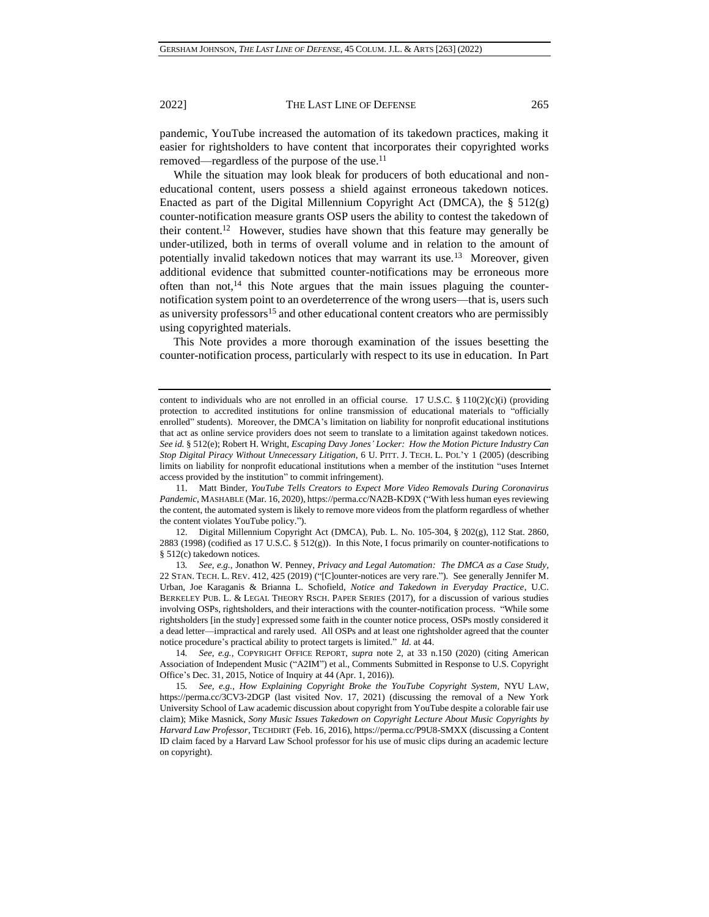pandemic, YouTube increased the automation of its takedown practices, making it easier for rightsholders to have content that incorporates their copyrighted works removed—regardless of the purpose of the use.[11]

While the situation may look bleak for producers of both educational and non-educational content, users possess a shield against erroneous takedown notices. Enacted as part of the Digital Millennium Copyright Act (DMCA), the § 512(g) counter-notification measure grants OSP users the ability to contest the takedown of their content.[12] However, studies have shown that this feature may generally be under-utilized, both in terms of overall volume and in relation to the amount of potentially invalid takedown notices that may warrant its use.[13] Moreover, given additional evidence that submitted counter-notifications may be erroneous more often than not,[14] this Note argues that the main issues plaguing the counter-notification system point to an overdeterrence of the wrong users—that is, users such as university professors[15] and other educational content creators who are permissibly using copyrighted materials.

This Note provides a more thorough examination of the issues besetting the counter-notification process, particularly with respect to its use in education. In Part

---

content to individuals who are not enrolled in an official course. 17 U.S.C. § 110(2)(c)(i) (providing protection to accredited institutions for online transmission of educational materials to "officially enrolled" students). Moreover, the DMCA's limitation on liability for nonprofit educational institutions that act as online service providers does not seem to translate to a limitation against takedown notices. *See id.* § 512(e); Robert H. Wright, *Escaping Davy Jones' Locker: How the Motion Picture Industry Can Stop Digital Piracy Without Unnecessary Litigation*, 6 U. PITT. J. TECH. L. POL'Y 1 (2005) (describing limits on liability for nonprofit educational institutions when a member of the institution "uses Internet access provided by the institution" to commit infringement).

11. Matt Binder, *YouTube Tells Creators to Expect More Video Removals During Coronavirus Pandemic*, MASHABLE (Mar. 16, 2020), https://perma.cc/NA2B-KD9X ("With less human eyes reviewing the content, the automated system is likely to remove more videos from the platform regardless of whether the content violates YouTube policy.").

12. Digital Millennium Copyright Act (DMCA), Pub. L. No. 105-304, § 202(g), 112 Stat. 2860, 2883 (1998) (codified as 17 U.S.C. § 512(g)). In this Note, I focus primarily on counter-notifications to § 512(c) takedown notices.

13. *See, e.g.*, Jonathon W. Penney, *Privacy and Legal Automation: The DMCA as a Case Study*, 22 STAN. TECH. L. REV. 412, 425 (2019) ("[C]ounter-notices are very rare."). See generally Jennifer M. Urban, Joe Karaganis & Brianna L. Schofield, *Notice and Takedown in Everyday Practice*, U.C. BERKELEY PUB. L. & LEGAL THEORY RSCH. PAPER SERIES (2017), for a discussion of various studies involving OSPs, rightsholders, and their interactions with the counter-notification process. "While some rightsholders [in the study] expressed some faith in the counter notice process, OSPs mostly considered it a dead letter—impractical and rarely used. All OSPs and at least one rightsholder agreed that the counter notice procedure's practical ability to protect targets is limited." *Id.* at 44.

14. *See, e.g.*, COPYRIGHT OFFICE REPORT, *supra* note 2, at 33 n.150 (2020) (citing American Association of Independent Music ("A2IM") et al., Comments Submitted in Response to U.S. Copyright Office's Dec. 31, 2015, Notice of Inquiry at 44 (Apr. 1, 2016)).

15. *See, e.g.*, *How Explaining Copyright Broke the YouTube Copyright System*, NYU LAW, https://perma.cc/3CV3-2DGP (last visited Nov. 17, 2021) (discussing the removal of a New York University School of Law academic discussion about copyright from YouTube despite a colorable fair use claim); Mike Masnick, *Sony Music Issues Takedown on Copyright Lecture About Music Copyrights by Harvard Law Professor*, TECHDIRT (Feb. 16, 2016), https://perma.cc/P9U8-SMXX (discussing a Content ID claim faced by a Harvard Law School professor for his use of music clips during an academic lecture on copyright).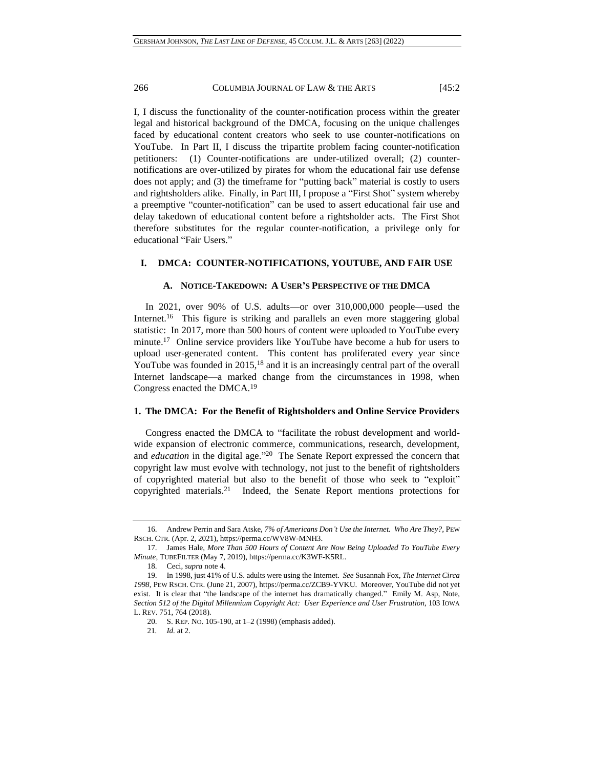I, I discuss the functionality of the counter-notification process within the greater legal and historical background of the DMCA, focusing on the unique challenges faced by educational content creators who seek to use counter-notifications on YouTube. In Part II, I discuss the tripartite problem facing counter-notification petitioners: (1) Counter-notifications are under-utilized overall; (2) counter-notifications are over-utilized by pirates for whom the educational fair use defense does not apply; and (3) the timeframe for "putting back" material is costly to users and rightsholders alike. Finally, in Part III, I propose a "First Shot" system whereby a preemptive "counter-notification" can be used to assert educational fair use and delay takedown of educational content before a rightsholder acts. The First Shot therefore substitutes for the regular counter-notification, a privilege only for educational "Fair Users."

## I. DMCA: COUNTER-NOTIFICATIONS, YOUTUBE, AND FAIR USE

### A. NOTICE-TAKEDOWN: A USER'S PERSPECTIVE OF THE DMCA

In 2021, over 90% of U.S. adults—or over 310,000,000 people—used the Internet.[16] This figure is striking and parallels an even more staggering global statistic: In 2017, more than 500 hours of content were uploaded to YouTube every minute.[17] Online service providers like YouTube have become a hub for users to upload user-generated content. This content has proliferated every year since YouTube was founded in 2015,[18] and it is an increasingly central part of the overall Internet landscape—a marked change from the circumstances in 1998, when Congress enacted the DMCA.[19]

#### 1. The DMCA: For the Benefit of Rightsholders and Online Service Providers

Congress enacted the DMCA to "facilitate the robust development and world-wide expansion of electronic commerce, communications, research, development, and *education* in the digital age."[20] The Senate Report expressed the concern that copyright law must evolve with technology, not just to the benefit of rightsholders of copyrighted material but also to the benefit of those who seek to "exploit" copyrighted materials.[21] Indeed, the Senate Report mentions protections for

---

16. Andrew Perrin and Sara Atske, *7% of Americans Don't Use the Internet. Who Are They?*, PEW RSCH. CTR. (Apr. 2, 2021), https://perma.cc/WV8W-MNH3.

17. James Hale, *More Than 500 Hours of Content Are Now Being Uploaded To YouTube Every Minute*, TUBEFILTER (May 7, 2019), https://perma.cc/K3WF-K5RL.

18. Ceci, *supra* note 4.

19. In 1998, just 41% of U.S. adults were using the Internet. *See* Susannah Fox, *The Internet Circa 1998*, PEW RSCH. CTR. (June 21, 2007), https://perma.cc/ZCB9-YVKU. Moreover, YouTube did not yet exist. It is clear that "the landscape of the internet has dramatically changed." Emily M. Asp, Note, *Section 512 of the Digital Millennium Copyright Act: User Experience and User Frustration*, 103 IOWA L. REV. 751, 764 (2018).

20. S. REP. NO. 105-190, at 1–2 (1998) (emphasis added).

21. *Id.* at 2.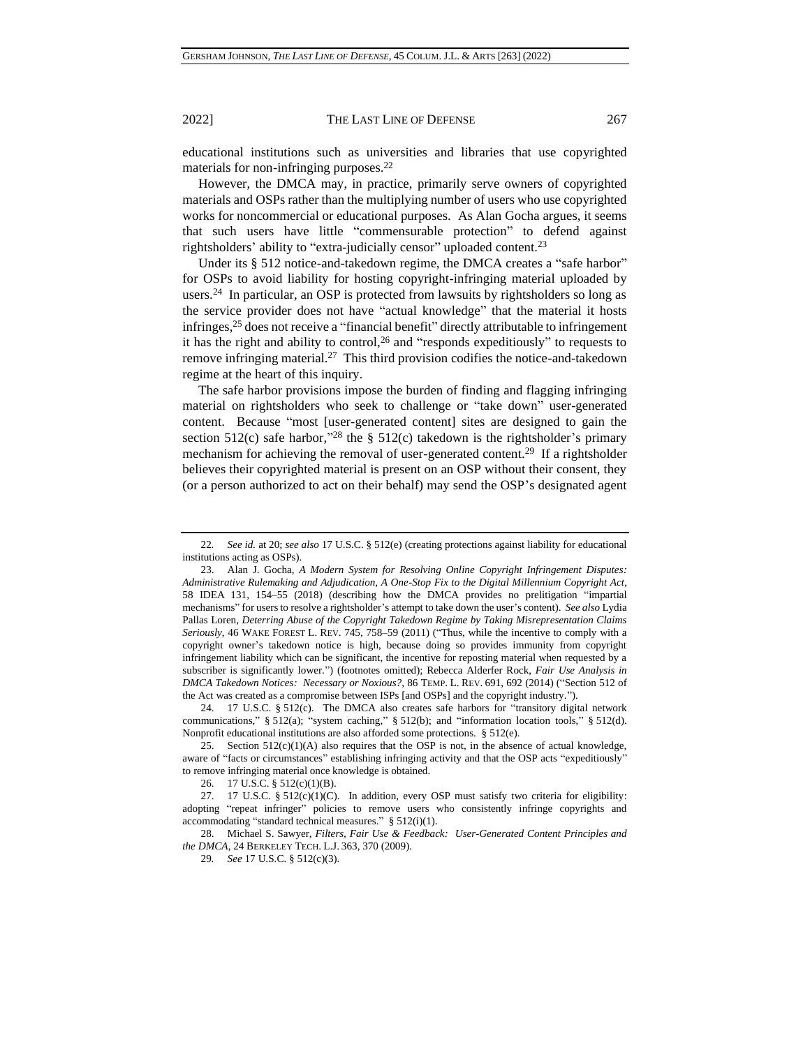educational institutions such as universities and libraries that use copyrighted materials for non-infringing purposes.[22]

However, the DMCA may, in practice, primarily serve owners of copyrighted materials and OSPs rather than the multiplying number of users who use copyrighted works for noncommercial or educational purposes. As Alan Gocha argues, it seems that such users have little "commensurable protection" to defend against rightsholders' ability to "extra-judicially censor" uploaded content.[23]

Under its § 512 notice-and-takedown regime, the DMCA creates a "safe harbor" for OSPs to avoid liability for hosting copyright-infringing material uploaded by users.[24] In particular, an OSP is protected from lawsuits by rightsholders so long as the service provider does not have "actual knowledge" that the material it hosts infringes,[25] does not receive a "financial benefit" directly attributable to infringement it has the right and ability to control,[26] and "responds expeditiously" to requests to remove infringing material.[27] This third provision codifies the notice-and-takedown regime at the heart of this inquiry.

The safe harbor provisions impose the burden of finding and flagging infringing material on rightsholders who seek to challenge or "take down" user-generated content. Because "most [user-generated content] sites are designed to gain the section 512(c) safe harbor,"[28] the § 512(c) takedown is the rightsholder's primary mechanism for achieving the removal of user-generated content.[29] If a rightsholder believes their copyrighted material is present on an OSP without their consent, they (or a person authorized to act on their behalf) may send the OSP's designated agent

---

22. *See id.* at 20; *see also* 17 U.S.C. § 512(e) (creating protections against liability for educational institutions acting as OSPs).

23. Alan J. Gocha, *A Modern System for Resolving Online Copyright Infringement Disputes: Administrative Rulemaking and Adjudication, A One-Stop Fix to the Digital Millennium Copyright Act*, 58 IDEA 131, 154–55 (2018) (describing how the DMCA provides no prelitigation "impartial mechanisms" for users to resolve a rightsholder's attempt to take down the user's content). *See also* Lydia Pallas Loren, *Deterring Abuse of the Copyright Takedown Regime by Taking Misrepresentation Claims Seriously*, 46 WAKE FOREST L. REV. 745, 758–59 (2011) ("Thus, while the incentive to comply with a copyright owner's takedown notice is high, because doing so provides immunity from copyright infringement liability which can be significant, the incentive for reposting material when requested by a subscriber is significantly lower.") (footnotes omitted); Rebecca Alderfer Rock, *Fair Use Analysis in DMCA Takedown Notices: Necessary or Noxious?*, 86 TEMP. L. REV. 691, 692 (2014) ("Section 512 of the Act was created as a compromise between ISPs [and OSPs] and the copyright industry.").

24. 17 U.S.C. § 512(c). The DMCA also creates safe harbors for "transitory digital network communications," § 512(a); "system caching," § 512(b); and "information location tools," § 512(d). Nonprofit educational institutions are also afforded some protections. § 512(e).

25. Section 512(c)(1)(A) also requires that the OSP is not, in the absence of actual knowledge, aware of "facts or circumstances" establishing infringing activity and that the OSP acts "expeditiously" to remove infringing material once knowledge is obtained.

26. 17 U.S.C. § 512(c)(1)(B).

27. 17 U.S.C. § 512(c)(1)(C). In addition, every OSP must satisfy two criteria for eligibility: adopting "repeat infringer" policies to remove users who consistently infringe copyrights and accommodating "standard technical measures." § 512(i)(1).

28. Michael S. Sawyer, *Filters, Fair Use & Feedback: User-Generated Content Principles and the DMCA*, 24 BERKELEY TECH. L.J. 363, 370 (2009).

29. *See* 17 U.S.C. § 512(c)(3).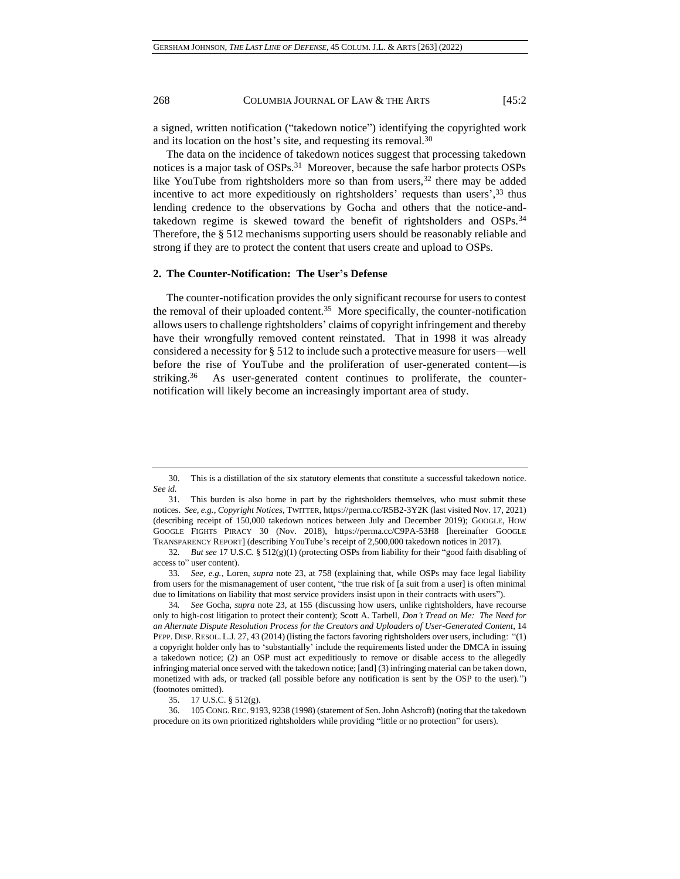a signed, written notification ("takedown notice") identifying the copyrighted work and its location on the host's site, and requesting its removal.[30]

The data on the incidence of takedown notices suggest that processing takedown notices is a major task of OSPs.[31] Moreover, because the safe harbor protects OSPs like YouTube from rightsholders more so than from users,[32] there may be added incentive to act more expeditiously on rightsholders' requests than users',[33] thus lending credence to the observations by Gocha and others that the notice-and-takedown regime is skewed toward the benefit of rightsholders and OSPs.[34] Therefore, the § 512 mechanisms supporting users should be reasonably reliable and strong if they are to protect the content that users create and upload to OSPs.

### 2. The Counter-Notification: The User's Defense

The counter-notification provides the only significant recourse for users to contest the removal of their uploaded content.[35] More specifically, the counter-notification allows users to challenge rightsholders' claims of copyright infringement and thereby have their wrongfully removed content reinstated. That in 1998 it was already considered a necessity for § 512 to include such a protective measure for users—well before the rise of YouTube and the proliferation of user-generated content—is striking.[36] As user-generated content continues to proliferate, the counter-notification will likely become an increasingly important area of study.

---

30. This is a distillation of the six statutory elements that constitute a successful takedown notice. *See id.*

31. This burden is also borne in part by the rightsholders themselves, who must submit these notices. *See, e.g.*, *Copyright Notices*, TWITTER, https://perma.cc/R5B2-3Y2K (last visited Nov. 17, 2021) (describing receipt of 150,000 takedown notices between July and December 2019); GOOGLE, HOW GOOGLE FIGHTS PIRACY 30 (Nov. 2018), https://perma.cc/C9PA-53H8 [hereinafter GOOGLE TRANSPARENCY REPORT] (describing YouTube's receipt of 2,500,000 takedown notices in 2017).

32. *But see* 17 U.S.C. § 512(g)(1) (protecting OSPs from liability for their "good faith disabling of access to" user content).

33. *See, e.g.*, Loren, *supra* note 23, at 758 (explaining that, while OSPs may face legal liability from users for the mismanagement of user content, "the true risk of [a suit from a user] is often minimal due to limitations on liability that most service providers insist upon in their contracts with users").

34. *See* Gocha, *supra* note 23, at 155 (discussing how users, unlike rightsholders, have recourse only to high-cost litigation to protect their content); Scott A. Tarbell, *Don't Tread on Me: The Need for an Alternate Dispute Resolution Process for the Creators and Uploaders of User-Generated Content*, 14 PEPP. DISP. RESOL. L.J. 27, 43 (2014) (listing the factors favoring rightsholders over users, including: "(1) a copyright holder only has to 'substantially' include the requirements listed under the DMCA in issuing a takedown notice; (2) an OSP must act expeditiously to remove or disable access to the allegedly infringing material once served with the takedown notice; [and] (3) infringing material can be taken down, monetized with ads, or tracked (all possible before any notification is sent by the OSP to the user).") (footnotes omitted).

35. 17 U.S.C. § 512(g).

36. 105 CONG. REC. 9193, 9238 (1998) (statement of Sen. John Ashcroft) (noting that the takedown procedure on its own prioritized rightsholders while providing "little or no protection" for users).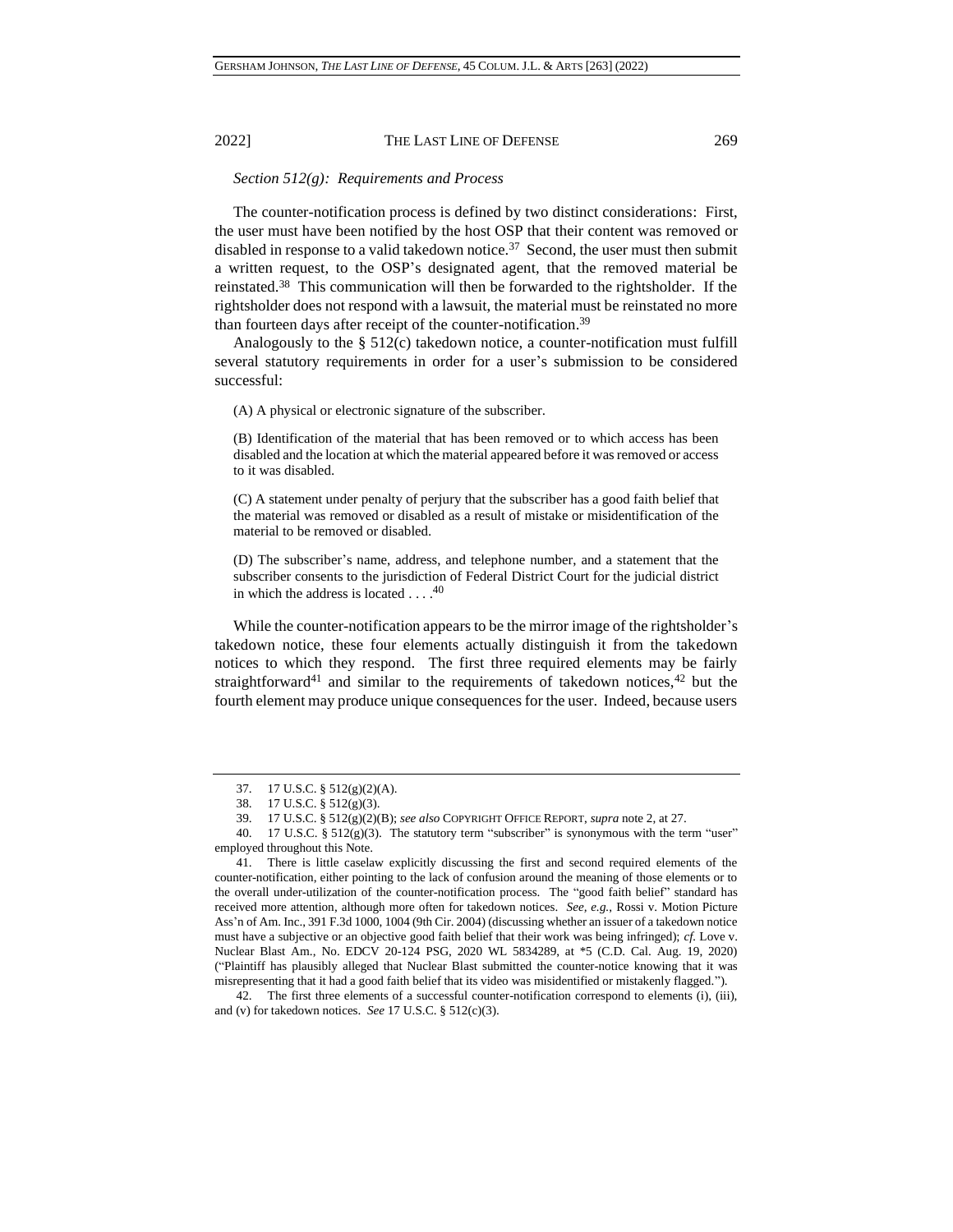*Section 512(g): Requirements and Process*

The counter-notification process is defined by two distinct considerations: First, the user must have been notified by the host OSP that their content was removed or disabled in response to a valid takedown notice.[37] Second, the user must then submit a written request, to the OSP's designated agent, that the removed material be reinstated.[38] This communication will then be forwarded to the rightsholder. If the rightsholder does not respond with a lawsuit, the material must be reinstated no more than fourteen days after receipt of the counter-notification.[39]

Analogously to the § 512(c) takedown notice, a counter-notification must fulfill several statutory requirements in order for a user's submission to be considered successful:

> (A) A physical or electronic signature of the subscriber.
>
> (B) Identification of the material that has been removed or to which access has been disabled and the location at which the material appeared before it was removed or access to it was disabled.
>
> (C) A statement under penalty of perjury that the subscriber has a good faith belief that the material was removed or disabled as a result of mistake or misidentification of the material to be removed or disabled.
>
> (D) The subscriber's name, address, and telephone number, and a statement that the subscriber consents to the jurisdiction of Federal District Court for the judicial district in which the address is located . . . .[40]

While the counter-notification appears to be the mirror image of the rightsholder's takedown notice, these four elements actually distinguish it from the takedown notices to which they respond. The first three required elements may be fairly straightforward[41] and similar to the requirements of takedown notices,[42] but the fourth element may produce unique consequences for the user. Indeed, because users

---

37. 17 U.S.C. § 512(g)(2)(A).

38. 17 U.S.C. § 512(g)(3).

39. 17 U.S.C. § 512(g)(2)(B); *see also* COPYRIGHT OFFICE REPORT, *supra* note 2, at 27.

40. 17 U.S.C. § 512(g)(3). The statutory term "subscriber" is synonymous with the term "user" employed throughout this Note.

41. There is little caselaw explicitly discussing the first and second required elements of the counter-notification, either pointing to the lack of confusion around the meaning of those elements or to the overall under-utilization of the counter-notification process. The "good faith belief" standard has received more attention, although more often for takedown notices. *See, e.g.*, Rossi v. Motion Picture Ass'n of Am. Inc., 391 F.3d 1000, 1004 (9th Cir. 2004) (discussing whether an issuer of a takedown notice must have a subjective or an objective good faith belief that their work was being infringed); *cf.* Love v. Nuclear Blast Am., No. EDCV 20-124 PSG, 2020 WL 5834289, at *5 (C.D. Cal. Aug. 19, 2020) ("Plaintiff has plausibly alleged that Nuclear Blast submitted the counter-notice knowing that it was misrepresenting that it had a good faith belief that its video was misidentified or mistakenly flagged.").

42. The first three elements of a successful counter-notification correspond to elements (i), (iii), and (v) for takedown notices. *See* 17 U.S.C. § 512(c)(3).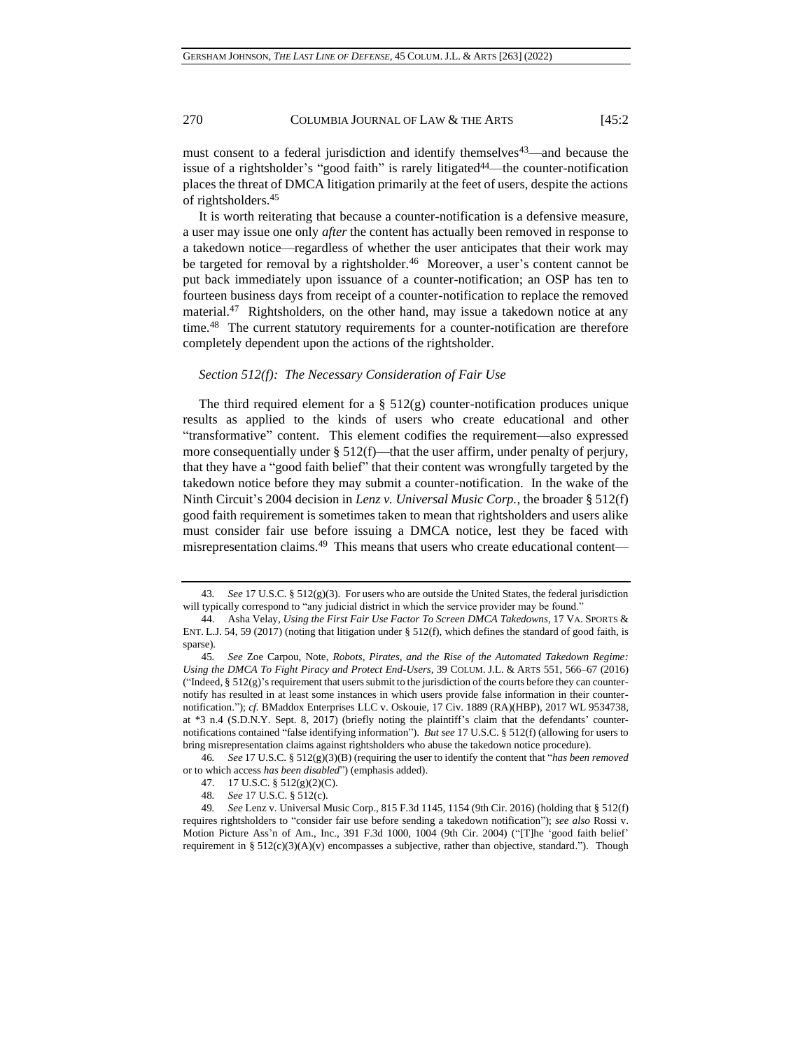must consent to a federal jurisdiction and identify themselves[43]—and because the issue of a rightsholder's "good faith" is rarely litigated[44]—the counter-notification places the threat of DMCA litigation primarily at the feet of users, despite the actions of rightsholders.[45]

It is worth reiterating that because a counter-notification is a defensive measure, a user may issue one only *after* the content has actually been removed in response to a takedown notice—regardless of whether the user anticipates that their work may be targeted for removal by a rightsholder.[46] Moreover, a user's content cannot be put back immediately upon issuance of a counter-notification; an OSP has ten to fourteen business days from receipt of a counter-notification to replace the removed material.[47] Rightsholders, on the other hand, may issue a takedown notice at any time.[48] The current statutory requirements for a counter-notification are therefore completely dependent upon the actions of the rightsholder.

### *Section 512(f): The Necessary Consideration of Fair Use*

The third required element for a § 512(g) counter-notification produces unique results as applied to the kinds of users who create educational and other "transformative" content. This element codifies the requirement—also expressed more consequentially under § 512(f)—that the user affirm, under penalty of perjury, that they have a "good faith belief" that their content was wrongfully targeted by the takedown notice before they may submit a counter-notification. In the wake of the Ninth Circuit's 2004 decision in *Lenz v. Universal Music Corp.*, the broader § 512(f) good faith requirement is sometimes taken to mean that rightsholders and users alike must consider fair use before issuing a DMCA notice, lest they be faced with misrepresentation claims.[49] This means that users who create educational content—

---

43. *See* 17 U.S.C. § 512(g)(3). For users who are outside the United States, the federal jurisdiction will typically correspond to "any judicial district in which the service provider may be found."

44. Asha Velay, *Using the First Fair Use Factor To Screen DMCA Takedowns*, 17 VA. SPORTS & ENT. L.J. 54, 59 (2017) (noting that litigation under § 512(f), which defines the standard of good faith, is sparse).

45. *See* Zoe Carpou, Note, *Robots, Pirates, and the Rise of the Automated Takedown Regime: Using the DMCA To Fight Piracy and Protect End-Users*, 39 COLUM. J.L. & ARTS 551, 566–67 (2016) ("Indeed, § 512(g)'s requirement that users submit to the jurisdiction of the courts before they can counter-notify has resulted in at least some instances in which users provide false information in their counter-notification."); *cf.* BMaddox Enterprises LLC v. Oskouie, 17 Civ. 1889 (RA)(HBP), 2017 WL 9534738, at *3 n.4 (S.D.N.Y. Sept. 8, 2017) (briefly noting the plaintiff's claim that the defendants' counter-notifications contained "false identifying information"). *But see* 17 U.S.C. § 512(f) (allowing for users to bring misrepresentation claims against rightsholders who abuse the takedown notice procedure).

46. *See* 17 U.S.C. § 512(g)(3)(B) (requiring the user to identify the content that "*has been removed* or to which access *has been disabled*") (emphasis added).

47. 17 U.S.C. § 512(g)(2)(C).

48. *See* 17 U.S.C. § 512(c).

49. *See* Lenz v. Universal Music Corp., 815 F.3d 1145, 1154 (9th Cir. 2016) (holding that § 512(f) requires rightsholders to "consider fair use before sending a takedown notification"); *see also* Rossi v. Motion Picture Ass'n of Am., Inc., 391 F.3d 1000, 1004 (9th Cir. 2004) ("[T]he 'good faith belief' requirement in § 512(c)(3)(A)(v) encompasses a subjective, rather than objective, standard."). Though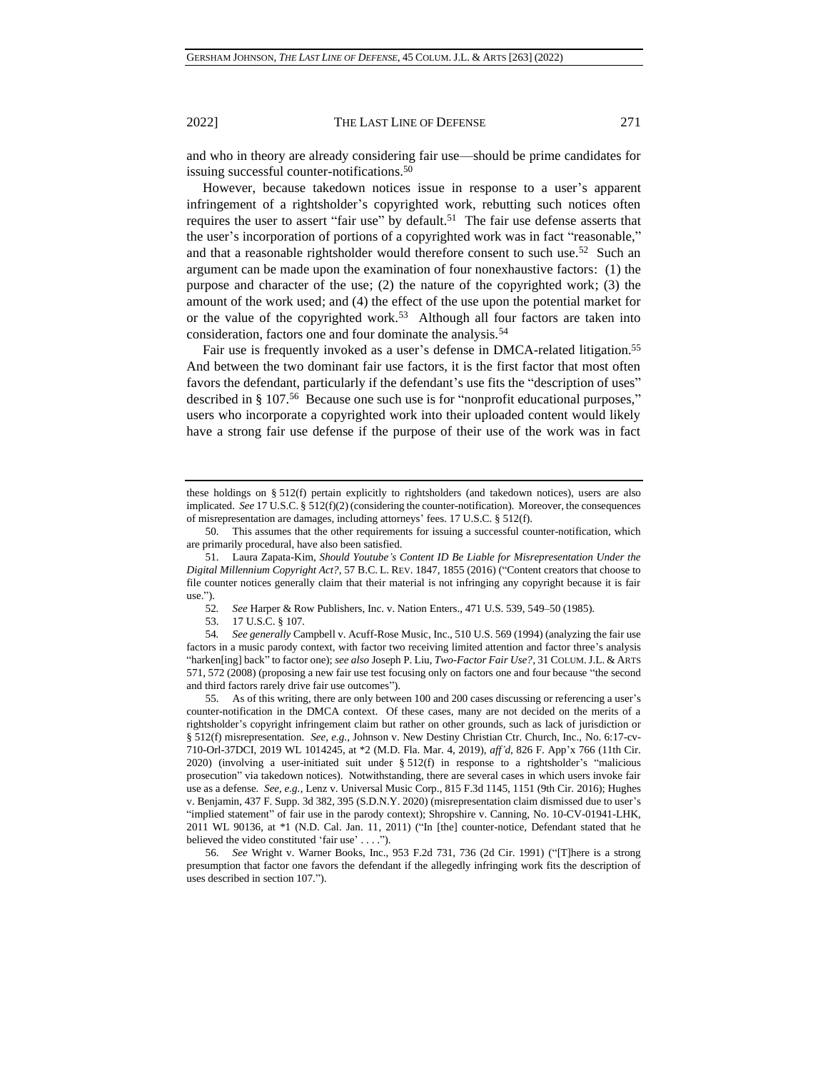and who in theory are already considering fair use—should be prime candidates for issuing successful counter-notifications.[50]

However, because takedown notices issue in response to a user's apparent infringement of a rightsholder's copyrighted work, rebutting such notices often requires the user to assert "fair use" by default.[51] The fair use defense asserts that the user's incorporation of portions of a copyrighted work was in fact "reasonable," and that a reasonable rightsholder would therefore consent to such use.[52] Such an argument can be made upon the examination of four nonexhaustive factors: (1) the purpose and character of the use; (2) the nature of the copyrighted work; (3) the amount of the work used; and (4) the effect of the use upon the potential market for or the value of the copyrighted work.[53] Although all four factors are taken into consideration, factors one and four dominate the analysis.[54]

Fair use is frequently invoked as a user's defense in DMCA-related litigation.[55] And between the two dominant fair use factors, it is the first factor that most often favors the defendant, particularly if the defendant's use fits the "description of uses" described in § 107.[56] Because one such use is for "nonprofit educational purposes," users who incorporate a copyrighted work into their uploaded content would likely have a strong fair use defense if the purpose of their use of the work was in fact

---

these holdings on § 512(f) pertain explicitly to rightsholders (and takedown notices), users are also implicated. *See* 17 U.S.C. § 512(f)(2) (considering the counter-notification). Moreover, the consequences of misrepresentation are damages, including attorneys' fees. 17 U.S.C. § 512(f).

50. This assumes that the other requirements for issuing a successful counter-notification, which are primarily procedural, have also been satisfied.

51. Laura Zapata-Kim, *Should Youtube's Content ID Be Liable for Misrepresentation Under the Digital Millennium Copyright Act?*, 57 B.C. L. REV. 1847, 1855 (2016) ("Content creators that choose to file counter notices generally claim that their material is not infringing any copyright because it is fair use.").

52. *See* Harper & Row Publishers, Inc. v. Nation Enters., 471 U.S. 539, 549–50 (1985).

53. 17 U.S.C. § 107.

54. *See generally* Campbell v. Acuff-Rose Music, Inc., 510 U.S. 569 (1994) (analyzing the fair use factors in a music parody context, with factor two receiving limited attention and factor three's analysis "harken[ing] back" to factor one); *see also* Joseph P. Liu, *Two-Factor Fair Use?*, 31 COLUM. J.L. & ARTS 571, 572 (2008) (proposing a new fair use test focusing only on factors one and four because "the second and third factors rarely drive fair use outcomes").

55. As of this writing, there are only between 100 and 200 cases discussing or referencing a user's counter-notification in the DMCA context. Of these cases, many are not decided on the merits of a rightsholder's copyright infringement claim but rather on other grounds, such as lack of jurisdiction or § 512(f) misrepresentation. *See, e.g.*, Johnson v. New Destiny Christian Ctr. Church, Inc., No. 6:17-cv-710-Orl-37DCI, 2019 WL 1014245, at \*2 (M.D. Fla. Mar. 4, 2019), *aff'd*, 826 F. App'x 766 (11th Cir. 2020) (involving a user-initiated suit under § 512(f) in response to a rightsholder's "malicious prosecution" via takedown notices). Notwithstanding, there are several cases in which users invoke fair use as a defense. *See, e.g.*, Lenz v. Universal Music Corp., 815 F.3d 1145, 1151 (9th Cir. 2016); Hughes v. Benjamin, 437 F. Supp. 3d 382, 395 (S.D.N.Y. 2020) (misrepresentation claim dismissed due to user's "implied statement" of fair use in the parody context); Shropshire v. Canning, No. 10-CV-01941-LHK, 2011 WL 90136, at \*1 (N.D. Cal. Jan. 11, 2011) ("In [the] counter-notice, Defendant stated that he believed the video constituted 'fair use' . . . .").

56. *See* Wright v. Warner Books, Inc., 953 F.2d 731, 736 (2d Cir. 1991) ("[T]here is a strong presumption that factor one favors the defendant if the allegedly infringing work fits the description of uses described in section 107.").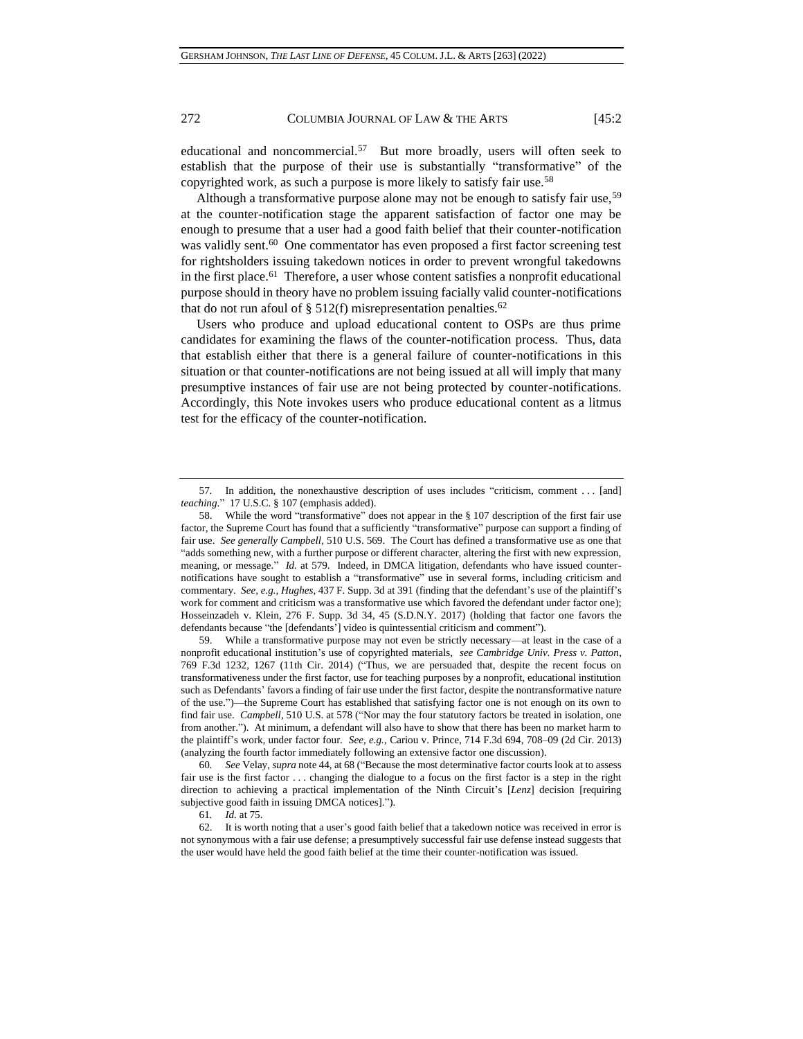educational and noncommercial.[57] But more broadly, users will often seek to establish that the purpose of their use is substantially "transformative" of the copyrighted work, as such a purpose is more likely to satisfy fair use.[58]

Although a transformative purpose alone may not be enough to satisfy fair use,[59] at the counter-notification stage the apparent satisfaction of factor one may be enough to presume that a user had a good faith belief that their counter-notification was validly sent.[60] One commentator has even proposed a first factor screening test for rightsholders issuing takedown notices in order to prevent wrongful takedowns in the first place.[61] Therefore, a user whose content satisfies a nonprofit educational purpose should in theory have no problem issuing facially valid counter-notifications that do not run afoul of § 512(f) misrepresentation penalties.[62]

Users who produce and upload educational content to OSPs are thus prime candidates for examining the flaws of the counter-notification process. Thus, data that establish either that there is a general failure of counter-notifications in this situation or that counter-notifications are not being issued at all will imply that many presumptive instances of fair use are not being protected by counter-notifications. Accordingly, this Note invokes users who produce educational content as a litmus test for the efficacy of the counter-notification.

---

57. In addition, the nonexhaustive description of uses includes "criticism, comment . . . [and] *teaching*." 17 U.S.C. § 107 (emphasis added).

58. While the word "transformative" does not appear in the § 107 description of the first fair use factor, the Supreme Court has found that a sufficiently "transformative" purpose can support a finding of fair use. *See generally Campbell*, 510 U.S. 569. The Court has defined a transformative use as one that "adds something new, with a further purpose or different character, altering the first with new expression, meaning, or message." *Id.* at 579. Indeed, in DMCA litigation, defendants who have issued counter-notifications have sought to establish a "transformative" use in several forms, including criticism and commentary. *See, e.g.*, *Hughes*, 437 F. Supp. 3d at 391 (finding that the defendant's use of the plaintiff's work for comment and criticism was a transformative use which favored the defendant under factor one); Hosseinzadeh v. Klein, 276 F. Supp. 3d 34, 45 (S.D.N.Y. 2017) (holding that factor one favors the defendants because "the [defendants'] video is quintessential criticism and comment").

59. While a transformative purpose may not even be strictly necessary—at least in the case of a nonprofit educational institution's use of copyrighted materials, *see Cambridge Univ. Press v. Patton*, 769 F.3d 1232, 1267 (11th Cir. 2014) ("Thus, we are persuaded that, despite the recent focus on transformativeness under the first factor, use for teaching purposes by a nonprofit, educational institution such as Defendants' favors a finding of fair use under the first factor, despite the nontransformative nature of the use.")—the Supreme Court has established that satisfying factor one is not enough on its own to find fair use. *Campbell*, 510 U.S. at 578 ("Nor may the four statutory factors be treated in isolation, one from another."). At minimum, a defendant will also have to show that there has been no market harm to the plaintiff's work, under factor four. *See, e.g.*, Cariou v. Prince, 714 F.3d 694, 708–09 (2d Cir. 2013) (analyzing the fourth factor immediately following an extensive factor one discussion).

60. *See* Velay, *supra* note 44, at 68 ("Because the most determinative factor courts look at to assess fair use is the first factor . . . changing the dialogue to a focus on the first factor is a step in the right direction to achieving a practical implementation of the Ninth Circuit's [*Lenz*] decision [requiring subjective good faith in issuing DMCA notices].").

61. *Id.* at 75.

62. It is worth noting that a user's good faith belief that a takedown notice was received in error is not synonymous with a fair use defense; a presumptively successful fair use defense instead suggests that the user would have held the good faith belief at the time their counter-notification was issued.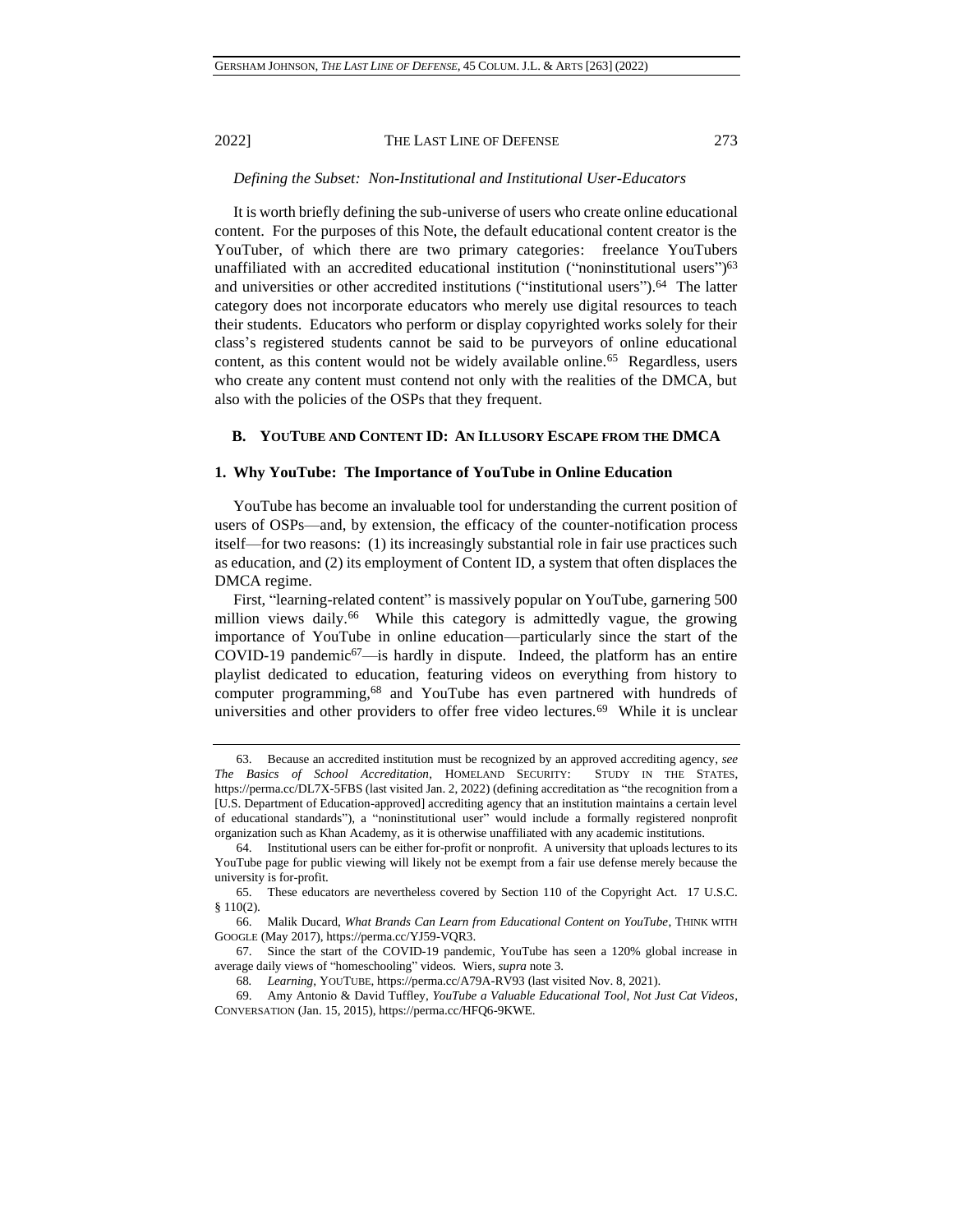*Defining the Subset: Non-Institutional and Institutional User-Educators*

It is worth briefly defining the sub-universe of users who create online educational content. For the purposes of this Note, the default educational content creator is the YouTuber, of which there are two primary categories: freelance YouTubers unaffiliated with an accredited educational institution ("noninstitutional users")[63] and universities or other accredited institutions ("institutional users").[64] The latter category does not incorporate educators who merely use digital resources to teach their students. Educators who perform or display copyrighted works solely for their class's registered students cannot be said to be purveyors of online educational content, as this content would not be widely available online.[65] Regardless, users who create any content must contend not only with the realities of the DMCA, but also with the policies of the OSPs that they frequent.

### B. YouTube and Content ID: An Illusory Escape from the DMCA

#### 1. Why YouTube: The Importance of YouTube in Online Education

YouTube has become an invaluable tool for understanding the current position of users of OSPs—and, by extension, the efficacy of the counter-notification process itself—for two reasons: (1) its increasingly substantial role in fair use practices such as education, and (2) its employment of Content ID, a system that often displaces the DMCA regime.

First, "learning-related content" is massively popular on YouTube, garnering 500 million views daily.[66] While this category is admittedly vague, the growing importance of YouTube in online education—particularly since the start of the COVID-19 pandemic[67]—is hardly in dispute. Indeed, the platform has an entire playlist dedicated to education, featuring videos on everything from history to computer programming,[68] and YouTube has even partnered with hundreds of universities and other providers to offer free video lectures.[69] While it is unclear

---

63. Because an accredited institution must be recognized by an approved accrediting agency, *see The Basics of School Accreditation*, HOMELAND SECURITY: STUDY IN THE STATES, https://perma.cc/DL7X-5FBS (last visited Jan. 2, 2022) (defining accreditation as "the recognition from a [U.S. Department of Education-approved] accrediting agency that an institution maintains a certain level of educational standards"), a "noninstitutional user" would include a formally registered nonprofit organization such as Khan Academy, as it is otherwise unaffiliated with any academic institutions.

64. Institutional users can be either for-profit or nonprofit. A university that uploads lectures to its YouTube page for public viewing will likely not be exempt from a fair use defense merely because the university is for-profit.

65. These educators are nevertheless covered by Section 110 of the Copyright Act. 17 U.S.C. § 110(2).

66. Malik Ducard, *What Brands Can Learn from Educational Content on YouTube*, THINK WITH GOOGLE (May 2017), https://perma.cc/YJ59-VQR3.

67. Since the start of the COVID-19 pandemic, YouTube has seen a 120% global increase in average daily views of "homeschooling" videos. Wiers, *supra* note 3.

68. *Learning*, YOUTUBE, https://perma.cc/A79A-RV93 (last visited Nov. 8, 2021).

69. Amy Antonio & David Tuffley, *YouTube a Valuable Educational Tool, Not Just Cat Videos*, CONVERSATION (Jan. 15, 2015), https://perma.cc/HFQ6-9KWE.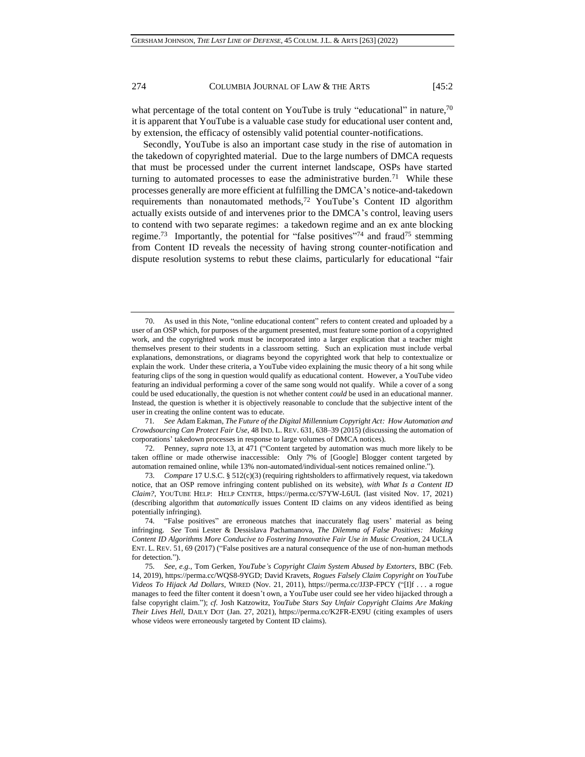what percentage of the total content on YouTube is truly "educational" in nature,[70] it is apparent that YouTube is a valuable case study for educational user content and, by extension, the efficacy of ostensibly valid potential counter-notifications.

Secondly, YouTube is also an important case study in the rise of automation in the takedown of copyrighted material. Due to the large numbers of DMCA requests that must be processed under the current internet landscape, OSPs have started turning to automated processes to ease the administrative burden.[71] While these processes generally are more efficient at fulfilling the DMCA's notice-and-takedown requirements than nonautomated methods,[72] YouTube's Content ID algorithm actually exists outside of and intervenes prior to the DMCA's control, leaving users to contend with two separate regimes: a takedown regime and an ex ante blocking regime.[73] Importantly, the potential for "false positives"[74] and fraud[75] stemming from Content ID reveals the necessity of having strong counter-notification and dispute resolution systems to rebut these claims, particularly for educational "fair

---

70. As used in this Note, "online educational content" refers to content created and uploaded by a user of an OSP which, for purposes of the argument presented, must feature some portion of a copyrighted work, and the copyrighted work must be incorporated into a larger explication that a teacher might themselves present to their students in a classroom setting. Such an explication must include verbal explanations, demonstrations, or diagrams beyond the copyrighted work that help to contextualize or explain the work. Under these criteria, a YouTube video explaining the music theory of a hit song while featuring clips of the song in question would qualify as educational content. However, a YouTube video featuring an individual performing a cover of the same song would not qualify. While a cover of a song could be used educationally, the question is not whether content *could* be used in an educational manner. Instead, the question is whether it is objectively reasonable to conclude that the subjective intent of the user in creating the online content was to educate.

71. *See* Adam Eakman, *The Future of the Digital Millennium Copyright Act: How Automation and Crowdsourcing Can Protect Fair Use*, 48 IND. L. REV. 631, 638–39 (2015) (discussing the automation of corporations' takedown processes in response to large volumes of DMCA notices).

72. Penney, *supra* note 13, at 471 ("Content targeted by automation was much more likely to be taken offline or made otherwise inaccessible: Only 7% of [Google] Blogger content targeted by automation remained online, while 13% non-automated/individual-sent notices remained online.").

73. *Compare* 17 U.S.C. § 512(c)(3) (requiring rightsholders to affirmatively request, via takedown notice, that an OSP remove infringing content published on its website), *with What Is a Content ID Claim?*, YOUTUBE HELP: HELP CENTER, https://perma.cc/S7YW-L6UL (last visited Nov. 17, 2021) (describing algorithm that *automatically* issues Content ID claims on any videos identified as being potentially infringing).

74. "False positives" are erroneous matches that inaccurately flag users' material as being infringing. *See* Toni Lester & Dessislava Pachamanova, *The Dilemma of False Positives: Making Content ID Algorithms More Conducive to Fostering Innovative Fair Use in Music Creation*, 24 UCLA ENT. L. REV. 51, 69 (2017) ("False positives are a natural consequence of the use of non-human methods for detection.").

75. *See, e.g.*, Tom Gerken, *YouTube's Copyright Claim System Abused by Extorters*, BBC (Feb. 14, 2019), https://perma.cc/WQS8-9YGD; David Kravets, *Rogues Falsely Claim Copyright on YouTube Videos To Hijack Ad Dollars*, WIRED (Nov. 21, 2011), https://perma.cc/JJ3P-FPCY ("[I]f . . . a rogue manages to feed the filter content it doesn't own, a YouTube user could see her video hijacked through a false copyright claim."); *cf.* Josh Katzowitz, *YouTube Stars Say Unfair Copyright Claims Are Making Their Lives Hell*, DAILY DOT (Jan. 27, 2021), https://perma.cc/K2FR-EX9U (citing examples of users whose videos were erroneously targeted by Content ID claims).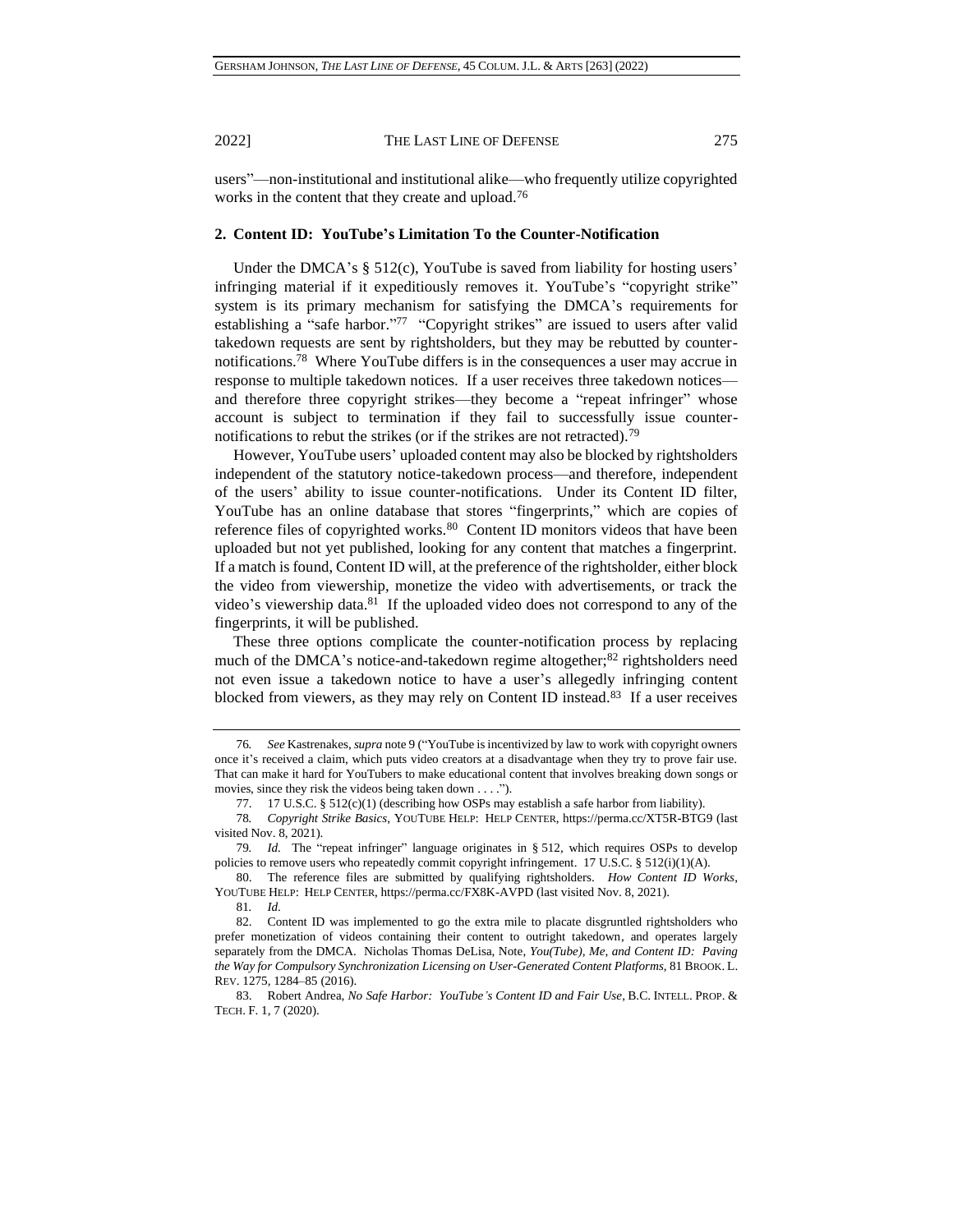users"—non-institutional and institutional alike—who frequently utilize copyrighted works in the content that they create and upload.[76]

### 2. Content ID: YouTube's Limitation To the Counter-Notification

Under the DMCA's § 512(c), YouTube is saved from liability for hosting users' infringing material if it expeditiously removes it. YouTube's "copyright strike" system is its primary mechanism for satisfying the DMCA's requirements for establishing a "safe harbor."[77] "Copyright strikes" are issued to users after valid takedown requests are sent by rightsholders, but they may be rebutted by counter-notifications.[78] Where YouTube differs is in the consequences a user may accrue in response to multiple takedown notices. If a user receives three takedown notices—and therefore three copyright strikes—they become a "repeat infringer" whose account is subject to termination if they fail to successfully issue counter-notifications to rebut the strikes (or if the strikes are not retracted).[79]

However, YouTube users' uploaded content may also be blocked by rightsholders independent of the statutory notice-takedown process—and therefore, independent of the users' ability to issue counter-notifications. Under its Content ID filter, YouTube has an online database that stores "fingerprints," which are copies of reference files of copyrighted works.[80] Content ID monitors videos that have been uploaded but not yet published, looking for any content that matches a fingerprint. If a match is found, Content ID will, at the preference of the rightsholder, either block the video from viewership, monetize the video with advertisements, or track the video's viewership data.[81] If the uploaded video does not correspond to any of the fingerprints, it will be published.

These three options complicate the counter-notification process by replacing much of the DMCA's notice-and-takedown regime altogether;[82] rightsholders need not even issue a takedown notice to have a user's allegedly infringing content blocked from viewers, as they may rely on Content ID instead.[83] If a user receives

---

76. *See* Kastrenakes, *supra* note 9 ("YouTube is incentivized by law to work with copyright owners once it's received a claim, which puts video creators at a disadvantage when they try to prove fair use. That can make it hard for YouTubers to make educational content that involves breaking down songs or movies, since they risk the videos being taken down . . . .").

77. 17 U.S.C. § 512(c)(1) (describing how OSPs may establish a safe harbor from liability).

78. *Copyright Strike Basics*, YOUTUBE HELP: HELP CENTER, https://perma.cc/XT5R-BTG9 (last visited Nov. 8, 2021).

79. *Id.* The "repeat infringer" language originates in § 512, which requires OSPs to develop policies to remove users who repeatedly commit copyright infringement. 17 U.S.C. § 512(i)(1)(A).

80. The reference files are submitted by qualifying rightsholders. *How Content ID Works*, YOUTUBE HELP: HELP CENTER, https://perma.cc/FX8K-AVPD (last visited Nov. 8, 2021).

81. *Id.*

82. Content ID was implemented to go the extra mile to placate disgruntled rightsholders who prefer monetization of videos containing their content to outright takedown, and operates largely separately from the DMCA. Nicholas Thomas DeLisa, Note, *You(Tube), Me, and Content ID: Paving the Way for Compulsory Synchronization Licensing on User-Generated Content Platforms*, 81 BROOK. L. REV. 1275, 1284–85 (2016).

83. Robert Andrea, *No Safe Harbor: YouTube's Content ID and Fair Use*, B.C. INTELL. PROP. & TECH. F. 1, 7 (2020).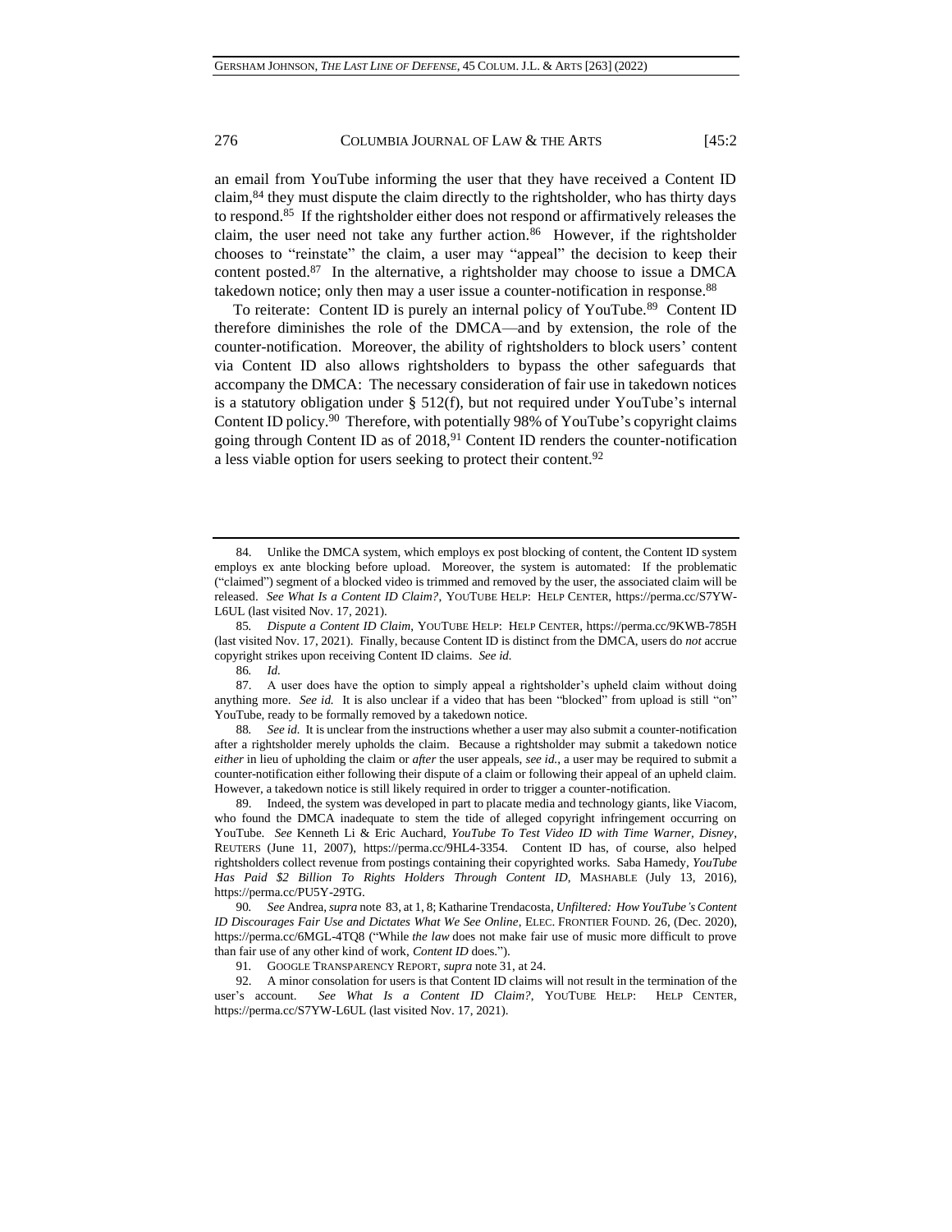an email from YouTube informing the user that they have received a Content ID claim,[84] they must dispute the claim directly to the rightsholder, who has thirty days to respond.[85] If the rightsholder either does not respond or affirmatively releases the claim, the user need not take any further action.[86] However, if the rightsholder chooses to "reinstate" the claim, a user may "appeal" the decision to keep their content posted.[87] In the alternative, a rightsholder may choose to issue a DMCA takedown notice; only then may a user issue a counter-notification in response.[88]

To reiterate: Content ID is purely an internal policy of YouTube.[89] Content ID therefore diminishes the role of the DMCA—and by extension, the role of the counter-notification. Moreover, the ability of rightsholders to block users' content via Content ID also allows rightsholders to bypass the other safeguards that accompany the DMCA: The necessary consideration of fair use in takedown notices is a statutory obligation under § 512(f), but not required under YouTube's internal Content ID policy.[90] Therefore, with potentially 98% of YouTube's copyright claims going through Content ID as of 2018,[91] Content ID renders the counter-notification a less viable option for users seeking to protect their content.[92]

---

84. Unlike the DMCA system, which employs ex post blocking of content, the Content ID system employs ex ante blocking before upload. Moreover, the system is automated: If the problematic ("claimed") segment of a blocked video is trimmed and removed by the user, the associated claim will be released. *See What Is a Content ID Claim?*, YOUTUBE HELP: HELP CENTER, https://perma.cc/S7YW-L6UL (last visited Nov. 17, 2021).

85. *Dispute a Content ID Claim*, YOUTUBE HELP: HELP CENTER, https://perma.cc/9KWB-785H (last visited Nov. 17, 2021). Finally, because Content ID is distinct from the DMCA, users do *not* accrue copyright strikes upon receiving Content ID claims. *See id.*

86. *Id.*

87. A user does have the option to simply appeal a rightsholder's upheld claim without doing anything more. *See id.* It is also unclear if a video that has been "blocked" from upload is still "on" YouTube, ready to be formally removed by a takedown notice.

88. *See id.* It is unclear from the instructions whether a user may also submit a counter-notification after a rightsholder merely upholds the claim. Because a rightsholder may submit a takedown notice *either* in lieu of upholding the claim or *after* the user appeals, *see id.*, a user may be required to submit a counter-notification either following their dispute of a claim or following their appeal of an upheld claim. However, a takedown notice is still likely required in order to trigger a counter-notification.

89. Indeed, the system was developed in part to placate media and technology giants, like Viacom, who found the DMCA inadequate to stem the tide of alleged copyright infringement occurring on YouTube. *See* Kenneth Li & Eric Auchard, *YouTube To Test Video ID with Time Warner, Disney*, REUTERS (June 11, 2007), https://perma.cc/9HL4-3354. Content ID has, of course, also helped rightsholders collect revenue from postings containing their copyrighted works. Saba Hamedy, *YouTube Has Paid $2 Billion To Rights Holders Through Content ID*, MASHABLE (July 13, 2016), https://perma.cc/PU5Y-29TG.

90. *See* Andrea, *supra* note 83, at 1, 8; Katharine Trendacosta, *Unfiltered: How YouTube's Content ID Discourages Fair Use and Dictates What We See Online*, ELEC. FRONTIER FOUND. 26, (Dec. 2020), https://perma.cc/6MGL-4TQ8 ("While *the law* does not make fair use of music more difficult to prove than fair use of any other kind of work, *Content ID* does.").

91. GOOGLE TRANSPARENCY REPORT, *supra* note 31, at 24.

92. A minor consolation for users is that Content ID claims will not result in the termination of the user's account. *See What Is a Content ID Claim?*, YOUTUBE HELP: HELP CENTER, https://perma.cc/S7YW-L6UL (last visited Nov. 17, 2021).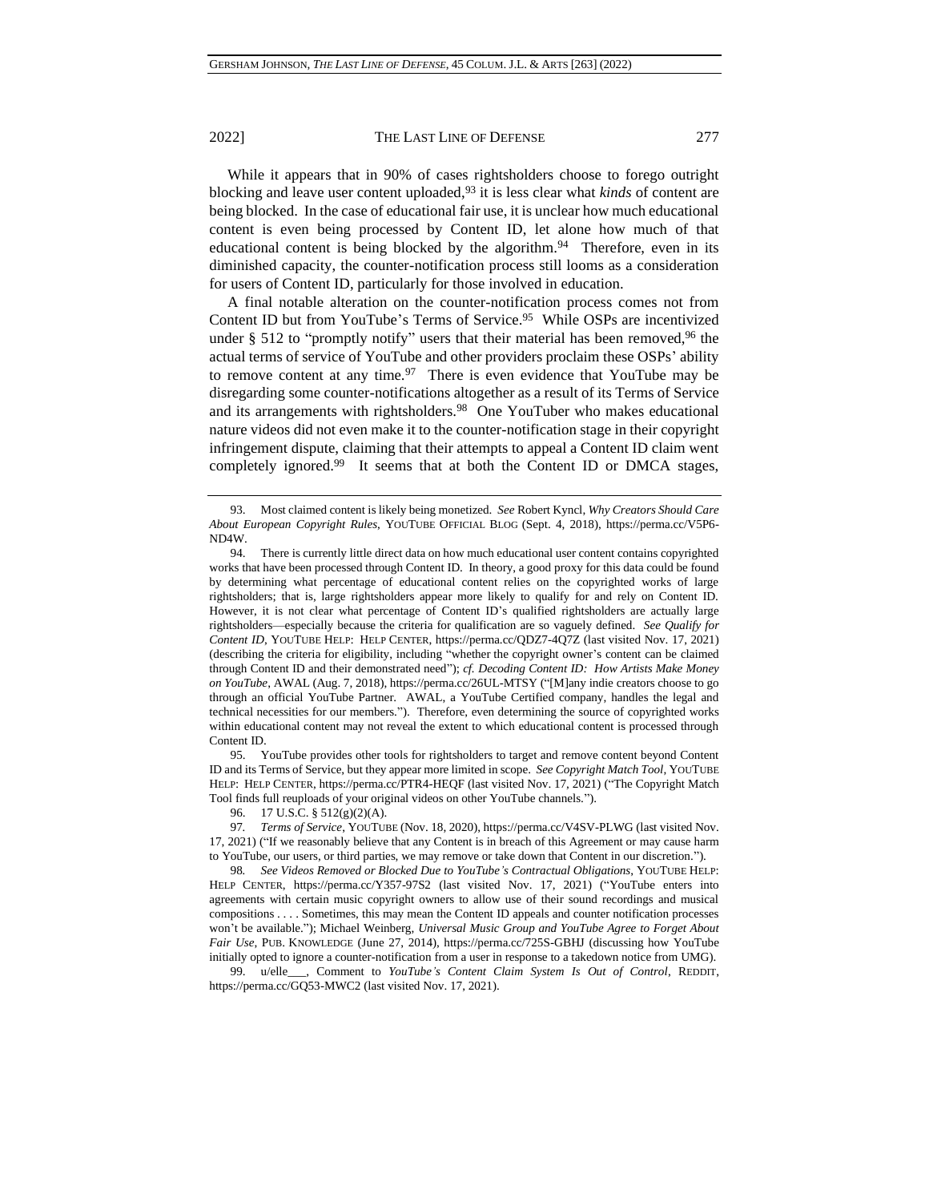While it appears that in 90% of cases rightsholders choose to forego outright blocking and leave user content uploaded,[93] it is less clear what *kinds* of content are being blocked. In the case of educational fair use, it is unclear how much educational content is even being processed by Content ID, let alone how much of that educational content is being blocked by the algorithm.[94] Therefore, even in its diminished capacity, the counter-notification process still looms as a consideration for users of Content ID, particularly for those involved in education.

A final notable alteration on the counter-notification process comes not from Content ID but from YouTube's Terms of Service.[95] While OSPs are incentivized under § 512 to "promptly notify" users that their material has been removed,[96] the actual terms of service of YouTube and other providers proclaim these OSPs' ability to remove content at any time.[97] There is even evidence that YouTube may be disregarding some counter-notifications altogether as a result of its Terms of Service and its arrangements with rightsholders.[98] One YouTuber who makes educational nature videos did not even make it to the counter-notification stage in their copyright infringement dispute, claiming that their attempts to appeal a Content ID claim went completely ignored.[99] It seems that at both the Content ID or DMCA stages,

---

93. Most claimed content is likely being monetized. *See* Robert Kyncl, *Why Creators Should Care About European Copyright Rules*, YOUTUBE OFFICIAL BLOG (Sept. 4, 2018), https://perma.cc/V5P6-ND4W.

94. There is currently little direct data on how much educational user content contains copyrighted works that have been processed through Content ID. In theory, a good proxy for this data could be found by determining what percentage of educational content relies on the copyrighted works of large rightsholders; that is, large rightsholders appear more likely to qualify for and rely on Content ID. However, it is not clear what percentage of Content ID's qualified rightsholders are actually large rightsholders—especially because the criteria for qualification are so vaguely defined. *See Qualify for Content ID*, YOUTUBE HELP: HELP CENTER, https://perma.cc/QDZ7-4Q7Z (last visited Nov. 17, 2021) (describing the criteria for eligibility, including "whether the copyright owner's content can be claimed through Content ID and their demonstrated need"); *cf. Decoding Content ID: How Artists Make Money on YouTube*, AWAL (Aug. 7, 2018), https://perma.cc/26UL-MTSY ("[M]any indie creators choose to go through an official YouTube Partner. AWAL, a YouTube Certified company, handles the legal and technical necessities for our members."). Therefore, even determining the source of copyrighted works within educational content may not reveal the extent to which educational content is processed through Content ID.

95. YouTube provides other tools for rightsholders to target and remove content beyond Content ID and its Terms of Service, but they appear more limited in scope. *See Copyright Match Tool*, YOUTUBE HELP: HELP CENTER, https://perma.cc/PTR4-HEQF (last visited Nov. 17, 2021) ("The Copyright Match Tool finds full reuploads of your original videos on other YouTube channels.").

96. 17 U.S.C. § 512(g)(2)(A).

97. *Terms of Service*, YOUTUBE (Nov. 18, 2020), https://perma.cc/V4SV-PLWG (last visited Nov. 17, 2021) ("If we reasonably believe that any Content is in breach of this Agreement or may cause harm to YouTube, our users, or third parties, we may remove or take down that Content in our discretion.").

98. *See Videos Removed or Blocked Due to YouTube's Contractual Obligations*, YOUTUBE HELP: HELP CENTER, https://perma.cc/Y357-97S2 (last visited Nov. 17, 2021) ("YouTube enters into agreements with certain music copyright owners to allow use of their sound recordings and musical compositions . . . . Sometimes, this may mean the Content ID appeals and counter notification processes won't be available."); Michael Weinberg, *Universal Music Group and YouTube Agree to Forget About Fair Use*, PUB. KNOWLEDGE (June 27, 2014), https://perma.cc/725S-GBHJ (discussing how YouTube initially opted to ignore a counter-notification from a user in response to a takedown notice from UMG).

99. u/elle\_\_\_, Comment to *YouTube's Content Claim System Is Out of Control*, REDDIT, https://perma.cc/GQ53-MWC2 (last visited Nov. 17, 2021).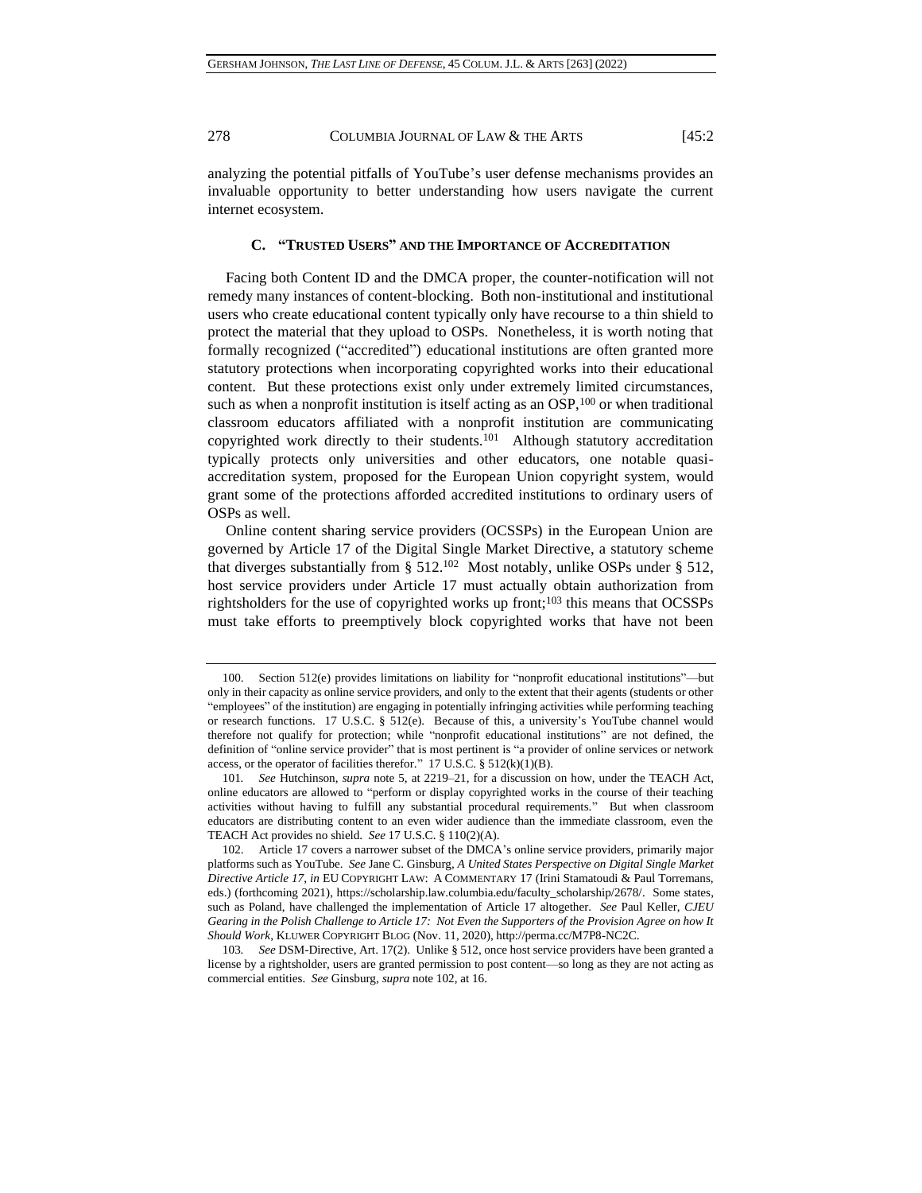analyzing the potential pitfalls of YouTube's user defense mechanisms provides an invaluable opportunity to better understanding how users navigate the current internet ecosystem.

### C. "TRUSTED USERS" AND THE IMPORTANCE OF ACCREDITATION

Facing both Content ID and the DMCA proper, the counter-notification will not remedy many instances of content-blocking. Both non-institutional and institutional users who create educational content typically only have recourse to a thin shield to protect the material that they upload to OSPs. Nonetheless, it is worth noting that formally recognized ("accredited") educational institutions are often granted more statutory protections when incorporating copyrighted works into their educational content. But these protections exist only under extremely limited circumstances, such as when a nonprofit institution is itself acting as an OSP,[100] or when traditional classroom educators affiliated with a nonprofit institution are communicating copyrighted work directly to their students.[101] Although statutory accreditation typically protects only universities and other educators, one notable quasi-accreditation system, proposed for the European Union copyright system, would grant some of the protections afforded accredited institutions to ordinary users of OSPs as well.

Online content sharing service providers (OCSSPs) in the European Union are governed by Article 17 of the Digital Single Market Directive, a statutory scheme that diverges substantially from § 512.[102] Most notably, unlike OSPs under § 512, host service providers under Article 17 must actually obtain authorization from rightsholders for the use of copyrighted works up front;[103] this means that OCSSPs must take efforts to preemptively block copyrighted works that have not been

---

100. Section 512(e) provides limitations on liability for "nonprofit educational institutions"—but only in their capacity as online service providers, and only to the extent that their agents (students or other "employees" of the institution) are engaging in potentially infringing activities while performing teaching or research functions. 17 U.S.C. § 512(e). Because of this, a university's YouTube channel would therefore not qualify for protection; while "nonprofit educational institutions" are not defined, the definition of "online service provider" that is most pertinent is "a provider of online services or network access, or the operator of facilities therefor." 17 U.S.C. § 512(k)(1)(B).

101. *See* Hutchinson, *supra* note 5, at 2219–21, for a discussion on how, under the TEACH Act, online educators are allowed to "perform or display copyrighted works in the course of their teaching activities without having to fulfill any substantial procedural requirements." But when classroom educators are distributing content to an even wider audience than the immediate classroom, even the TEACH Act provides no shield. *See* 17 U.S.C. § 110(2)(A).

102. Article 17 covers a narrower subset of the DMCA's online service providers, primarily major platforms such as YouTube. *See* Jane C. Ginsburg, *A United States Perspective on Digital Single Market Directive Article 17*, *in* EU COPYRIGHT LAW: A COMMENTARY 17 (Irini Stamatoudi & Paul Torremans, eds.) (forthcoming 2021), https://scholarship.law.columbia.edu/faculty_scholarship/2678/. Some states, such as Poland, have challenged the implementation of Article 17 altogether. *See* Paul Keller, *CJEU Gearing in the Polish Challenge to Article 17: Not Even the Supporters of the Provision Agree on how It Should Work*, KLUWER COPYRIGHT BLOG (Nov. 11, 2020), http://perma.cc/M7P8-NC2C.

103. *See* DSM-Directive, Art. 17(2). Unlike § 512, once host service providers have been granted a license by a rightsholder, users are granted permission to post content—so long as they are not acting as commercial entities. *See* Ginsburg, *supra* note 102, at 16.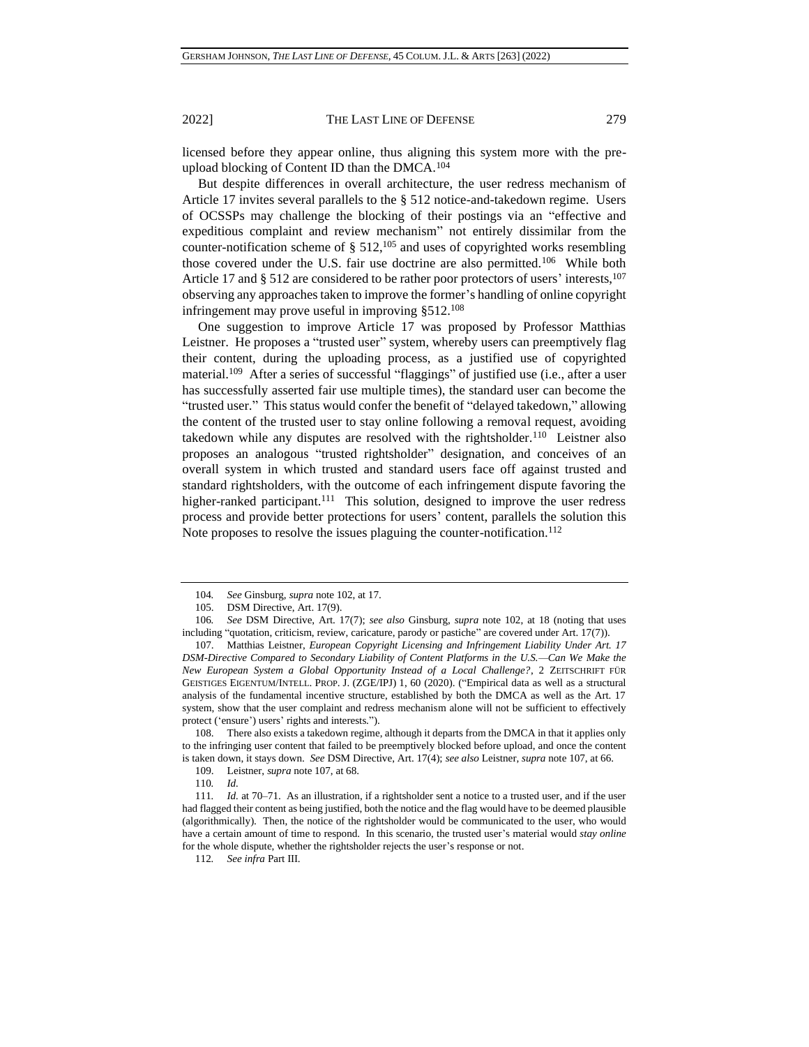licensed before they appear online, thus aligning this system more with the pre-upload blocking of Content ID than the DMCA.[104]

But despite differences in overall architecture, the user redress mechanism of Article 17 invites several parallels to the § 512 notice-and-takedown regime. Users of OCSSPs may challenge the blocking of their postings via an "effective and expeditious complaint and review mechanism" not entirely dissimilar from the counter-notification scheme of § 512,[105] and uses of copyrighted works resembling those covered under the U.S. fair use doctrine are also permitted.[106] While both Article 17 and § 512 are considered to be rather poor protectors of users' interests,[107] observing any approaches taken to improve the former's handling of online copyright infringement may prove useful in improving §512.[108]

One suggestion to improve Article 17 was proposed by Professor Matthias Leistner. He proposes a "trusted user" system, whereby users can preemptively flag their content, during the uploading process, as a justified use of copyrighted material.[109] After a series of successful "flaggings" of justified use (i.e., after a user has successfully asserted fair use multiple times), the standard user can become the "trusted user." This status would confer the benefit of "delayed takedown," allowing the content of the trusted user to stay online following a removal request, avoiding takedown while any disputes are resolved with the rightsholder.[110] Leistner also proposes an analogous "trusted rightsholder" designation, and conceives of an overall system in which trusted and standard users face off against trusted and standard rightsholders, with the outcome of each infringement dispute favoring the higher-ranked participant.[111] This solution, designed to improve the user redress process and provide better protections for users' content, parallels the solution this Note proposes to resolve the issues plaguing the counter-notification.[112]

---

104. *See* Ginsburg, *supra* note 102, at 17.

105. DSM Directive, Art. 17(9).

106. *See* DSM Directive, Art. 17(7); *see also* Ginsburg, *supra* note 102, at 18 (noting that uses including "quotation, criticism, review, caricature, parody or pastiche" are covered under Art. 17(7)).

107. Matthias Leistner, *European Copyright Licensing and Infringement Liability Under Art. 17 DSM-Directive Compared to Secondary Liability of Content Platforms in the U.S.—Can We Make the New European System a Global Opportunity Instead of a Local Challenge?*, 2 ZEITSCHRIFT FÜR GEISTIGES EIGENTUM/INTELL. PROP. J. (ZGE/IPJ) 1, 60 (2020). ("Empirical data as well as a structural analysis of the fundamental incentive structure, established by both the DMCA as well as the Art. 17 system, show that the user complaint and redress mechanism alone will not be sufficient to effectively protect ('ensure') users' rights and interests.").

108. There also exists a takedown regime, although it departs from the DMCA in that it applies only to the infringing user content that failed to be preemptively blocked before upload, and once the content is taken down, it stays down. *See* DSM Directive, Art. 17(4); *see also* Leistner, *supra* note 107, at 66.

109. Leistner, *supra* note 107, at 68.

110. *Id.*

111. *Id.* at 70–71. As an illustration, if a rightsholder sent a notice to a trusted user, and if the user had flagged their content as being justified, both the notice and the flag would have to be deemed plausible (algorithmically). Then, the notice of the rightsholder would be communicated to the user, who would have a certain amount of time to respond. In this scenario, the trusted user's material would *stay online* for the whole dispute, whether the rightsholder rejects the user's response or not.

112. *See infra* Part III.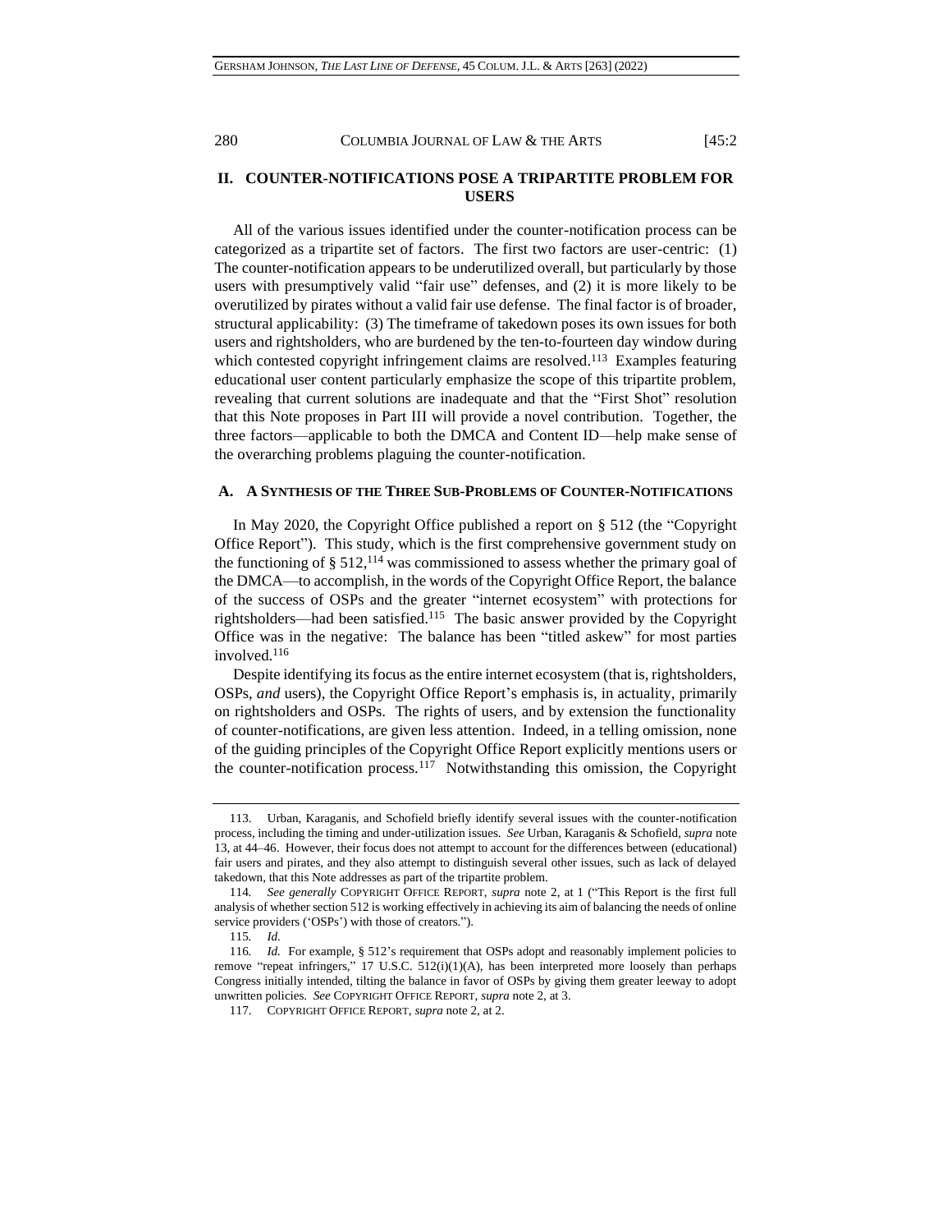## II. COUNTER-NOTIFICATIONS POSE A TRIPARTITE PROBLEM FOR USERS

All of the various issues identified under the counter-notification process can be categorized as a tripartite set of factors. The first two factors are user-centric: (1) The counter-notification appears to be underutilized overall, but particularly by those users with presumptively valid "fair use" defenses, and (2) it is more likely to be overutilized by pirates without a valid fair use defense. The final factor is of broader, structural applicability: (3) The timeframe of takedown poses its own issues for both users and rightsholders, who are burdened by the ten-to-fourteen day window during which contested copyright infringement claims are resolved.[113] Examples featuring educational user content particularly emphasize the scope of this tripartite problem, revealing that current solutions are inadequate and that the "First Shot" resolution that this Note proposes in Part III will provide a novel contribution. Together, the three factors—applicable to both the DMCA and Content ID—help make sense of the overarching problems plaguing the counter-notification.

### A. A Synthesis of the Three Sub-Problems of Counter-Notifications

In May 2020, the Copyright Office published a report on § 512 (the "Copyright Office Report"). This study, which is the first comprehensive government study on the functioning of § 512,[114] was commissioned to assess whether the primary goal of the DMCA—to accomplish, in the words of the Copyright Office Report, the balance of the success of OSPs and the greater "internet ecosystem" with protections for rightsholders—had been satisfied.[115] The basic answer provided by the Copyright Office was in the negative: The balance has been "titled askew" for most parties involved.[116]

Despite identifying its focus as the entire internet ecosystem (that is, rightsholders, OSPs, *and* users), the Copyright Office Report's emphasis is, in actuality, primarily on rightsholders and OSPs. The rights of users, and by extension the functionality of counter-notifications, are given less attention. Indeed, in a telling omission, none of the guiding principles of the Copyright Office Report explicitly mentions users or the counter-notification process.[117] Notwithstanding this omission, the Copyright

---

113. Urban, Karaganis, and Schofield briefly identify several issues with the counter-notification process, including the timing and under-utilization issues. *See* Urban, Karaganis & Schofield, *supra* note 13, at 44–46. However, their focus does not attempt to account for the differences between (educational) fair users and pirates, and they also attempt to distinguish several other issues, such as lack of delayed takedown, that this Note addresses as part of the tripartite problem.

114. *See generally* COPYRIGHT OFFICE REPORT, *supra* note 2, at 1 ("This Report is the first full analysis of whether section 512 is working effectively in achieving its aim of balancing the needs of online service providers ('OSPs') with those of creators.").

115. *Id.*

116. *Id.* For example, § 512's requirement that OSPs adopt and reasonably implement policies to remove "repeat infringers," 17 U.S.C. 512(i)(1)(A), has been interpreted more loosely than perhaps Congress initially intended, tilting the balance in favor of OSPs by giving them greater leeway to adopt unwritten policies. *See* COPYRIGHT OFFICE REPORT, *supra* note 2, at 3.

117. COPYRIGHT OFFICE REPORT, *supra* note 2, at 2.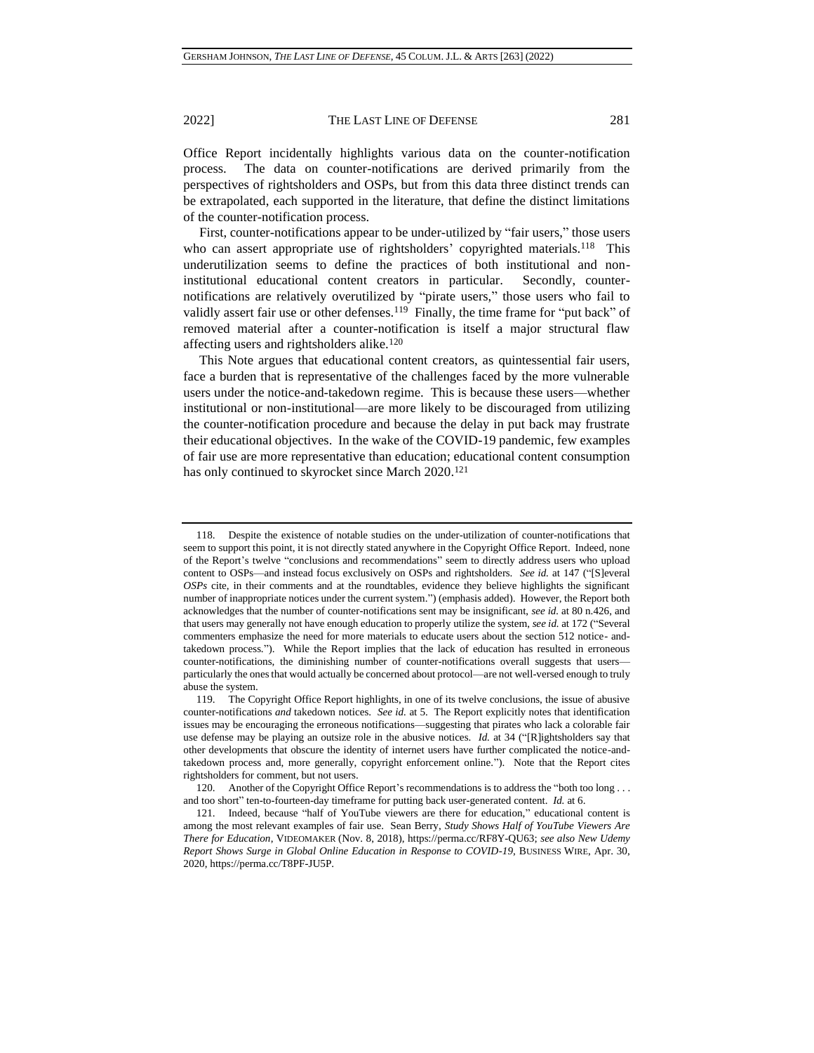Office Report incidentally highlights various data on the counter-notification process. The data on counter-notifications are derived primarily from the perspectives of rightsholders and OSPs, but from this data three distinct trends can be extrapolated, each supported in the literature, that define the distinct limitations of the counter-notification process.

First, counter-notifications appear to be under-utilized by "fair users," those users who can assert appropriate use of rightsholders' copyrighted materials.[118] This underutilization seems to define the practices of both institutional and non-institutional educational content creators in particular. Secondly, counter-notifications are relatively overutilized by "pirate users," those users who fail to validly assert fair use or other defenses.[119] Finally, the time frame for "put back" of removed material after a counter-notification is itself a major structural flaw affecting users and rightsholders alike.[120]

This Note argues that educational content creators, as quintessential fair users, face a burden that is representative of the challenges faced by the more vulnerable users under the notice-and-takedown regime. This is because these users—whether institutional or non-institutional—are more likely to be discouraged from utilizing the counter-notification procedure and because the delay in put back may frustrate their educational objectives. In the wake of the COVID-19 pandemic, few examples of fair use are more representative than education; educational content consumption has only continued to skyrocket since March 2020.[121]

---

118. Despite the existence of notable studies on the under-utilization of counter-notifications that seem to support this point, it is not directly stated anywhere in the Copyright Office Report. Indeed, none of the Report's twelve "conclusions and recommendations" seem to directly address users who upload content to OSPs—and instead focus exclusively on OSPs and rightsholders. *See id.* at 147 ("[S]everal *OSPs* cite, in their comments and at the roundtables, evidence they believe highlights the significant number of inappropriate notices under the current system.") (emphasis added). However, the Report both acknowledges that the number of counter-notifications sent may be insignificant, *see id.* at 80 n.426, and that users may generally not have enough education to properly utilize the system, *see id.* at 172 ("Several commenters emphasize the need for more materials to educate users about the section 512 notice- and-takedown process."). While the Report implies that the lack of education has resulted in erroneous counter-notifications, the diminishing number of counter-notifications overall suggests that users—particularly the ones that would actually be concerned about protocol—are not well-versed enough to truly abuse the system.

119. The Copyright Office Report highlights, in one of its twelve conclusions, the issue of abusive counter-notifications *and* takedown notices. *See id.* at 5. The Report explicitly notes that identification issues may be encouraging the erroneous notifications—suggesting that pirates who lack a colorable fair use defense may be playing an outsize role in the abusive notices. *Id.* at 34 ("[R]ightsholders say that other developments that obscure the identity of internet users have further complicated the notice-and-takedown process and, more generally, copyright enforcement online."). Note that the Report cites rightsholders for comment, but not users.

120. Another of the Copyright Office Report's recommendations is to address the "both too long . . . and too short" ten-to-fourteen-day timeframe for putting back user-generated content. *Id.* at 6.

121. Indeed, because "half of YouTube viewers are there for education," educational content is among the most relevant examples of fair use. Sean Berry, *Study Shows Half of YouTube Viewers Are There for Education*, VIDEOMAKER (Nov. 8, 2018), https://perma.cc/RF8Y-QU63; *see also New Udemy Report Shows Surge in Global Online Education in Response to COVID-19*, BUSINESS WIRE, Apr. 30, 2020, https://perma.cc/T8PF-JU5P.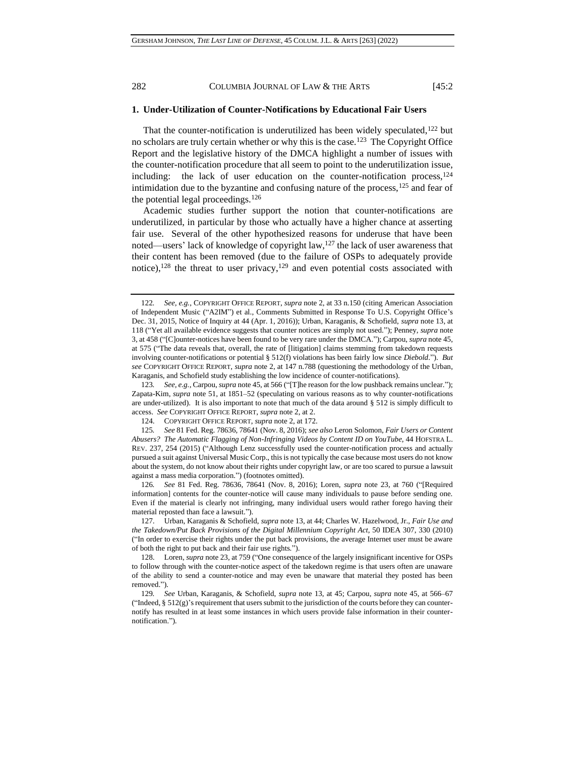### 1. Under-Utilization of Counter-Notifications by Educational Fair Users

That the counter-notification is underutilized has been widely speculated,[122] but no scholars are truly certain whether or why this is the case.[123] The Copyright Office Report and the legislative history of the DMCA highlight a number of issues with the counter-notification procedure that all seem to point to the underutilization issue, including: the lack of user education on the counter-notification process,[124] intimidation due to the byzantine and confusing nature of the process,[125] and fear of the potential legal proceedings.[126]

Academic studies further support the notion that counter-notifications are underutilized, in particular by those who actually have a higher chance at asserting fair use. Several of the other hypothesized reasons for underuse that have been noted—users' lack of knowledge of copyright law,[127] the lack of user awareness that their content has been removed (due to the failure of OSPs to adequately provide notice),[128] the threat to user privacy,[129] and even potential costs associated with

---

122. *See, e.g.*, COPYRIGHT OFFICE REPORT, *supra* note 2, at 33 n.150 (citing American Association of Independent Music ("A2IM") et al., Comments Submitted in Response To U.S. Copyright Office's Dec. 31, 2015, Notice of Inquiry at 44 (Apr. 1, 2016)); Urban, Karaganis, & Schofield, *supra* note 13, at 118 ("Yet all available evidence suggests that counter notices are simply not used."); Penney, *supra* note 3, at 458 ("[C]ounter-notices have been found to be very rare under the DMCA."); Carpou, *supra* note 45, at 575 ("The data reveals that, overall, the rate of [litigation] claims stemming from takedown requests involving counter-notifications or potential § 512(f) violations has been fairly low since *Diebold*."). *But see* COPYRIGHT OFFICE REPORT, *supra* note 2, at 147 n.788 (questioning the methodology of the Urban, Karaganis, and Schofield study establishing the low incidence of counter-notifications).

123. *See, e.g.*, Carpou, *supra* note 45, at 566 ("[T]he reason for the low pushback remains unclear."); Zapata-Kim, *supra* note 51, at 1851–52 (speculating on various reasons as to why counter-notifications are under-utilized). It is also important to note that much of the data around § 512 is simply difficult to access. *See* COPYRIGHT OFFICE REPORT, *supra* note 2, at 2.

124. COPYRIGHT OFFICE REPORT, *supra* note 2, at 172.

125. *See* 81 Fed. Reg. 78636, 78641 (Nov. 8, 2016); *see also* Leron Solomon, *Fair Users or Content Abusers? The Automatic Flagging of Non-Infringing Videos by Content ID on YouTube*, 44 HOFSTRA L. REV. 237, 254 (2015) ("Although Lenz successfully used the counter-notification process and actually pursued a suit against Universal Music Corp., this is not typically the case because most users do not know about the system, do not know about their rights under copyright law, or are too scared to pursue a lawsuit against a mass media corporation.") (footnotes omitted).

126. *See* 81 Fed. Reg. 78636, 78641 (Nov. 8, 2016); Loren, *supra* note 23, at 760 ("[Required information] contents for the counter-notice will cause many individuals to pause before sending one. Even if the material is clearly not infringing, many individual users would rather forego having their material reposted than face a lawsuit.").

127. Urban, Karaganis & Schofield, *supra* note 13, at 44; Charles W. Hazelwood, Jr., *Fair Use and the Takedown/Put Back Provisions of the Digital Millennium Copyright Act*, 50 IDEA 307, 330 (2010) ("In order to exercise their rights under the put back provisions, the average Internet user must be aware of both the right to put back and their fair use rights.").

128. Loren, *supra* note 23, at 759 ("One consequence of the largely insignificant incentive for OSPs to follow through with the counter-notice aspect of the takedown regime is that users often are unaware of the ability to send a counter-notice and may even be unaware that material they posted has been removed.").

129. *See* Urban, Karaganis, & Schofield, *supra* note 13, at 45; Carpou, *supra* note 45, at 566–67 ("Indeed, § 512(g)'s requirement that users submit to the jurisdiction of the courts before they can counter-notify has resulted in at least some instances in which users provide false information in their counter-notification.").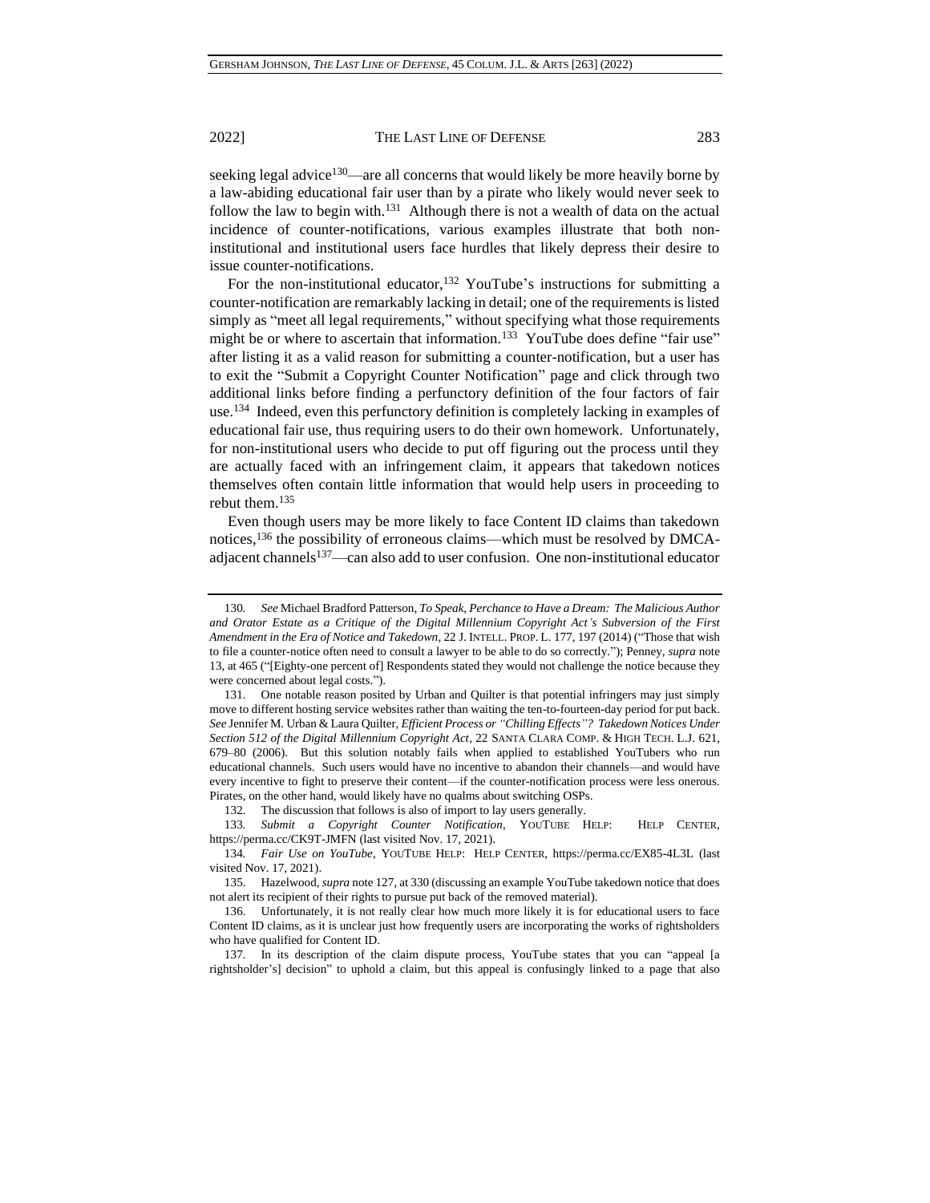seeking legal advice[130]—are all concerns that would likely be more heavily borne by a law-abiding educational fair user than by a pirate who likely would never seek to follow the law to begin with.[131] Although there is not a wealth of data on the actual incidence of counter-notifications, various examples illustrate that both non-institutional and institutional users face hurdles that likely depress their desire to issue counter-notifications.

For the non-institutional educator,[132] YouTube's instructions for submitting a counter-notification are remarkably lacking in detail; one of the requirements is listed simply as "meet all legal requirements," without specifying what those requirements might be or where to ascertain that information.[133] YouTube does define "fair use" after listing it as a valid reason for submitting a counter-notification, but a user has to exit the "Submit a Copyright Counter Notification" page and click through two additional links before finding a perfunctory definition of the four factors of fair use.[134] Indeed, even this perfunctory definition is completely lacking in examples of educational fair use, thus requiring users to do their own homework. Unfortunately, for non-institutional users who decide to put off figuring out the process until they are actually faced with an infringement claim, it appears that takedown notices themselves often contain little information that would help users in proceeding to rebut them.[135]

Even though users may be more likely to face Content ID claims than takedown notices,[136] the possibility of erroneous claims—which must be resolved by DMCA-adjacent channels[137]—can also add to user confusion. One non-institutional educator

---

130. *See* Michael Bradford Patterson, *To Speak, Perchance to Have a Dream: The Malicious Author and Orator Estate as a Critique of the Digital Millennium Copyright Act's Subversion of the First Amendment in the Era of Notice and Takedown*, 22 J. INTELL. PROP. L. 177, 197 (2014) ("Those that wish to file a counter-notice often need to consult a lawyer to be able to do so correctly."); Penney, *supra* note 13, at 465 ("[Eighty-one percent of] Respondents stated they would not challenge the notice because they were concerned about legal costs.").

131. One notable reason posited by Urban and Quilter is that potential infringers may just simply move to different hosting service websites rather than waiting the ten-to-fourteen-day period for put back. *See* Jennifer M. Urban & Laura Quilter, *Efficient Process or "Chilling Effects"? Takedown Notices Under Section 512 of the Digital Millennium Copyright Act*, 22 SANTA CLARA COMP. & HIGH TECH. L.J. 621, 679–80 (2006). But this solution notably fails when applied to established YouTubers who run educational channels. Such users would have no incentive to abandon their channels—and would have every incentive to fight to preserve their content—if the counter-notification process were less onerous. Pirates, on the other hand, would likely have no qualms about switching OSPs.

132. The discussion that follows is also of import to lay users generally.

133. *Submit a Copyright Counter Notification*, YOUTUBE HELP: HELP CENTER, https://perma.cc/CK9T-JMFN (last visited Nov. 17, 2021).

134. *Fair Use on YouTube*, YOUTUBE HELP: HELP CENTER, https://perma.cc/EX85-4L3L (last visited Nov. 17, 2021).

135. Hazelwood, *supra* note 127, at 330 (discussing an example YouTube takedown notice that does not alert its recipient of their rights to pursue put back of the removed material).

136. Unfortunately, it is not really clear how much more likely it is for educational users to face Content ID claims, as it is unclear just how frequently users are incorporating the works of rightsholders who have qualified for Content ID.

137. In its description of the claim dispute process, YouTube states that you can "appeal [a rightsholder's] decision" to uphold a claim, but this appeal is confusingly linked to a page that also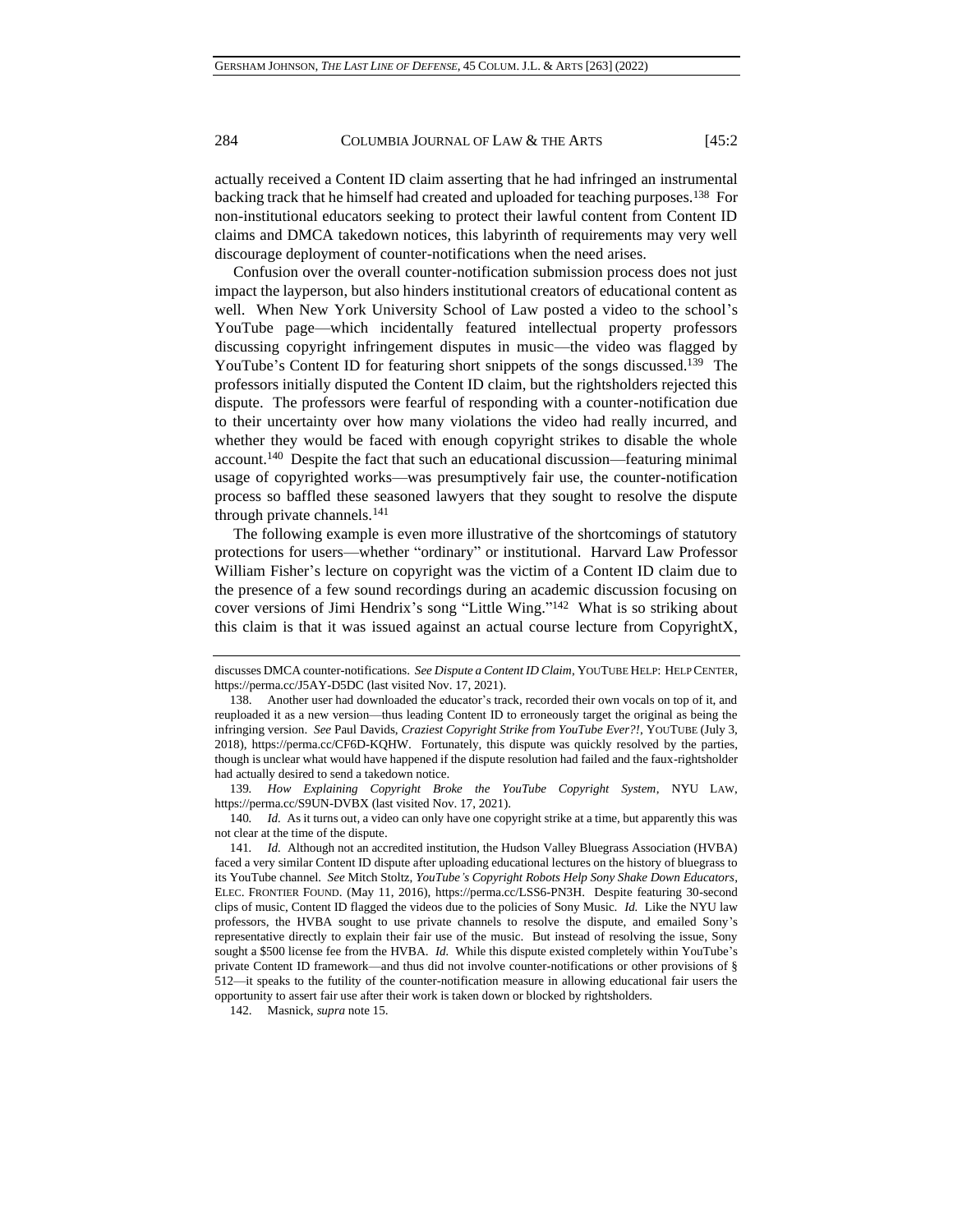actually received a Content ID claim asserting that he had infringed an instrumental backing track that he himself had created and uploaded for teaching purposes.[138] For non-institutional educators seeking to protect their lawful content from Content ID claims and DMCA takedown notices, this labyrinth of requirements may very well discourage deployment of counter-notifications when the need arises.

Confusion over the overall counter-notification submission process does not just impact the layperson, but also hinders institutional creators of educational content as well. When New York University School of Law posted a video to the school's YouTube page—which incidentally featured intellectual property professors discussing copyright infringement disputes in music—the video was flagged by YouTube's Content ID for featuring short snippets of the songs discussed.[139] The professors initially disputed the Content ID claim, but the rightsholders rejected this dispute. The professors were fearful of responding with a counter-notification due to their uncertainty over how many violations the video had really incurred, and whether they would be faced with enough copyright strikes to disable the whole account.[140] Despite the fact that such an educational discussion—featuring minimal usage of copyrighted works—was presumptively fair use, the counter-notification process so baffled these seasoned lawyers that they sought to resolve the dispute through private channels.[141]

The following example is even more illustrative of the shortcomings of statutory protections for users—whether "ordinary" or institutional. Harvard Law Professor William Fisher's lecture on copyright was the victim of a Content ID claim due to the presence of a few sound recordings during an academic discussion focusing on cover versions of Jimi Hendrix's song "Little Wing."[142] What is so striking about this claim is that it was issued against an actual course lecture from CopyrightX,

---

discusses DMCA counter-notifications. *See Dispute a Content ID Claim*, YOUTUBE HELP: HELP CENTER, https://perma.cc/J5AY-D5DC (last visited Nov. 17, 2021).

138. Another user had downloaded the educator's track, recorded their own vocals on top of it, and reuploaded it as a new version—thus leading Content ID to erroneously target the original as being the infringing version. *See* Paul Davids, *Craziest Copyright Strike from YouTube Ever?!*, YOUTUBE (July 3, 2018), https://perma.cc/CF6D-KQHW. Fortunately, this dispute was quickly resolved by the parties, though is unclear what would have happened if the dispute resolution had failed and the faux-rightsholder had actually desired to send a takedown notice.

139. *How Explaining Copyright Broke the YouTube Copyright System*, NYU LAW, https://perma.cc/S9UN-DVBX (last visited Nov. 17, 2021).

140. *Id.* As it turns out, a video can only have one copyright strike at a time, but apparently this was not clear at the time of the dispute.

141. *Id.* Although not an accredited institution, the Hudson Valley Bluegrass Association (HVBA) faced a very similar Content ID dispute after uploading educational lectures on the history of bluegrass to its YouTube channel. *See* Mitch Stoltz, *YouTube's Copyright Robots Help Sony Shake Down Educators*, ELEC. FRONTIER FOUND. (May 11, 2016), https://perma.cc/LSS6-PN3H. Despite featuring 30-second clips of music, Content ID flagged the videos due to the policies of Sony Music. *Id.* Like the NYU law professors, the HVBA sought to use private channels to resolve the dispute, and emailed Sony's representative directly to explain their fair use of the music. But instead of resolving the issue, Sony sought a $500 license fee from the HVBA. *Id.* While this dispute existed completely within YouTube's private Content ID framework—and thus did not involve counter-notifications or other provisions of § 512—it speaks to the futility of the counter-notification measure in allowing educational fair users the opportunity to assert fair use after their work is taken down or blocked by rightsholders.

142. Masnick, *supra* note 15.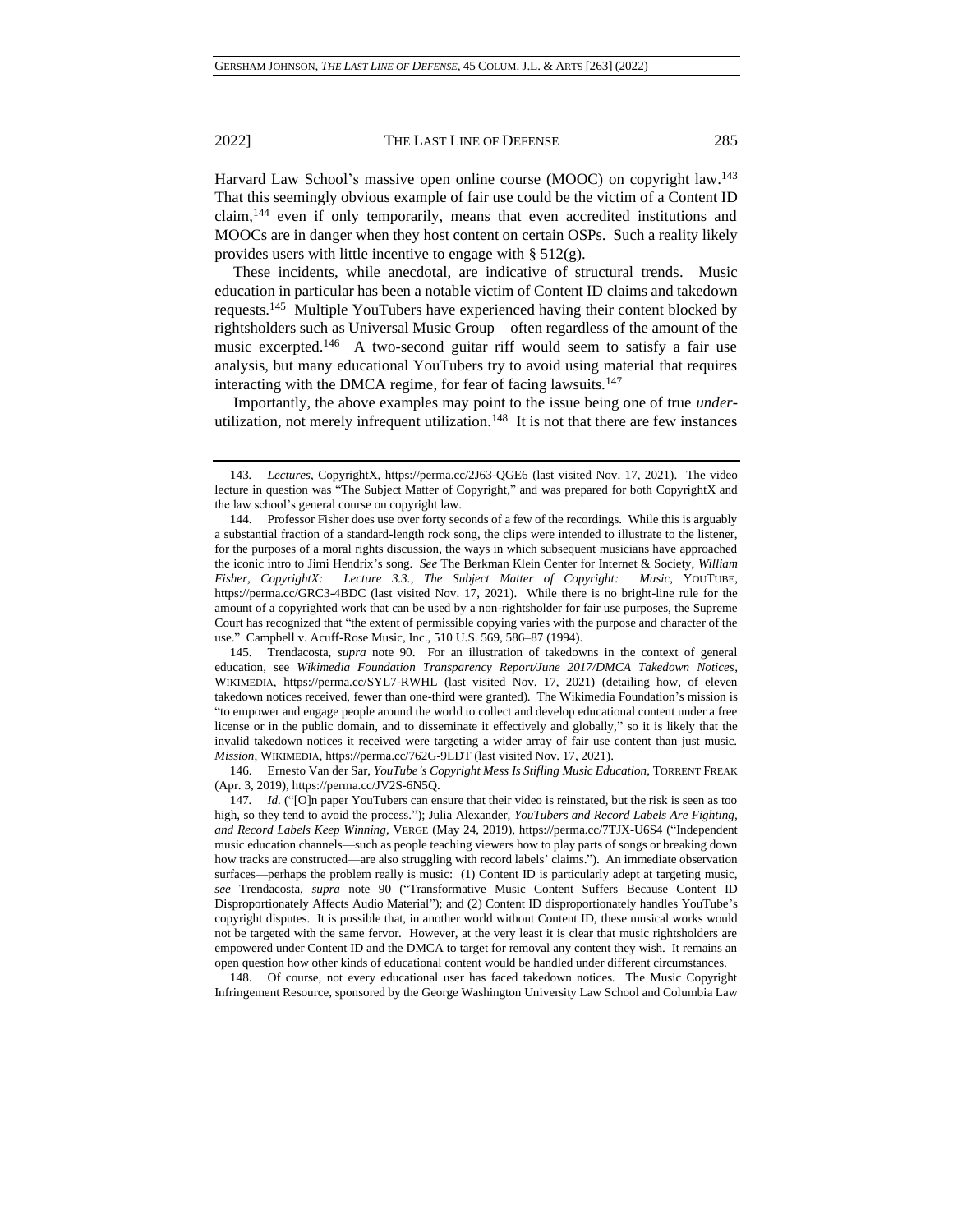Harvard Law School's massive open online course (MOOC) on copyright law.[143] That this seemingly obvious example of fair use could be the victim of a Content ID claim,[144] even if only temporarily, means that even accredited institutions and MOOCs are in danger when they host content on certain OSPs. Such a reality likely provides users with little incentive to engage with § 512(g).

These incidents, while anecdotal, are indicative of structural trends. Music education in particular has been a notable victim of Content ID claims and takedown requests.[145] Multiple YouTubers have experienced having their content blocked by rightsholders such as Universal Music Group—often regardless of the amount of the music excerpted.[146] A two-second guitar riff would seem to satisfy a fair use analysis, but many educational YouTubers try to avoid using material that requires interacting with the DMCA regime, for fear of facing lawsuits.[147]

Importantly, the above examples may point to the issue being one of true *under*-utilization, not merely infrequent utilization.[148] It is not that there are few instances

---

143. *Lectures*, CopyrightX, https://perma.cc/2J63-QGE6 (last visited Nov. 17, 2021). The video lecture in question was "The Subject Matter of Copyright," and was prepared for both CopyrightX and the law school's general course on copyright law.

144. Professor Fisher does use over forty seconds of a few of the recordings. While this is arguably a substantial fraction of a standard-length rock song, the clips were intended to illustrate to the listener, for the purposes of a moral rights discussion, the ways in which subsequent musicians have approached the iconic intro to Jimi Hendrix's song. *See* The Berkman Klein Center for Internet & Society, *William Fisher, CopyrightX: Lecture 3.3., The Subject Matter of Copyright: Music*, YOUTUBE, https://perma.cc/GRC3-4BDC (last visited Nov. 17, 2021). While there is no bright-line rule for the amount of a copyrighted work that can be used by a non-rightsholder for fair use purposes, the Supreme Court has recognized that "the extent of permissible copying varies with the purpose and character of the use." Campbell v. Acuff-Rose Music, Inc., 510 U.S. 569, 586–87 (1994).

145. Trendacosta, *supra* note 90. For an illustration of takedowns in the context of general education, see *Wikimedia Foundation Transparency Report/June 2017/DMCA Takedown Notices*, WIKIMEDIA, https://perma.cc/SYL7-RWHL (last visited Nov. 17, 2021) (detailing how, of eleven takedown notices received, fewer than one-third were granted). The Wikimedia Foundation's mission is "to empower and engage people around the world to collect and develop educational content under a free license or in the public domain, and to disseminate it effectively and globally," so it is likely that the invalid takedown notices it received were targeting a wider array of fair use content than just music. *Mission*, WIKIMEDIA, https://perma.cc/762G-9LDT (last visited Nov. 17, 2021).

146. Ernesto Van der Sar, *YouTube's Copyright Mess Is Stifling Music Education*, TORRENT FREAK (Apr. 3, 2019), https://perma.cc/JV2S-6N5Q.

147. *Id.* ("[O]n paper YouTubers can ensure that their video is reinstated, but the risk is seen as too high, so they tend to avoid the process."); Julia Alexander, *YouTubers and Record Labels Are Fighting, and Record Labels Keep Winning*, VERGE (May 24, 2019), https://perma.cc/7TJX-U6S4 ("Independent music education channels—such as people teaching viewers how to play parts of songs or breaking down how tracks are constructed—are also struggling with record labels' claims."). An immediate observation surfaces—perhaps the problem really is music: (1) Content ID is particularly adept at targeting music, *see* Trendacosta, *supra* note 90 ("Transformative Music Content Suffers Because Content ID Disproportionately Affects Audio Material"); and (2) Content ID disproportionately handles YouTube's copyright disputes. It is possible that, in another world without Content ID, these musical works would not be targeted with the same fervor. However, at the very least it is clear that music rightsholders are empowered under Content ID and the DMCA to target for removal any content they wish. It remains an open question how other kinds of educational content would be handled under different circumstances.

148. Of course, not every educational user has faced takedown notices. The Music Copyright Infringement Resource, sponsored by the George Washington University Law School and Columbia Law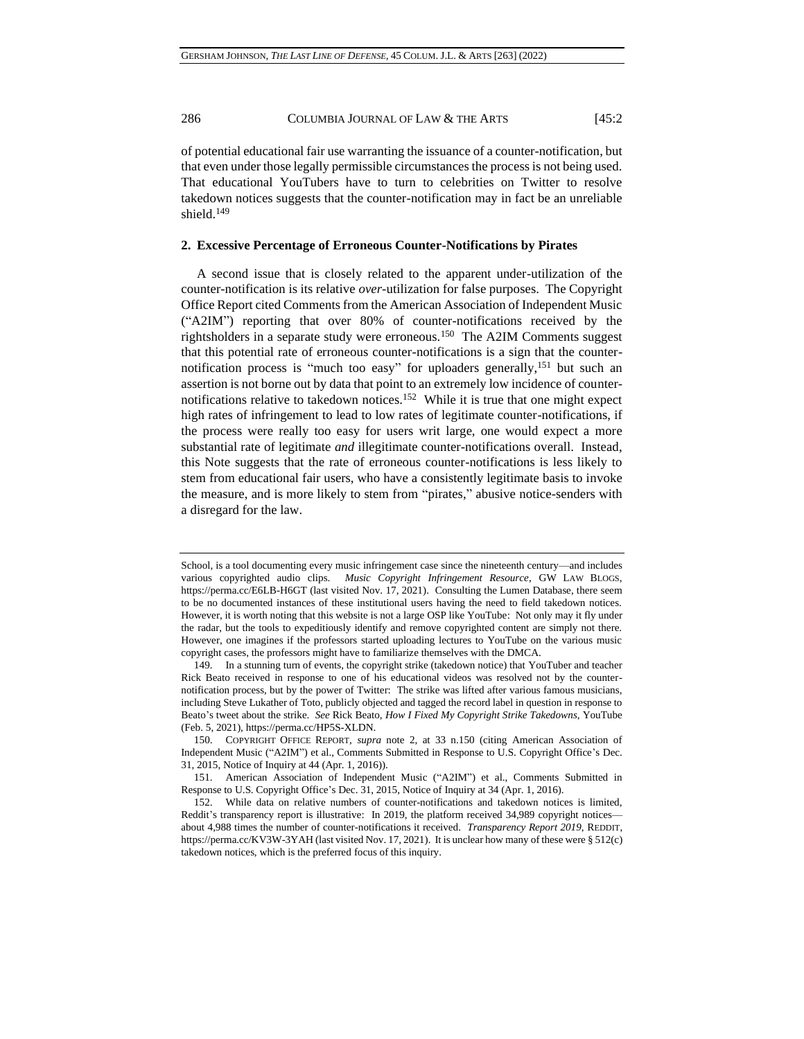of potential educational fair use warranting the issuance of a counter-notification, but that even under those legally permissible circumstances the process is not being used. That educational YouTubers have to turn to celebrities on Twitter to resolve takedown notices suggests that the counter-notification may in fact be an unreliable shield.[149]

### 2. Excessive Percentage of Erroneous Counter-Notifications by Pirates

A second issue that is closely related to the apparent under-utilization of the counter-notification is its relative *over*-utilization for false purposes. The Copyright Office Report cited Comments from the American Association of Independent Music ("A2IM") reporting that over 80% of counter-notifications received by the rightsholders in a separate study were erroneous.[150] The A2IM Comments suggest that this potential rate of erroneous counter-notifications is a sign that the counter-notification process is "much too easy" for uploaders generally,[151] but such an assertion is not borne out by data that point to an extremely low incidence of counter-notifications relative to takedown notices.[152] While it is true that one might expect high rates of infringement to lead to low rates of legitimate counter-notifications, if the process were really too easy for users writ large, one would expect a more substantial rate of legitimate *and* illegitimate counter-notifications overall. Instead, this Note suggests that the rate of erroneous counter-notifications is less likely to stem from educational fair users, who have a consistently legitimate basis to invoke the measure, and is more likely to stem from "pirates," abusive notice-senders with a disregard for the law.

---

School, is a tool documenting every music infringement case since the nineteenth century—and includes various copyrighted audio clips. *Music Copyright Infringement Resource*, GW LAW BLOGS, https://perma.cc/E6LB-H6GT (last visited Nov. 17, 2021). Consulting the Lumen Database, there seem to be no documented instances of these institutional users having the need to field takedown notices. However, it is worth noting that this website is not a large OSP like YouTube: Not only may it fly under the radar, but the tools to expeditiously identify and remove copyrighted content are simply not there. However, one imagines if the professors started uploading lectures to YouTube on the various music copyright cases, the professors might have to familiarize themselves with the DMCA.

149. In a stunning turn of events, the copyright strike (takedown notice) that YouTuber and teacher Rick Beato received in response to one of his educational videos was resolved not by the counter-notification process, but by the power of Twitter: The strike was lifted after various famous musicians, including Steve Lukather of Toto, publicly objected and tagged the record label in question in response to Beato's tweet about the strike. *See* Rick Beato, *How I Fixed My Copyright Strike Takedowns*, YouTube (Feb. 5, 2021), https://perma.cc/HP5S-XLDN.

150. COPYRIGHT OFFICE REPORT, *supra* note 2, at 33 n.150 (citing American Association of Independent Music ("A2IM") et al., Comments Submitted in Response to U.S. Copyright Office's Dec. 31, 2015, Notice of Inquiry at 44 (Apr. 1, 2016)).

151. American Association of Independent Music ("A2IM") et al., Comments Submitted in Response to U.S. Copyright Office's Dec. 31, 2015, Notice of Inquiry at 34 (Apr. 1, 2016).

152. While data on relative numbers of counter-notifications and takedown notices is limited, Reddit's transparency report is illustrative: In 2019, the platform received 34,989 copyright notices—about 4,988 times the number of counter-notifications it received. *Transparency Report 2019*, REDDIT, https://perma.cc/KV3W-3YAH (last visited Nov. 17, 2021). It is unclear how many of these were § 512(c) takedown notices, which is the preferred focus of this inquiry.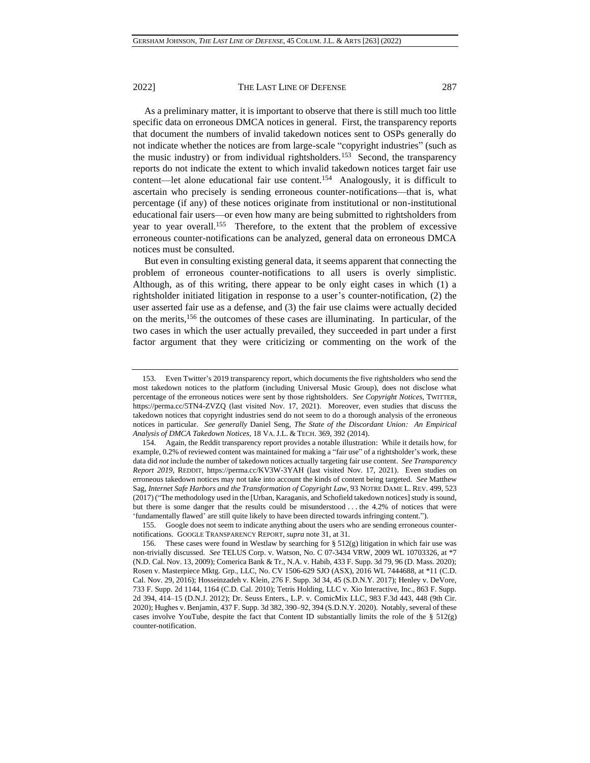As a preliminary matter, it is important to observe that there is still much too little specific data on erroneous DMCA notices in general. First, the transparency reports that document the numbers of invalid takedown notices sent to OSPs generally do not indicate whether the notices are from large-scale "copyright industries" (such as the music industry) or from individual rightsholders.[153] Second, the transparency reports do not indicate the extent to which invalid takedown notices target fair use content—let alone educational fair use content.[154] Analogously, it is difficult to ascertain who precisely is sending erroneous counter-notifications—that is, what percentage (if any) of these notices originate from institutional or non-institutional educational fair users—or even how many are being submitted to rightsholders from year to year overall.[155] Therefore, to the extent that the problem of excessive erroneous counter-notifications can be analyzed, general data on erroneous DMCA notices must be consulted.

But even in consulting existing general data, it seems apparent that connecting the problem of erroneous counter-notifications to all users is overly simplistic. Although, as of this writing, there appear to be only eight cases in which (1) a rightsholder initiated litigation in response to a user's counter-notification, (2) the user asserted fair use as a defense, and (3) the fair use claims were actually decided on the merits,[156] the outcomes of these cases are illuminating. In particular, of the two cases in which the user actually prevailed, they succeeded in part under a first factor argument that they were criticizing or commenting on the work of the

---

153. Even Twitter's 2019 transparency report, which documents the five rightsholders who send the most takedown notices to the platform (including Universal Music Group), does not disclose what percentage of the erroneous notices were sent by those rightsholders. *See Copyright Notices*, TWITTER, https://perma.cc/5TN4-ZVZQ (last visited Nov. 17, 2021). Moreover, even studies that discuss the takedown notices that copyright industries send do not seem to do a thorough analysis of the erroneous notices in particular. *See generally* Daniel Seng, *The State of the Discordant Union: An Empirical Analysis of DMCA Takedown Notices*, 18 VA. J.L. & TECH. 369, 392 (2014).

154. Again, the Reddit transparency report provides a notable illustration: While it details how, for example, 0.2% of reviewed content was maintained for making a "fair use" of a rightsholder's work, these data did *not* include the number of takedown notices actually targeting fair use content. *See Transparency Report 2019*, REDDIT, https://perma.cc/KV3W-3YAH (last visited Nov. 17, 2021). Even studies on erroneous takedown notices may not take into account the kinds of content being targeted. *See* Matthew Sag, *Internet Safe Harbors and the Transformation of Copyright Law*, 93 NOTRE DAME L. REV. 499, 523 (2017) ("The methodology used in the [Urban, Karaganis, and Schofield takedown notices] study is sound, but there is some danger that the results could be misunderstood . . . the 4.2% of notices that were 'fundamentally flawed' are still quite likely to have been directed towards infringing content.").

155. Google does not seem to indicate anything about the users who are sending erroneous counter-notifications. GOOGLE TRANSPARENCY REPORT, *supra* note 31, at 31.

156. These cases were found in Westlaw by searching for § 512(g) litigation in which fair use was non-trivially discussed. *See* TELUS Corp. v. Watson, No. C 07-3434 VRW, 2009 WL 10703326, at *7 (N.D. Cal. Nov. 13, 2009); Comerica Bank & Tr., N.A. v. Habib, 433 F. Supp. 3d 79, 96 (D. Mass. 2020); Rosen v. Masterpiece Mktg. Grp., LLC, No. CV 1506-629 SJO (ASX), 2016 WL 7444688, at *11 (C.D. Cal. Nov. 29, 2016); Hosseinzadeh v. Klein, 276 F. Supp. 3d 34, 45 (S.D.N.Y. 2017); Henley v. DeVore, 733 F. Supp. 2d 1144, 1164 (C.D. Cal. 2010); Tetris Holding, LLC v. Xio Interactive, Inc., 863 F. Supp. 2d 394, 414–15 (D.N.J. 2012); Dr. Seuss Enters., L.P. v. ComicMix LLC, 983 F.3d 443, 448 (9th Cir. 2020); Hughes v. Benjamin, 437 F. Supp. 3d 382, 390–92, 394 (S.D.N.Y. 2020). Notably, several of these cases involve YouTube, despite the fact that Content ID substantially limits the role of the § 512(g) counter-notification.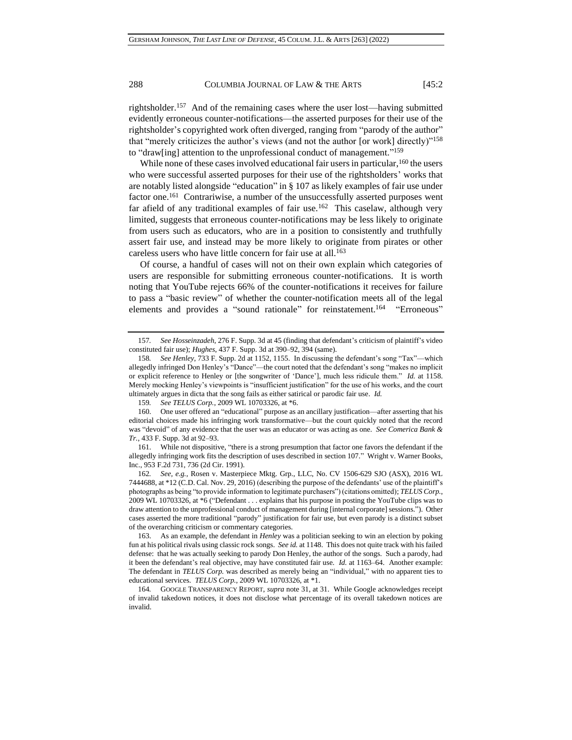rightsholder.[157] And of the remaining cases where the user lost—having submitted evidently erroneous counter-notifications—the asserted purposes for their use of the rightsholder's copyrighted work often diverged, ranging from "parody of the author" that "merely criticizes the author's views (and not the author [or work] directly)"[158] to "draw[ing] attention to the unprofessional conduct of management."[159]

While none of these cases involved educational fair users in particular,[160] the users who were successful asserted purposes for their use of the rightsholders' works that are notably listed alongside "education" in § 107 as likely examples of fair use under factor one.[161] Contrariwise, a number of the unsuccessfully asserted purposes went far afield of any traditional examples of fair use.[162] This caselaw, although very limited, suggests that erroneous counter-notifications may be less likely to originate from users such as educators, who are in a position to consistently and truthfully assert fair use, and instead may be more likely to originate from pirates or other careless users who have little concern for fair use at all.[163]

Of course, a handful of cases will not on their own explain which categories of users are responsible for submitting erroneous counter-notifications. It is worth noting that YouTube rejects 66% of the counter-notifications it receives for failure to pass a "basic review" of whether the counter-notification meets all of the legal elements and provides a "sound rationale" for reinstatement.[164] "Erroneous"

---

157. *See Hosseinzadeh*, 276 F. Supp. 3d at 45 (finding that defendant's criticism of plaintiff's video constituted fair use); *Hughes*, 437 F. Supp. 3d at 390–92, 394 (same).

158. *See Henley*, 733 F. Supp. 2d at 1152, 1155. In discussing the defendant's song "Tax"—which allegedly infringed Don Henley's "Dance"—the court noted that the defendant's song "makes no implicit or explicit reference to Henley or [the songwriter of 'Dance'], much less ridicule them." *Id.* at 1158. Merely mocking Henley's viewpoints is "insufficient justification" for the use of his works, and the court ultimately argues in dicta that the song fails as either satirical or parodic fair use. *Id.*

159. *See TELUS Corp.*, 2009 WL 10703326, at *6.

160. One user offered an "educational" purpose as an ancillary justification—after asserting that his editorial choices made his infringing work transformative—but the court quickly noted that the record was "devoid" of any evidence that the user was an educator or was acting as one. *See Comerica Bank & Tr.*, 433 F. Supp. 3d at 92–93.

161. While not dispositive, "there is a strong presumption that factor one favors the defendant if the allegedly infringing work fits the description of uses described in section 107." Wright v. Warner Books, Inc., 953 F.2d 731, 736 (2d Cir. 1991).

162. *See, e.g.*, Rosen v. Masterpiece Mktg. Grp., LLC, No. CV 1506-629 SJO (ASX), 2016 WL 7444688, at *12 (C.D. Cal. Nov. 29, 2016) (describing the purpose of the defendants' use of the plaintiff's photographs as being "to provide information to legitimate purchasers") (citations omitted); *TELUS Corp.*, 2009 WL 10703326, at *6 ("Defendant . . . explains that his purpose in posting the YouTube clips was to draw attention to the unprofessional conduct of management during [internal corporate] sessions."). Other cases asserted the more traditional "parody" justification for fair use, but even parody is a distinct subset of the overarching criticism or commentary categories.

163. As an example, the defendant in *Henley* was a politician seeking to win an election by poking fun at his political rivals using classic rock songs. *See id.* at 1148. This does not quite track with his failed defense: that he was actually seeking to parody Don Henley, the author of the songs. Such a parody, had it been the defendant's real objective, may have constituted fair use. *Id.* at 1163–64. Another example: The defendant in *TELUS Corp.* was described as merely being an "individual," with no apparent ties to educational services. *TELUS Corp.*, 2009 WL 10703326, at *1.

164. GOOGLE TRANSPARENCY REPORT, *supra* note 31, at 31. While Google acknowledges receipt of invalid takedown notices, it does not disclose what percentage of its overall takedown notices are invalid.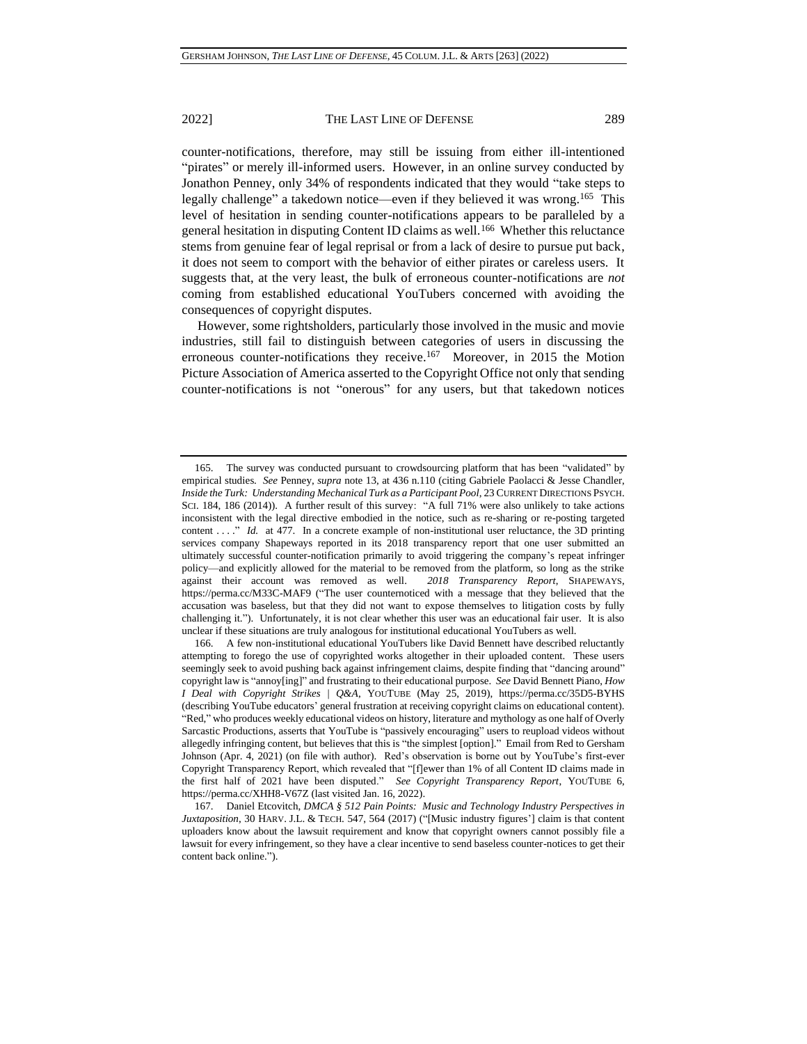counter-notifications, therefore, may still be issuing from either ill-intentioned "pirates" or merely ill-informed users. However, in an online survey conducted by Jonathon Penney, only 34% of respondents indicated that they would "take steps to legally challenge" a takedown notice—even if they believed it was wrong.[165] This level of hesitation in sending counter-notifications appears to be paralleled by a general hesitation in disputing Content ID claims as well.[166] Whether this reluctance stems from genuine fear of legal reprisal or from a lack of desire to pursue put back, it does not seem to comport with the behavior of either pirates or careless users. It suggests that, at the very least, the bulk of erroneous counter-notifications are *not* coming from established educational YouTubers concerned with avoiding the consequences of copyright disputes.

However, some rightsholders, particularly those involved in the music and movie industries, still fail to distinguish between categories of users in discussing the erroneous counter-notifications they receive.[167] Moreover, in 2015 the Motion Picture Association of America asserted to the Copyright Office not only that sending counter-notifications is not "onerous" for any users, but that takedown notices

---

165. The survey was conducted pursuant to crowdsourcing platform that has been "validated" by empirical studies. *See* Penney, *supra* note 13, at 436 n.110 (citing Gabriele Paolacci & Jesse Chandler, *Inside the Turk: Understanding Mechanical Turk as a Participant Pool*, 23 CURRENT DIRECTIONS PSYCH. SCI. 184, 186 (2014)). A further result of this survey: "A full 71% were also unlikely to take actions inconsistent with the legal directive embodied in the notice, such as re-sharing or re-posting targeted content . . . ." *Id.* at 477. In a concrete example of non-institutional user reluctance, the 3D printing services company Shapeways reported in its 2018 transparency report that one user submitted an ultimately successful counter-notification primarily to avoid triggering the company's repeat infringer policy—and explicitly allowed for the material to be removed from the platform, so long as the strike against their account was removed as well. *2018 Transparency Report*, SHAPEWAYS, https://perma.cc/M33C-MAF9 ("The user counternoticed with a message that they believed that the accusation was baseless, but that they did not want to expose themselves to litigation costs by fully challenging it."). Unfortunately, it is not clear whether this user was an educational fair user. It is also unclear if these situations are truly analogous for institutional educational YouTubers as well.

166. A few non-institutional educational YouTubers like David Bennett have described reluctantly attempting to forego the use of copyrighted works altogether in their uploaded content. These users seemingly seek to avoid pushing back against infringement claims, despite finding that "dancing around" copyright law is "annoy[ing]" and frustrating to their educational purpose. *See* David Bennett Piano, *How I Deal with Copyright Strikes | Q&A*, YOUTUBE (May 25, 2019), https://perma.cc/35D5-BYHS (describing YouTube educators' general frustration at receiving copyright claims on educational content). "Red," who produces weekly educational videos on history, literature and mythology as one half of Overly Sarcastic Productions, asserts that YouTube is "passively encouraging" users to reupload videos without allegedly infringing content, but believes that this is "the simplest [option]." Email from Red to Gersham Johnson (Apr. 4, 2021) (on file with author). Red's observation is borne out by YouTube's first-ever Copyright Transparency Report, which revealed that "[f]ewer than 1% of all Content ID claims made in the first half of 2021 have been disputed." *See Copyright Transparency Report*, YOUTUBE 6, https://perma.cc/XHH8-V67Z (last visited Jan. 16, 2022).

167. Daniel Etcovitch, *DMCA § 512 Pain Points: Music and Technology Industry Perspectives in Juxtaposition*, 30 HARV. J.L. & TECH. 547, 564 (2017) ("[Music industry figures'] claim is that content uploaders know about the lawsuit requirement and know that copyright owners cannot possibly file a lawsuit for every infringement, so they have a clear incentive to send baseless counter-notices to get their content back online.").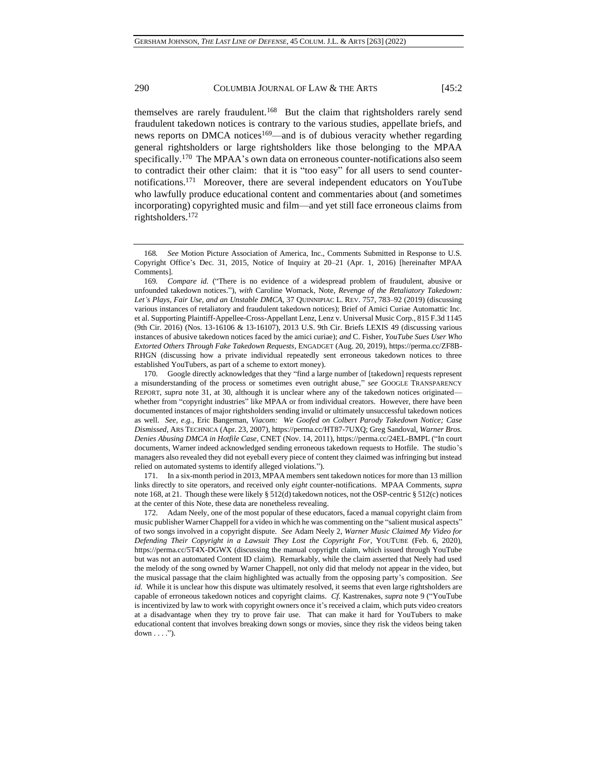themselves are rarely fraudulent.[168] But the claim that rightsholders rarely send fraudulent takedown notices is contrary to the various studies, appellate briefs, and news reports on DMCA notices[169]—and is of dubious veracity whether regarding general rightsholders or large rightsholders like those belonging to the MPAA specifically.[170] The MPAA's own data on erroneous counter-notifications also seem to contradict their other claim: that it is "too easy" for all users to send counter-notifications.[171] Moreover, there are several independent educators on YouTube who lawfully produce educational content and commentaries about (and sometimes incorporating) copyrighted music and film—and yet still face erroneous claims from rightsholders.[172]

---

168. *See* Motion Picture Association of America, Inc., Comments Submitted in Response to U.S. Copyright Office's Dec. 31, 2015, Notice of Inquiry at 20–21 (Apr. 1, 2016) [hereinafter MPAA Comments].

169. *Compare id.* ("There is no evidence of a widespread problem of fraudulent, abusive or unfounded takedown notices."), *with* Caroline Womack, Note, *Revenge of the Retaliatory Takedown: Let's Plays, Fair Use, and an Unstable DMCA*, 37 QUINNIPIAC L. REV. 757, 783–92 (2019) (discussing various instances of retaliatory and fraudulent takedown notices); Brief of Amici Curiae Automattic Inc. et al. Supporting Plaintiff-Appellee-Cross-Appellant Lenz, Lenz v. Universal Music Corp., 815 F.3d 1145 (9th Cir. 2016) (Nos. 13-16106 & 13-16107), 2013 U.S. 9th Cir. Briefs LEXIS 49 (discussing various instances of abusive takedown notices faced by the amici curiae); *and* C. Fisher, *YouTube Sues User Who Extorted Others Through Fake Takedown Requests*, ENGADGET (Aug. 20, 2019), https://perma.cc/ZF8B-RHGN (discussing how a private individual repeatedly sent erroneous takedown notices to three established YouTubers, as part of a scheme to extort money).

170. Google directly acknowledges that they "find a large number of [takedown] requests represent a misunderstanding of the process or sometimes even outright abuse," *see* GOOGLE TRANSPARENCY REPORT, *supra* note 31, at 30, although it is unclear where any of the takedown notices originated—whether from "copyright industries" like MPAA or from individual creators. However, there have been documented instances of major rightsholders sending invalid or ultimately unsuccessful takedown notices as well. *See, e.g.*, Eric Bangeman, *Viacom: We Goofed on Colbert Parody Takedown Notice; Case Dismissed*, ARS TECHNICA (Apr. 23, 2007), https://perma.cc/HT87-7UXQ; Greg Sandoval, *Warner Bros. Denies Abusing DMCA in Hotfile Case*, CNET (Nov. 14, 2011), https://perma.cc/24EL-BMPL ("In court documents, Warner indeed acknowledged sending erroneous takedown requests to Hotfile. The studio's managers also revealed they did not eyeball every piece of content they claimed was infringing but instead relied on automated systems to identify alleged violations.").

171. In a six-month period in 2013, MPAA members sent takedown notices for more than 13 million links directly to site operators, and received only *eight* counter-notifications. MPAA Comments, *supra* note 168, at 21. Though these were likely § 512(d) takedown notices, not the OSP-centric § 512(c) notices at the center of this Note, these data are nonetheless revealing.

172. Adam Neely, one of the most popular of these educators, faced a manual copyright claim from music publisher Warner Chappell for a video in which he was commenting on the "salient musical aspects" of two songs involved in a copyright dispute. *See* Adam Neely 2, *Warner Music Claimed My Video for Defending Their Copyright in a Lawsuit They Lost the Copyright For*, YOUTUBE (Feb. 6, 2020), https://perma.cc/5T4X-DGWX (discussing the manual copyright claim, which issued through YouTube but was not an automated Content ID claim). Remarkably, while the claim asserted that Neely had used the melody of the song owned by Warner Chappell, not only did that melody not appear in the video, but the musical passage that the claim highlighted was actually from the opposing party's composition. *See id.* While it is unclear how this dispute was ultimately resolved, it seems that even large rightsholders are capable of erroneous takedown notices and copyright claims. *Cf.* Kastrenakes, *supra* note 9 ("YouTube is incentivized by law to work with copyright owners once it's received a claim, which puts video creators at a disadvantage when they try to prove fair use. That can make it hard for YouTubers to make educational content that involves breaking down songs or movies, since they risk the videos being taken down . . . .").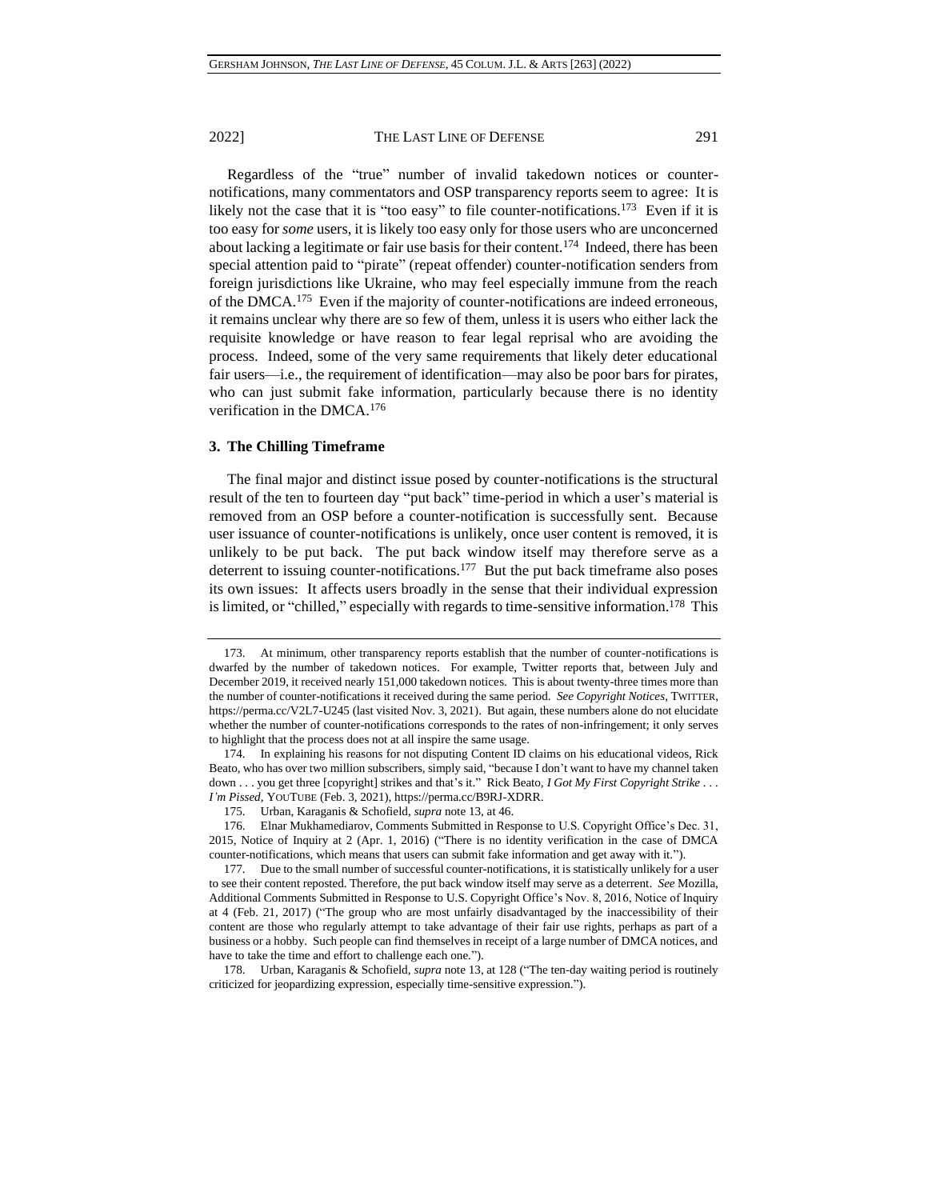Regardless of the "true" number of invalid takedown notices or counter-notifications, many commentators and OSP transparency reports seem to agree: It is likely not the case that it is "too easy" to file counter-notifications.[173] Even if it is too easy for *some* users, it is likely too easy only for those users who are unconcerned about lacking a legitimate or fair use basis for their content.[174] Indeed, there has been special attention paid to "pirate" (repeat offender) counter-notification senders from foreign jurisdictions like Ukraine, who may feel especially immune from the reach of the DMCA.[175] Even if the majority of counter-notifications are indeed erroneous, it remains unclear why there are so few of them, unless it is users who either lack the requisite knowledge or have reason to fear legal reprisal who are avoiding the process. Indeed, some of the very same requirements that likely deter educational fair users—i.e., the requirement of identification—may also be poor bars for pirates, who can just submit fake information, particularly because there is no identity verification in the DMCA.[176]

### 3. The Chilling Timeframe

The final major and distinct issue posed by counter-notifications is the structural result of the ten to fourteen day "put back" time-period in which a user's material is removed from an OSP before a counter-notification is successfully sent. Because user issuance of counter-notifications is unlikely, once user content is removed, it is unlikely to be put back. The put back window itself may therefore serve as a deterrent to issuing counter-notifications.[177] But the put back timeframe also poses its own issues: It affects users broadly in the sense that their individual expression is limited, or "chilled," especially with regards to time-sensitive information.[178] This

---

173. At minimum, other transparency reports establish that the number of counter-notifications is dwarfed by the number of takedown notices. For example, Twitter reports that, between July and December 2019, it received nearly 151,000 takedown notices. This is about twenty-three times more than the number of counter-notifications it received during the same period. *See Copyright Notices*, TWITTER, https://perma.cc/V2L7-U245 (last visited Nov. 3, 2021). But again, these numbers alone do not elucidate whether the number of counter-notifications corresponds to the rates of non-infringement; it only serves to highlight that the process does not at all inspire the same usage.

174. In explaining his reasons for not disputing Content ID claims on his educational videos, Rick Beato, who has over two million subscribers, simply said, "because I don't want to have my channel taken down . . . you get three [copyright] strikes and that's it." Rick Beato, *I Got My First Copyright Strike . . . I'm Pissed*, YOUTUBE (Feb. 3, 2021), https://perma.cc/B9RJ-XDRR.

175. Urban, Karaganis & Schofield, *supra* note 13, at 46.

176. Elnar Mukhamediarov, Comments Submitted in Response to U.S. Copyright Office's Dec. 31, 2015, Notice of Inquiry at 2 (Apr. 1, 2016) ("There is no identity verification in the case of DMCA counter-notifications, which means that users can submit fake information and get away with it.").

177. Due to the small number of successful counter-notifications, it is statistically unlikely for a user to see their content reposted. Therefore, the put back window itself may serve as a deterrent. *See* Mozilla, Additional Comments Submitted in Response to U.S. Copyright Office's Nov. 8, 2016, Notice of Inquiry at 4 (Feb. 21, 2017) ("The group who are most unfairly disadvantaged by the inaccessibility of their content are those who regularly attempt to take advantage of their fair use rights, perhaps as part of a business or a hobby. Such people can find themselves in receipt of a large number of DMCA notices, and have to take the time and effort to challenge each one.").

178. Urban, Karaganis & Schofield, *supra* note 13, at 128 ("The ten-day waiting period is routinely criticized for jeopardizing expression, especially time-sensitive expression.").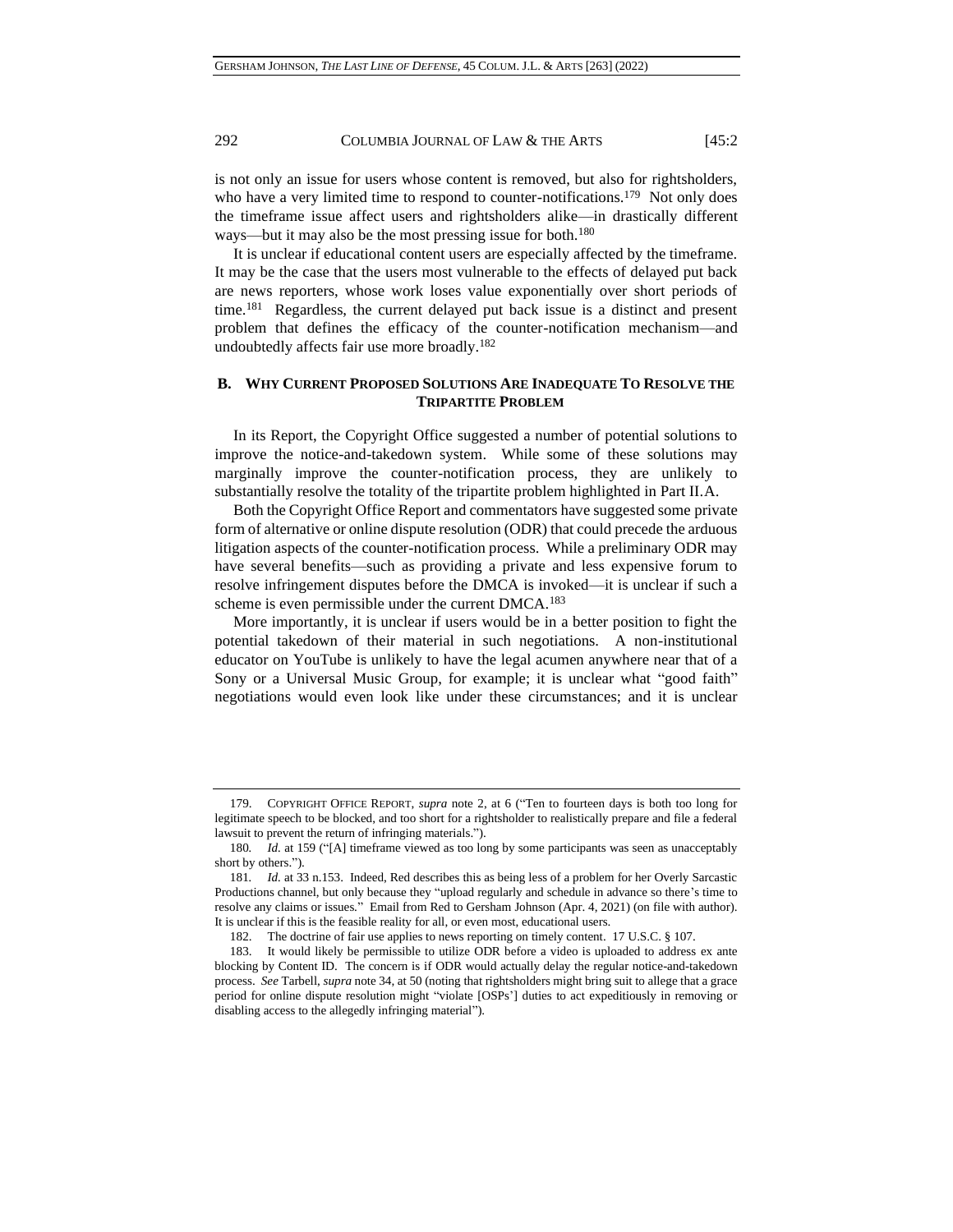is not only an issue for users whose content is removed, but also for rightsholders, who have a very limited time to respond to counter-notifications.[179] Not only does the timeframe issue affect users and rightsholders alike—in drastically different ways—but it may also be the most pressing issue for both.[180]

It is unclear if educational content users are especially affected by the timeframe. It may be the case that the users most vulnerable to the effects of delayed put back are news reporters, whose work loses value exponentially over short periods of time.[181] Regardless, the current delayed put back issue is a distinct and present problem that defines the efficacy of the counter-notification mechanism—and undoubtedly affects fair use more broadly.[182]

### B. Why Current Proposed Solutions Are Inadequate To Resolve the Tripartite Problem

In its Report, the Copyright Office suggested a number of potential solutions to improve the notice-and-takedown system. While some of these solutions may marginally improve the counter-notification process, they are unlikely to substantially resolve the totality of the tripartite problem highlighted in Part II.A.

Both the Copyright Office Report and commentators have suggested some private form of alternative or online dispute resolution (ODR) that could precede the arduous litigation aspects of the counter-notification process. While a preliminary ODR may have several benefits—such as providing a private and less expensive forum to resolve infringement disputes before the DMCA is invoked—it is unclear if such a scheme is even permissible under the current DMCA.[183]

More importantly, it is unclear if users would be in a better position to fight the potential takedown of their material in such negotiations. A non-institutional educator on YouTube is unlikely to have the legal acumen anywhere near that of a Sony or a Universal Music Group, for example; it is unclear what "good faith" negotiations would even look like under these circumstances; and it is unclear

---

179. Copyright Office Report, *supra* note 2, at 6 ("Ten to fourteen days is both too long for legitimate speech to be blocked, and too short for a rightsholder to realistically prepare and file a federal lawsuit to prevent the return of infringing materials.").

180. *Id.* at 159 ("[A] timeframe viewed as too long by some participants was seen as unacceptably short by others.").

181. *Id.* at 33 n.153. Indeed, Red describes this as being less of a problem for her Overly Sarcastic Productions channel, but only because they "upload regularly and schedule in advance so there's time to resolve any claims or issues." Email from Red to Gersham Johnson (Apr. 4, 2021) (on file with author). It is unclear if this is the feasible reality for all, or even most, educational users.

182. The doctrine of fair use applies to news reporting on timely content. 17 U.S.C. § 107.

183. It would likely be permissible to utilize ODR before a video is uploaded to address ex ante blocking by Content ID. The concern is if ODR would actually delay the regular notice-and-takedown process. *See* Tarbell, *supra* note 34, at 50 (noting that rightsholders might bring suit to allege that a grace period for online dispute resolution might "violate [OSPs'] duties to act expeditiously in removing or disabling access to the allegedly infringing material").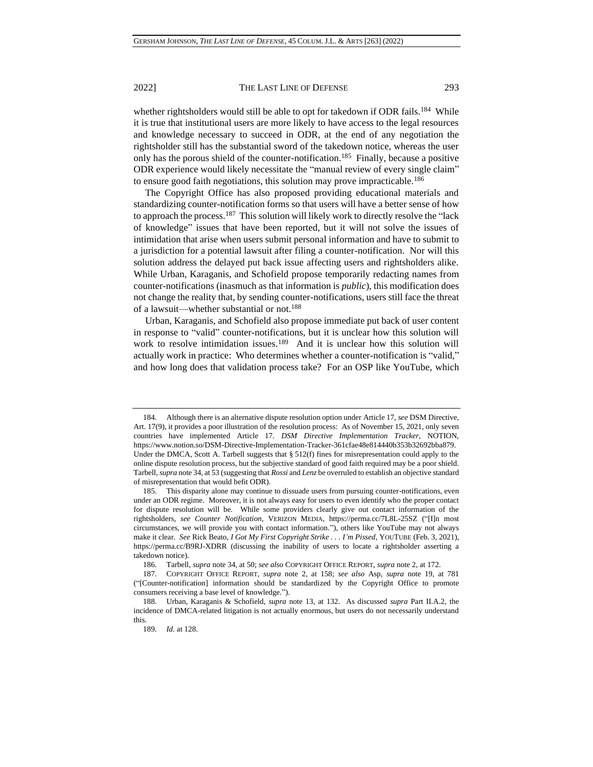whether rightsholders would still be able to opt for takedown if ODR fails.[184] While it is true that institutional users are more likely to have access to the legal resources and knowledge necessary to succeed in ODR, at the end of any negotiation the rightsholder still has the substantial sword of the takedown notice, whereas the user only has the porous shield of the counter-notification.[185] Finally, because a positive ODR experience would likely necessitate the "manual review of every single claim" to ensure good faith negotiations, this solution may prove impracticable.[186]

The Copyright Office has also proposed providing educational materials and standardizing counter-notification forms so that users will have a better sense of how to approach the process.[187] This solution will likely work to directly resolve the "lack of knowledge" issues that have been reported, but it will not solve the issues of intimidation that arise when users submit personal information and have to submit to a jurisdiction for a potential lawsuit after filing a counter-notification. Nor will this solution address the delayed put back issue affecting users and rightsholders alike. While Urban, Karaganis, and Schofield propose temporarily redacting names from counter-notifications (inasmuch as that information is *public*), this modification does not change the reality that, by sending counter-notifications, users still face the threat of a lawsuit—whether substantial or not.[188]

Urban, Karaganis, and Schofield also propose immediate put back of user content in response to "valid" counter-notifications, but it is unclear how this solution will work to resolve intimidation issues.[189] And it is unclear how this solution will actually work in practice: Who determines whether a counter-notification is "valid," and how long does that validation process take? For an OSP like YouTube, which

---

184. Although there is an alternative dispute resolution option under Article 17, *see* DSM Directive, Art. 17(9), it provides a poor illustration of the resolution process: As of November 15, 2021, only seven countries have implemented Article 17. *DSM Directive Implementation Tracker*, NOTION, https://www.notion.so/DSM-Directive-Implementation-Tracker-361cfae48e814440b353b32692bba879. Under the DMCA, Scott A. Tarbell suggests that § 512(f) fines for misrepresentation could apply to the online dispute resolution process, but the subjective standard of good faith required may be a poor shield. Tarbell, *supra* note 34, at 53 (suggesting that *Rossi* and *Lenz* be overruled to establish an objective standard of misrepresentation that would befit ODR).

185. This disparity alone may continue to dissuade users from pursuing counter-notifications, even under an ODR regime. Moreover, it is not always easy for users to even identify who the proper contact for dispute resolution will be. While some providers clearly give out contact information of the rightsholders, *see Counter Notification*, VERIZON MEDIA, https://perma.cc/7L8L-25SZ ("[I]n most circumstances, we will provide you with contact information."), others like YouTube may not always make it clear. *See* Rick Beato, *I Got My First Copyright Strike . . . I'm Pissed*, YOUTUBE (Feb. 3, 2021), https://perma.cc/B9RJ-XDRR (discussing the inability of users to locate a rightsholder asserting a takedown notice).

186. Tarbell, *supra* note 34, at 50; *see also* COPYRIGHT OFFICE REPORT, *supra* note 2, at 172.

187. COPYRIGHT OFFICE REPORT, *supra* note 2, at 158; *see also* Asp, *supra* note 19, at 781 ("[Counter-notification] information should be standardized by the Copyright Office to promote consumers receiving a base level of knowledge.").

188. Urban, Karaganis & Schofield, *supra* note 13, at 132. As discussed *supra* Part II.A.2, the incidence of DMCA-related litigation is not actually enormous, but users do not necessarily understand this.

189. *Id.* at 128.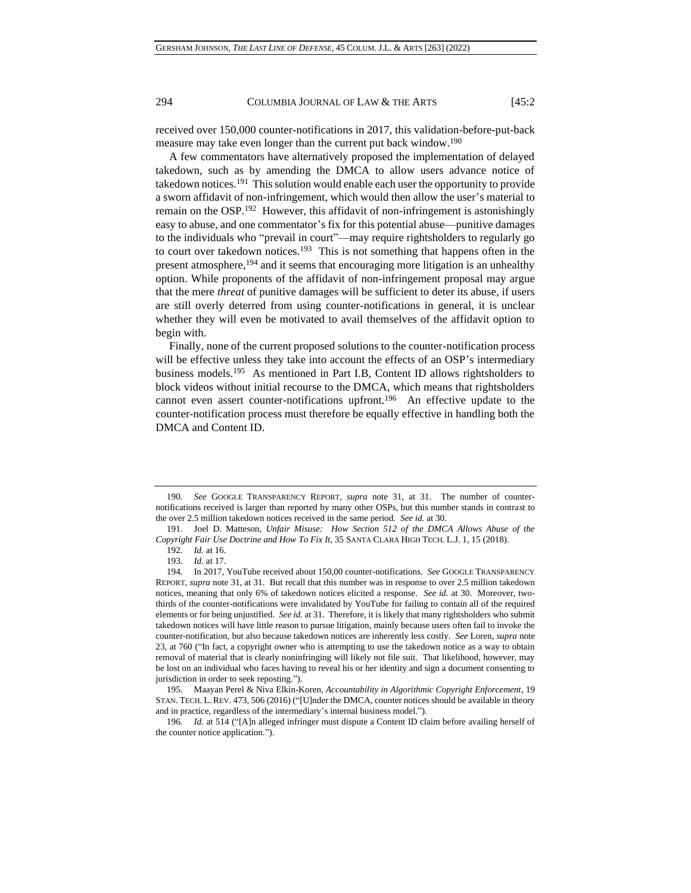received over 150,000 counter-notifications in 2017, this validation-before-put-back measure may take even longer than the current put back window.[190]

A few commentators have alternatively proposed the implementation of delayed takedown, such as by amending the DMCA to allow users advance notice of takedown notices.[191] This solution would enable each user the opportunity to provide a sworn affidavit of non-infringement, which would then allow the user's material to remain on the OSP.[192] However, this affidavit of non-infringement is astonishingly easy to abuse, and one commentator's fix for this potential abuse—punitive damages to the individuals who "prevail in court"—may require rightsholders to regularly go to court over takedown notices.[193] This is not something that happens often in the present atmosphere,[194] and it seems that encouraging more litigation is an unhealthy option. While proponents of the affidavit of non-infringement proposal may argue that the mere *threat* of punitive damages will be sufficient to deter its abuse, if users are still overly deterred from using counter-notifications in general, it is unclear whether they will even be motivated to avail themselves of the affidavit option to begin with.

Finally, none of the current proposed solutions to the counter-notification process will be effective unless they take into account the effects of an OSP's intermediary business models.[195] As mentioned in Part I.B, Content ID allows rightsholders to block videos without initial recourse to the DMCA, which means that rightsholders cannot even assert counter-notifications upfront.[196] An effective update to the counter-notification process must therefore be equally effective in handling both the DMCA and Content ID.

---

190. *See* GOOGLE TRANSPARENCY REPORT, *supra* note 31, at 31. The number of counter-notifications received is larger than reported by many other OSPs, but this number stands in contrast to the over 2.5 million takedown notices received in the same period. *See id.* at 30.

191. Joel D. Matteson, *Unfair Misuse: How Section 512 of the DMCA Allows Abuse of the Copyright Fair Use Doctrine and How To Fix It*, 35 SANTA CLARA HIGH TECH. L.J. 1, 15 (2018).

192. *Id.* at 16.

193. *Id.* at 17.

194. In 2017, YouTube received about 150,00 counter-notifications. *See* GOOGLE TRANSPARENCY REPORT, *supra* note 31, at 31. But recall that this number was in response to over 2.5 million takedown notices, meaning that only 6% of takedown notices elicited a response. *See id.* at 30. Moreover, two-thirds of the counter-notifications were invalidated by YouTube for failing to contain all of the required elements or for being unjustified. *See id.* at 31. Therefore, it is likely that many rightsholders who submit takedown notices will have little reason to pursue litigation, mainly because users often fail to invoke the counter-notification, but also because takedown notices are inherently less costly. *See* Loren, *supra* note 23, at 760 ("In fact, a copyright owner who is attempting to use the takedown notice as a way to obtain removal of material that is clearly noninfringing will likely not file suit. That likelihood, however, may be lost on an individual who faces having to reveal his or her identity and sign a document consenting to jurisdiction in order to seek reposting.").

195. Maayan Perel & Niva Elkin-Koren, *Accountability in Algorithmic Copyright Enforcement*, 19 STAN. TECH. L. REV. 473, 506 (2016) ("[U]nder the DMCA, counter notices should be available in theory and in practice, regardless of the intermediary's internal business model.").

196. *Id.* at 514 ("[A]n alleged infringer must dispute a Content ID claim before availing herself of the counter notice application.").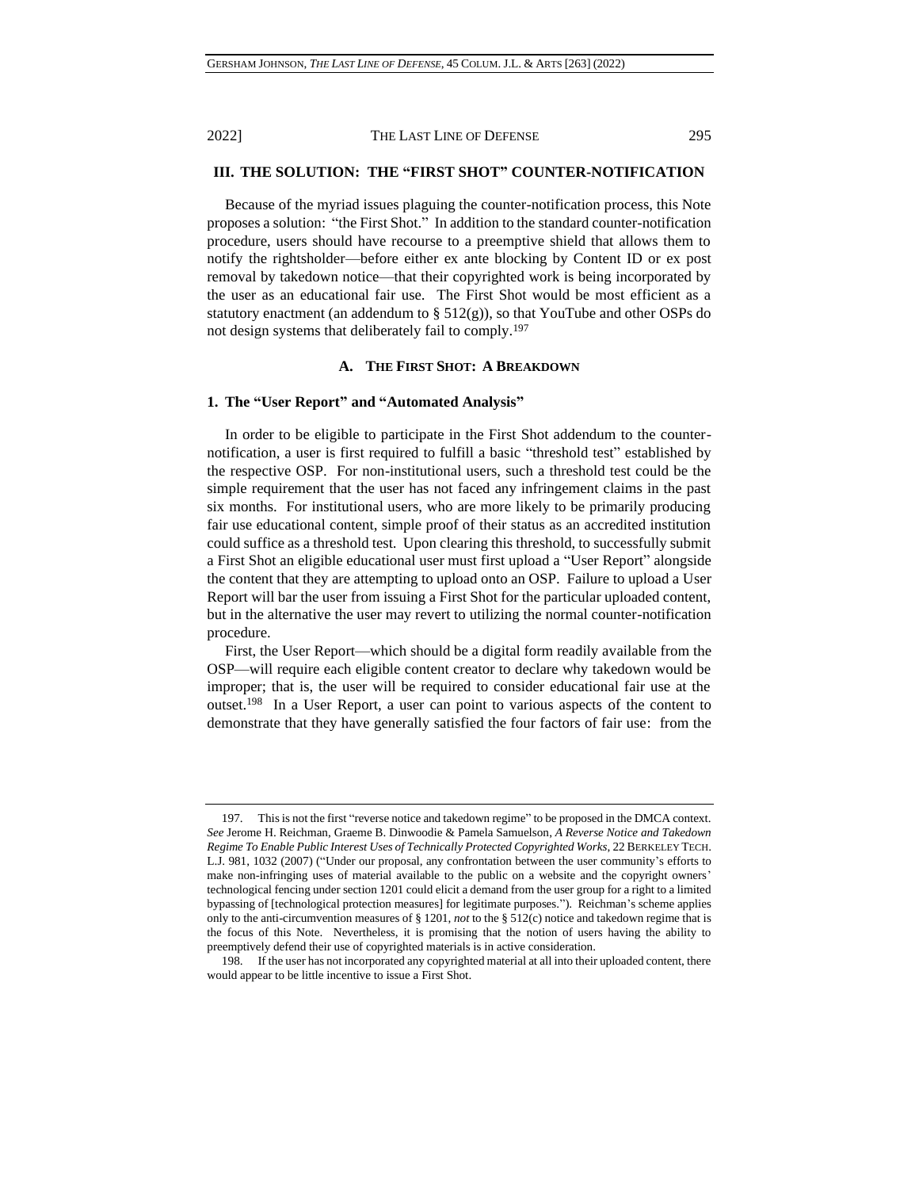## III. THE SOLUTION: THE "FIRST SHOT" COUNTER-NOTIFICATION

Because of the myriad issues plaguing the counter-notification process, this Note proposes a solution: "the First Shot." In addition to the standard counter-notification procedure, users should have recourse to a preemptive shield that allows them to notify the rightsholder—before either ex ante blocking by Content ID or ex post removal by takedown notice—that their copyrighted work is being incorporated by the user as an educational fair use. The First Shot would be most efficient as a statutory enactment (an addendum to § 512(g)), so that YouTube and other OSPs do not design systems that deliberately fail to comply.[197]

### A. THE FIRST SHOT: A BREAKDOWN

#### 1. The "User Report" and "Automated Analysis"

In order to be eligible to participate in the First Shot addendum to the counter-notification, a user is first required to fulfill a basic "threshold test" established by the respective OSP. For non-institutional users, such a threshold test could be the simple requirement that the user has not faced any infringement claims in the past six months. For institutional users, who are more likely to be primarily producing fair use educational content, simple proof of their status as an accredited institution could suffice as a threshold test. Upon clearing this threshold, to successfully submit a First Shot an eligible educational user must first upload a "User Report" alongside the content that they are attempting to upload onto an OSP. Failure to upload a User Report will bar the user from issuing a First Shot for the particular uploaded content, but in the alternative the user may revert to utilizing the normal counter-notification procedure.

First, the User Report—which should be a digital form readily available from the OSP—will require each eligible content creator to declare why takedown would be improper; that is, the user will be required to consider educational fair use at the outset.[198] In a User Report, a user can point to various aspects of the content to demonstrate that they have generally satisfied the four factors of fair use: from the

---

197. This is not the first "reverse notice and takedown regime" to be proposed in the DMCA context. *See* Jerome H. Reichman, Graeme B. Dinwoodie & Pamela Samuelson, *A Reverse Notice and Takedown Regime To Enable Public Interest Uses of Technically Protected Copyrighted Works*, 22 BERKELEY TECH. L.J. 981, 1032 (2007) ("Under our proposal, any confrontation between the user community's efforts to make non-infringing uses of material available to the public on a website and the copyright owners' technological fencing under section 1201 could elicit a demand from the user group for a right to a limited bypassing of [technological protection measures] for legitimate purposes."). Reichman's scheme applies only to the anti-circumvention measures of § 1201, *not* to the § 512(c) notice and takedown regime that is the focus of this Note. Nevertheless, it is promising that the notion of users having the ability to preemptively defend their use of copyrighted materials is in active consideration.

198. If the user has not incorporated any copyrighted material at all into their uploaded content, there would appear to be little incentive to issue a First Shot.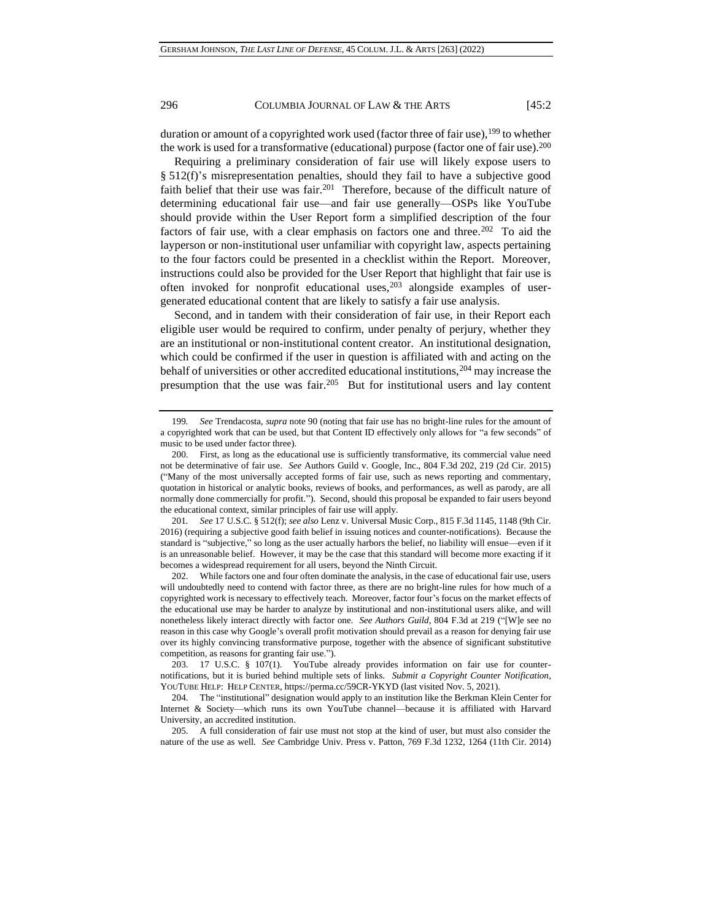duration or amount of a copyrighted work used (factor three of fair use),[199] to whether the work is used for a transformative (educational) purpose (factor one of fair use).[200]

Requiring a preliminary consideration of fair use will likely expose users to § 512(f)'s misrepresentation penalties, should they fail to have a subjective good faith belief that their use was fair.[201] Therefore, because of the difficult nature of determining educational fair use—and fair use generally—OSPs like YouTube should provide within the User Report form a simplified description of the four factors of fair use, with a clear emphasis on factors one and three.[202] To aid the layperson or non-institutional user unfamiliar with copyright law, aspects pertaining to the four factors could be presented in a checklist within the Report. Moreover, instructions could also be provided for the User Report that highlight that fair use is often invoked for nonprofit educational uses,[203] alongside examples of user-generated educational content that are likely to satisfy a fair use analysis.

Second, and in tandem with their consideration of fair use, in their Report each eligible user would be required to confirm, under penalty of perjury, whether they are an institutional or non-institutional content creator. An institutional designation, which could be confirmed if the user in question is affiliated with and acting on the behalf of universities or other accredited educational institutions,[204] may increase the presumption that the use was fair.[205] But for institutional users and lay content

---

199. *See* Trendacosta, *supra* note 90 (noting that fair use has no bright-line rules for the amount of a copyrighted work that can be used, but that Content ID effectively only allows for "a few seconds" of music to be used under factor three).

200. First, as long as the educational use is sufficiently transformative, its commercial value need not be determinative of fair use. *See* Authors Guild v. Google, Inc., 804 F.3d 202, 219 (2d Cir. 2015) ("Many of the most universally accepted forms of fair use, such as news reporting and commentary, quotation in historical or analytic books, reviews of books, and performances, as well as parody, are all normally done commercially for profit."). Second, should this proposal be expanded to fair uses beyond the educational context, similar principles of fair use will apply.

201. *See* 17 U.S.C. § 512(f); *see also* Lenz v. Universal Music Corp., 815 F.3d 1145, 1148 (9th Cir. 2016) (requiring a subjective good faith belief in issuing notices and counter-notifications). Because the standard is "subjective," so long as the user actually harbors the belief, no liability will ensue—even if it is an unreasonable belief. However, it may be the case that this standard will become more exacting if it becomes a widespread requirement for all users, beyond the Ninth Circuit.

202. While factors one and four often dominate the analysis, in the case of educational fair use, users will undoubtedly need to contend with factor three, as there are no bright-line rules for how much of a copyrighted work is necessary to effectively teach. Moreover, factor four's focus on the market effects of the educational use may be harder to analyze by institutional and non-institutional users alike, and will nonetheless likely interact directly with factor one. *See Authors Guild*, 804 F.3d at 219 ("[W]e see no reason in this case why Google's overall profit motivation should prevail as a reason for denying fair use over its highly convincing transformative purpose, together with the absence of significant substitutive competition, as reasons for granting fair use.").

203. 17 U.S.C. § 107(1). YouTube already provides information on fair use for counter-notifications, but it is buried behind multiple sets of links. *Submit a Copyright Counter Notification*, YOUTUBE HELP: HELP CENTER, https://perma.cc/59CR-YKYD (last visited Nov. 5, 2021).

204. The "institutional" designation would apply to an institution like the Berkman Klein Center for Internet & Society—which runs its own YouTube channel—because it is affiliated with Harvard University, an accredited institution.

205. A full consideration of fair use must not stop at the kind of user, but must also consider the nature of the use as well. *See* Cambridge Univ. Press v. Patton, 769 F.3d 1232, 1264 (11th Cir. 2014)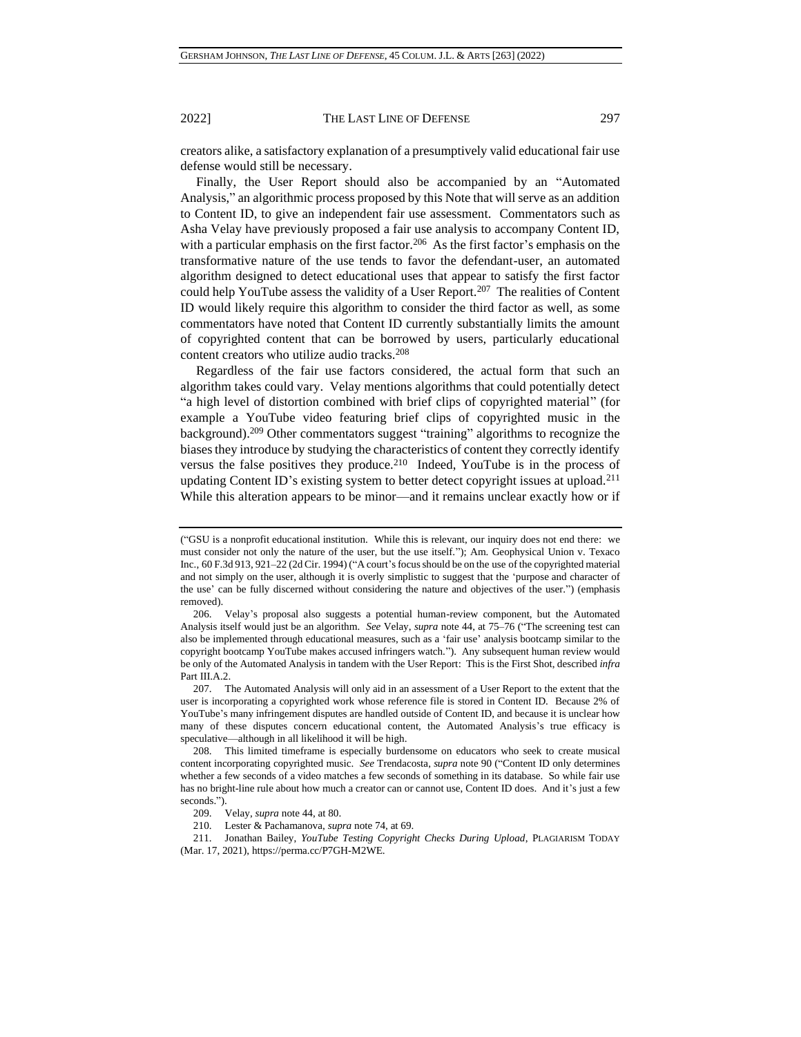creators alike, a satisfactory explanation of a presumptively valid educational fair use defense would still be necessary.

Finally, the User Report should also be accompanied by an "Automated Analysis," an algorithmic process proposed by this Note that will serve as an addition to Content ID, to give an independent fair use assessment. Commentators such as Asha Velay have previously proposed a fair use analysis to accompany Content ID, with a particular emphasis on the first factor.[206] As the first factor's emphasis on the transformative nature of the use tends to favor the defendant-user, an automated algorithm designed to detect educational uses that appear to satisfy the first factor could help YouTube assess the validity of a User Report.[207] The realities of Content ID would likely require this algorithm to consider the third factor as well, as some commentators have noted that Content ID currently substantially limits the amount of copyrighted content that can be borrowed by users, particularly educational content creators who utilize audio tracks.[208]

Regardless of the fair use factors considered, the actual form that such an algorithm takes could vary. Velay mentions algorithms that could potentially detect "a high level of distortion combined with brief clips of copyrighted material" (for example a YouTube video featuring brief clips of copyrighted music in the background).[209] Other commentators suggest "training" algorithms to recognize the biases they introduce by studying the characteristics of content they correctly identify versus the false positives they produce.[210] Indeed, YouTube is in the process of updating Content ID's existing system to better detect copyright issues at upload.[211] While this alteration appears to be minor—and it remains unclear exactly how or if

---

("GSU is a nonprofit educational institution. While this is relevant, our inquiry does not end there: we must consider not only the nature of the user, but the use itself."); Am. Geophysical Union v. Texaco Inc., 60 F.3d 913, 921–22 (2d Cir. 1994) ("A court's focus should be on the use of the copyrighted material and not simply on the user, although it is overly simplistic to suggest that the 'purpose and character of the use' can be fully discerned without considering the nature and objectives of the user.") (emphasis removed).

206. Velay's proposal also suggests a potential human-review component, but the Automated Analysis itself would just be an algorithm. *See* Velay, *supra* note 44, at 75–76 ("The screening test can also be implemented through educational measures, such as a 'fair use' analysis bootcamp similar to the copyright bootcamp YouTube makes accused infringers watch."). Any subsequent human review would be only of the Automated Analysis in tandem with the User Report: This is the First Shot, described *infra* Part III.A.2.

207. The Automated Analysis will only aid in an assessment of a User Report to the extent that the user is incorporating a copyrighted work whose reference file is stored in Content ID. Because 2% of YouTube's many infringement disputes are handled outside of Content ID, and because it is unclear how many of these disputes concern educational content, the Automated Analysis's true efficacy is speculative—although in all likelihood it will be high.

208. This limited timeframe is especially burdensome on educators who seek to create musical content incorporating copyrighted music. *See* Trendacosta, *supra* note 90 ("Content ID only determines whether a few seconds of a video matches a few seconds of something in its database. So while fair use has no bright-line rule about how much a creator can or cannot use, Content ID does. And it's just a few seconds.").

209. Velay, *supra* note 44, at 80.

210. Lester & Pachamanova, *supra* note 74, at 69.

211. Jonathan Bailey, *YouTube Testing Copyright Checks During Upload*, PLAGIARISM TODAY (Mar. 17, 2021), https://perma.cc/P7GH-M2WE.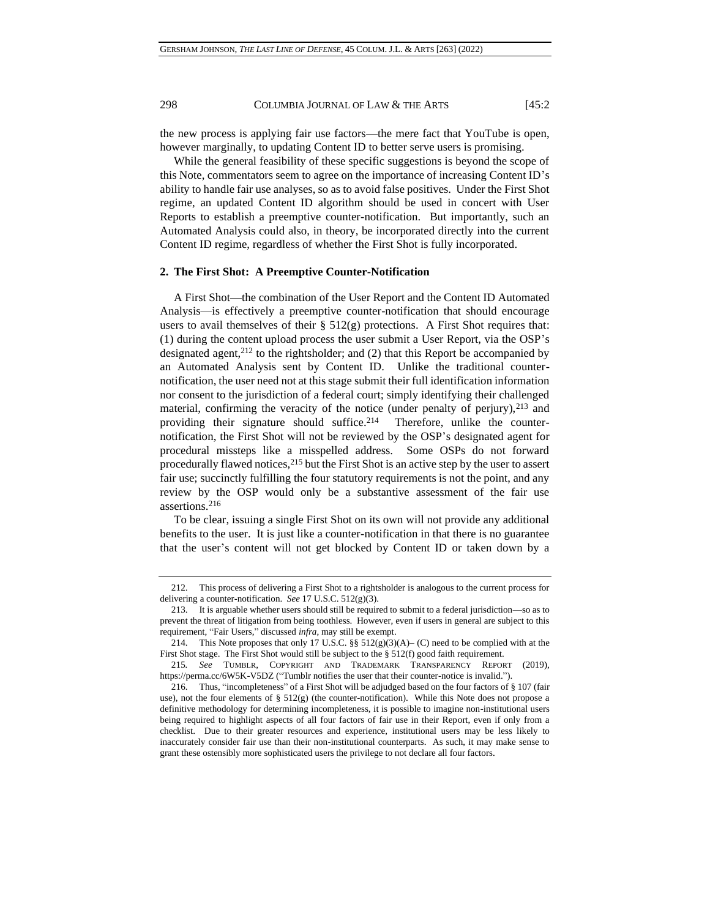the new process is applying fair use factors—the mere fact that YouTube is open, however marginally, to updating Content ID to better serve users is promising.

While the general feasibility of these specific suggestions is beyond the scope of this Note, commentators seem to agree on the importance of increasing Content ID's ability to handle fair use analyses, so as to avoid false positives. Under the First Shot regime, an updated Content ID algorithm should be used in concert with User Reports to establish a preemptive counter-notification. But importantly, such an Automated Analysis could also, in theory, be incorporated directly into the current Content ID regime, regardless of whether the First Shot is fully incorporated.

### 2. The First Shot: A Preemptive Counter-Notification

A First Shot—the combination of the User Report and the Content ID Automated Analysis—is effectively a preemptive counter-notification that should encourage users to avail themselves of their § 512(g) protections. A First Shot requires that: (1) during the content upload process the user submit a User Report, via the OSP's designated agent,[212] to the rightsholder; and (2) that this Report be accompanied by an Automated Analysis sent by Content ID. Unlike the traditional counter-notification, the user need not at this stage submit their full identification information nor consent to the jurisdiction of a federal court; simply identifying their challenged material, confirming the veracity of the notice (under penalty of perjury),[213] and providing their signature should suffice.[214] Therefore, unlike the counter-notification, the First Shot will not be reviewed by the OSP's designated agent for procedural missteps like a misspelled address. Some OSPs do not forward procedurally flawed notices,[215] but the First Shot is an active step by the user to assert fair use; succinctly fulfilling the four statutory requirements is not the point, and any review by the OSP would only be a substantive assessment of the fair use assertions.[216]

To be clear, issuing a single First Shot on its own will not provide any additional benefits to the user. It is just like a counter-notification in that there is no guarantee that the user's content will not get blocked by Content ID or taken down by a

---

212. This process of delivering a First Shot to a rightsholder is analogous to the current process for delivering a counter-notification. *See* 17 U.S.C. 512(g)(3).

213. It is arguable whether users should still be required to submit to a federal jurisdiction—so as to prevent the threat of litigation from being toothless. However, even if users in general are subject to this requirement, "Fair Users," discussed *infra*, may still be exempt.

214. This Note proposes that only 17 U.S.C. §§ 512(g)(3)(A)– (C) need to be complied with at the First Shot stage. The First Shot would still be subject to the § 512(f) good faith requirement.

215. *See* TUMBLR, COPYRIGHT AND TRADEMARK TRANSPARENCY REPORT (2019), https://perma.cc/6W5K-V5DZ ("Tumblr notifies the user that their counter-notice is invalid.").

216. Thus, "incompleteness" of a First Shot will be adjudged based on the four factors of § 107 (fair use), not the four elements of § 512(g) (the counter-notification). While this Note does not propose a definitive methodology for determining incompleteness, it is possible to imagine non-institutional users being required to highlight aspects of all four factors of fair use in their Report, even if only from a checklist. Due to their greater resources and experience, institutional users may be less likely to inaccurately consider fair use than their non-institutional counterparts. As such, it may make sense to grant these ostensibly more sophisticated users the privilege to not declare all four factors.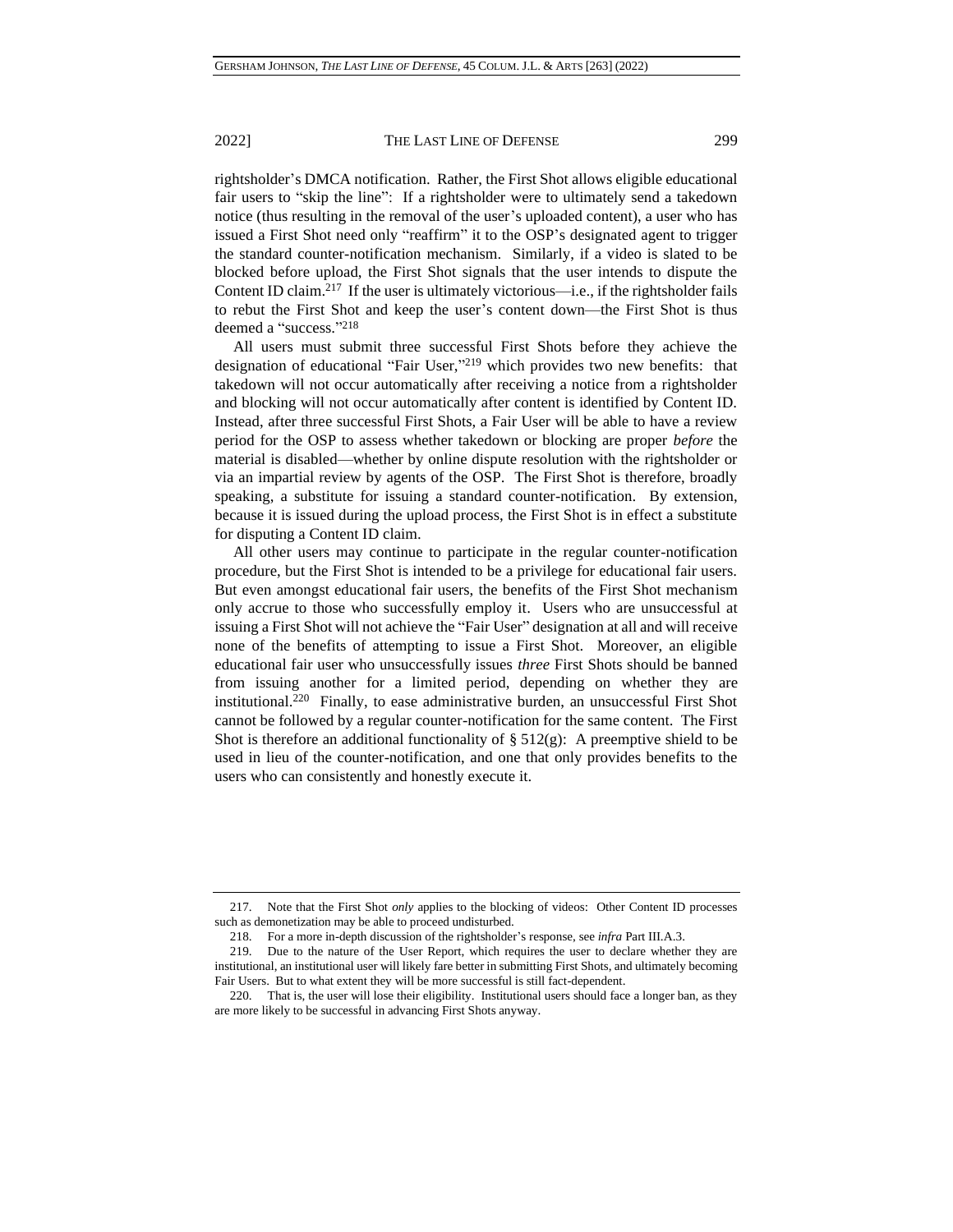rightsholder's DMCA notification. Rather, the First Shot allows eligible educational fair users to "skip the line": If a rightsholder were to ultimately send a takedown notice (thus resulting in the removal of the user's uploaded content), a user who has issued a First Shot need only "reaffirm" it to the OSP's designated agent to trigger the standard counter-notification mechanism. Similarly, if a video is slated to be blocked before upload, the First Shot signals that the user intends to dispute the Content ID claim.[217] If the user is ultimately victorious—i.e., if the rightsholder fails to rebut the First Shot and keep the user's content down—the First Shot is thus deemed a "success."[218]

All users must submit three successful First Shots before they achieve the designation of educational "Fair User,"[219] which provides two new benefits: that takedown will not occur automatically after receiving a notice from a rightsholder and blocking will not occur automatically after content is identified by Content ID. Instead, after three successful First Shots, a Fair User will be able to have a review period for the OSP to assess whether takedown or blocking are proper *before* the material is disabled—whether by online dispute resolution with the rightsholder or via an impartial review by agents of the OSP. The First Shot is therefore, broadly speaking, a substitute for issuing a standard counter-notification. By extension, because it is issued during the upload process, the First Shot is in effect a substitute for disputing a Content ID claim.

All other users may continue to participate in the regular counter-notification procedure, but the First Shot is intended to be a privilege for educational fair users. But even amongst educational fair users, the benefits of the First Shot mechanism only accrue to those who successfully employ it. Users who are unsuccessful at issuing a First Shot will not achieve the "Fair User" designation at all and will receive none of the benefits of attempting to issue a First Shot. Moreover, an eligible educational fair user who unsuccessfully issues *three* First Shots should be banned from issuing another for a limited period, depending on whether they are institutional.[220] Finally, to ease administrative burden, an unsuccessful First Shot cannot be followed by a regular counter-notification for the same content. The First Shot is therefore an additional functionality of § 512(g): A preemptive shield to be used in lieu of the counter-notification, and one that only provides benefits to the users who can consistently and honestly execute it.

---

217. Note that the First Shot *only* applies to the blocking of videos: Other Content ID processes such as demonetization may be able to proceed undisturbed.

218. For a more in-depth discussion of the rightsholder's response, see *infra* Part III.A.3.

219. Due to the nature of the User Report, which requires the user to declare whether they are institutional, an institutional user will likely fare better in submitting First Shots, and ultimately becoming Fair Users. But to what extent they will be more successful is still fact-dependent.

220. That is, the user will lose their eligibility. Institutional users should face a longer ban, as they are more likely to be successful in advancing First Shots anyway.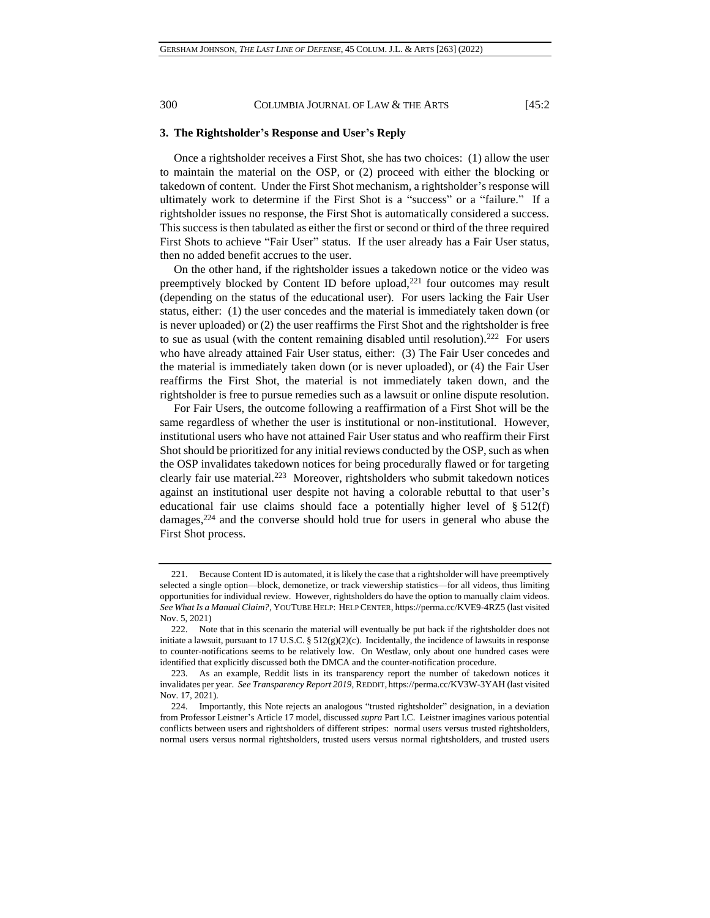### 3. The Rightsholder's Response and User's Reply

Once a rightsholder receives a First Shot, she has two choices: (1) allow the user to maintain the material on the OSP, or (2) proceed with either the blocking or takedown of content. Under the First Shot mechanism, a rightsholder's response will ultimately work to determine if the First Shot is a "success" or a "failure." If a rightsholder issues no response, the First Shot is automatically considered a success. This success is then tabulated as either the first or second or third of the three required First Shots to achieve "Fair User" status. If the user already has a Fair User status, then no added benefit accrues to the user.

On the other hand, if the rightsholder issues a takedown notice or the video was preemptively blocked by Content ID before upload,[221] four outcomes may result (depending on the status of the educational user). For users lacking the Fair User status, either: (1) the user concedes and the material is immediately taken down (or is never uploaded) or (2) the user reaffirms the First Shot and the rightsholder is free to sue as usual (with the content remaining disabled until resolution).[222] For users who have already attained Fair User status, either: (3) The Fair User concedes and the material is immediately taken down (or is never uploaded), or (4) the Fair User reaffirms the First Shot, the material is not immediately taken down, and the rightsholder is free to pursue remedies such as a lawsuit or online dispute resolution.

For Fair Users, the outcome following a reaffirmation of a First Shot will be the same regardless of whether the user is institutional or non-institutional. However, institutional users who have not attained Fair User status and who reaffirm their First Shot should be prioritized for any initial reviews conducted by the OSP, such as when the OSP invalidates takedown notices for being procedurally flawed or for targeting clearly fair use material.[223] Moreover, rightsholders who submit takedown notices against an institutional user despite not having a colorable rebuttal to that user's educational fair use claims should face a potentially higher level of § 512(f) damages,[224] and the converse should hold true for users in general who abuse the First Shot process.

---

221. Because Content ID is automated, it is likely the case that a rightsholder will have preemptively selected a single option—block, demonetize, or track viewership statistics—for all videos, thus limiting opportunities for individual review. However, rightsholders do have the option to manually claim videos. *See What Is a Manual Claim?*, YOUTUBE HELP: HELP CENTER, https://perma.cc/KVE9-4RZ5 (last visited Nov. 5, 2021)

222. Note that in this scenario the material will eventually be put back if the rightsholder does not initiate a lawsuit, pursuant to 17 U.S.C. § 512(g)(2)(c). Incidentally, the incidence of lawsuits in response to counter-notifications seems to be relatively low. On Westlaw, only about one hundred cases were identified that explicitly discussed both the DMCA and the counter-notification procedure.

223. As an example, Reddit lists in its transparency report the number of takedown notices it invalidates per year. *See Transparency Report 2019*, REDDIT, https://perma.cc/KV3W-3YAH (last visited Nov. 17, 2021).

224. Importantly, this Note rejects an analogous "trusted rightsholder" designation, in a deviation from Professor Leistner's Article 17 model, discussed *supra* Part I.C. Leistner imagines various potential conflicts between users and rightsholders of different stripes: normal users versus trusted rightsholders, normal users versus normal rightsholders, trusted users versus normal rightsholders, and trusted users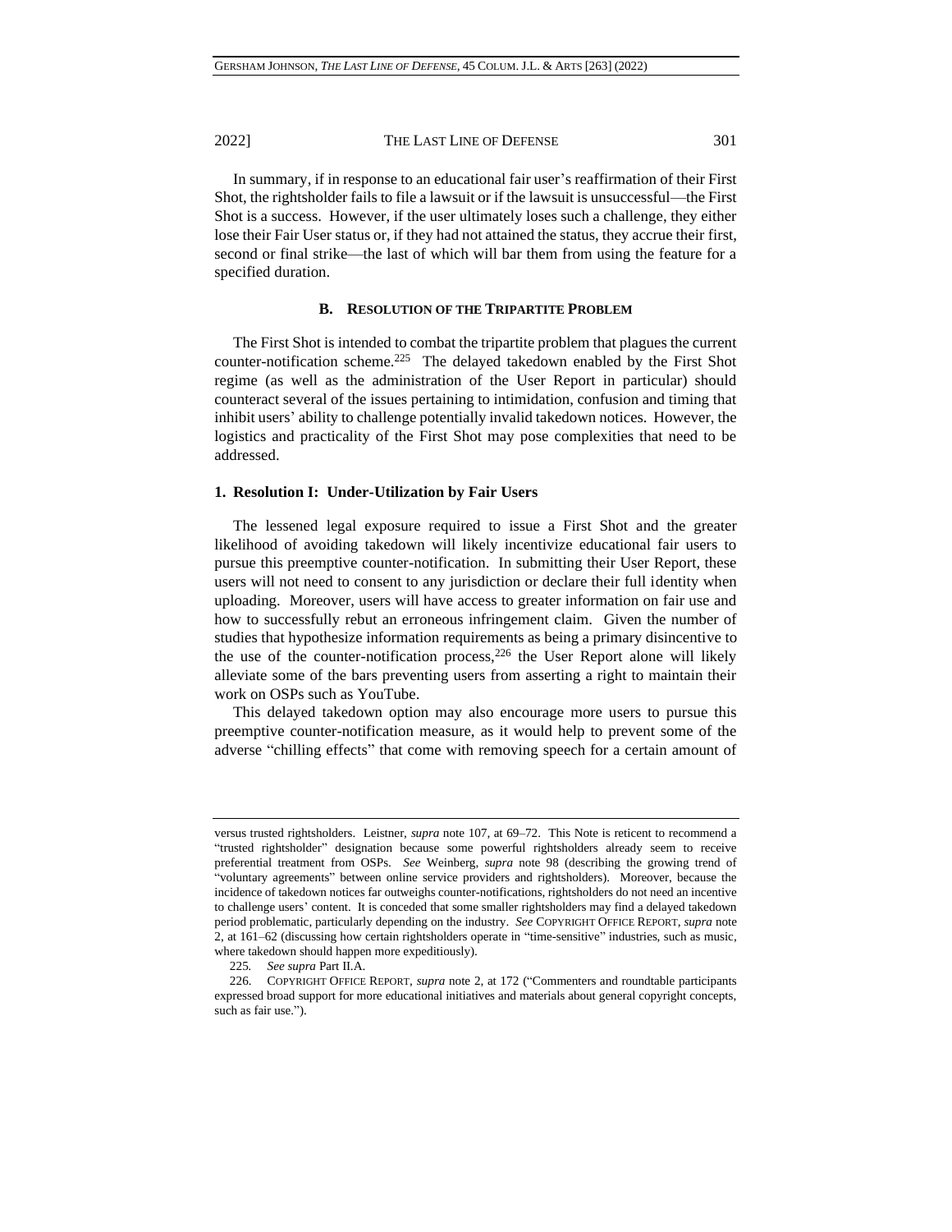In summary, if in response to an educational fair user's reaffirmation of their First Shot, the rightsholder fails to file a lawsuit or if the lawsuit is unsuccessful—the First Shot is a success. However, if the user ultimately loses such a challenge, they either lose their Fair User status or, if they had not attained the status, they accrue their first, second or final strike—the last of which will bar them from using the feature for a specified duration.

### B. Resolution of the Tripartite Problem

The First Shot is intended to combat the tripartite problem that plagues the current counter-notification scheme.[225] The delayed takedown enabled by the First Shot regime (as well as the administration of the User Report in particular) should counteract several of the issues pertaining to intimidation, confusion and timing that inhibit users' ability to challenge potentially invalid takedown notices. However, the logistics and practicality of the First Shot may pose complexities that need to be addressed.

#### 1. Resolution I: Under-Utilization by Fair Users

The lessened legal exposure required to issue a First Shot and the greater likelihood of avoiding takedown will likely incentivize educational fair users to pursue this preemptive counter-notification. In submitting their User Report, these users will not need to consent to any jurisdiction or declare their full identity when uploading. Moreover, users will have access to greater information on fair use and how to successfully rebut an erroneous infringement claim. Given the number of studies that hypothesize information requirements as being a primary disincentive to the use of the counter-notification process,[226] the User Report alone will likely alleviate some of the bars preventing users from asserting a right to maintain their work on OSPs such as YouTube.

This delayed takedown option may also encourage more users to pursue this preemptive counter-notification measure, as it would help to prevent some of the adverse "chilling effects" that come with removing speech for a certain amount of

---

versus trusted rightsholders. Leistner, *supra* note 107, at 69–72. This Note is reticent to recommend a "trusted rightsholder" designation because some powerful rightsholders already seem to receive preferential treatment from OSPs. *See* Weinberg, *supra* note 98 (describing the growing trend of "voluntary agreements" between online service providers and rightsholders). Moreover, because the incidence of takedown notices far outweighs counter-notifications, rightsholders do not need an incentive to challenge users' content. It is conceded that some smaller rightsholders may find a delayed takedown period problematic, particularly depending on the industry. *See* COPYRIGHT OFFICE REPORT, *supra* note 2, at 161–62 (discussing how certain rightsholders operate in "time-sensitive" industries, such as music, where takedown should happen more expeditiously).

225. *See supra* Part II.A.

226. COPYRIGHT OFFICE REPORT, *supra* note 2, at 172 ("Commenters and roundtable participants expressed broad support for more educational initiatives and materials about general copyright concepts, such as fair use.").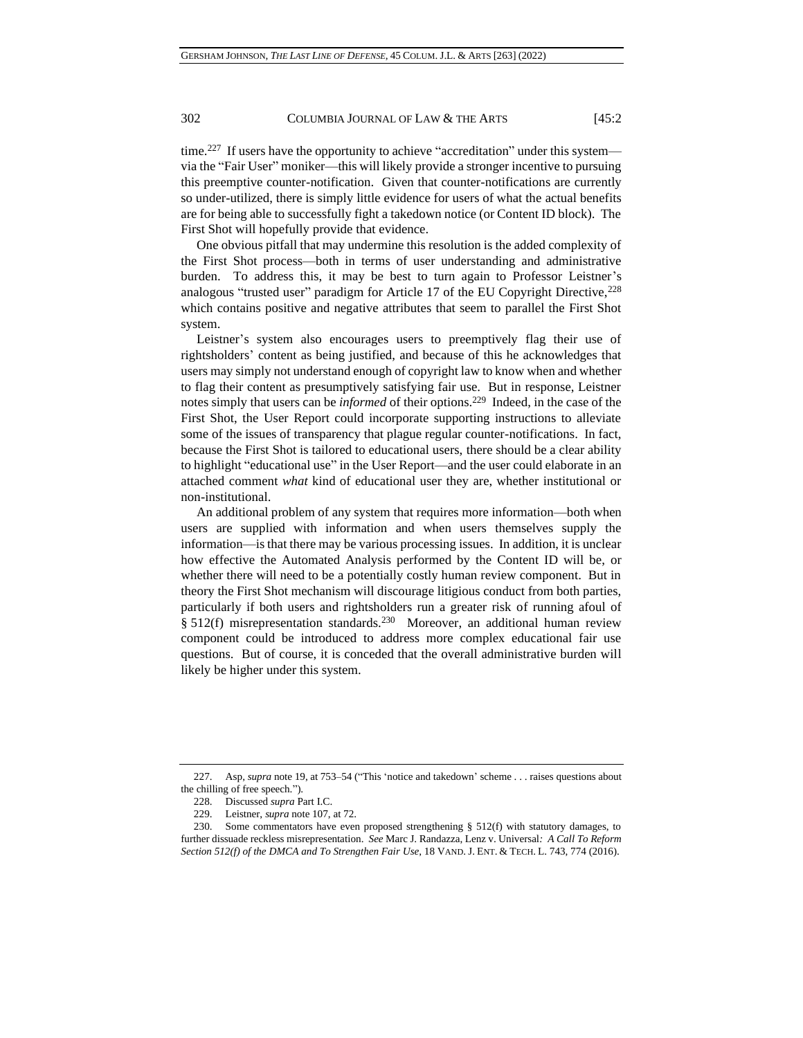time.[227] If users have the opportunity to achieve "accreditation" under this system—via the "Fair User" moniker—this will likely provide a stronger incentive to pursuing this preemptive counter-notification. Given that counter-notifications are currently so under-utilized, there is simply little evidence for users of what the actual benefits are for being able to successfully fight a takedown notice (or Content ID block). The First Shot will hopefully provide that evidence.

One obvious pitfall that may undermine this resolution is the added complexity of the First Shot process—both in terms of user understanding and administrative burden. To address this, it may be best to turn again to Professor Leistner's analogous "trusted user" paradigm for Article 17 of the EU Copyright Directive,[228] which contains positive and negative attributes that seem to parallel the First Shot system.

Leistner's system also encourages users to preemptively flag their use of rightsholders' content as being justified, and because of this he acknowledges that users may simply not understand enough of copyright law to know when and whether to flag their content as presumptively satisfying fair use. But in response, Leistner notes simply that users can be *informed* of their options.[229] Indeed, in the case of the First Shot, the User Report could incorporate supporting instructions to alleviate some of the issues of transparency that plague regular counter-notifications. In fact, because the First Shot is tailored to educational users, there should be a clear ability to highlight "educational use" in the User Report—and the user could elaborate in an attached comment *what* kind of educational user they are, whether institutional or non-institutional.

An additional problem of any system that requires more information—both when users are supplied with information and when users themselves supply the information—is that there may be various processing issues. In addition, it is unclear how effective the Automated Analysis performed by the Content ID will be, or whether there will need to be a potentially costly human review component. But in theory the First Shot mechanism will discourage litigious conduct from both parties, particularly if both users and rightsholders run a greater risk of running afoul of § 512(f) misrepresentation standards.[230] Moreover, an additional human review component could be introduced to address more complex educational fair use questions. But of course, it is conceded that the overall administrative burden will likely be higher under this system.

---

227. Asp, *supra* note 19, at 753–54 ("This 'notice and takedown' scheme . . . raises questions about the chilling of free speech.").

228. Discussed *supra* Part I.C.

229. Leistner, *supra* note 107, at 72.

230. Some commentators have even proposed strengthening § 512(f) with statutory damages, to further dissuade reckless misrepresentation. *See* Marc J. Randazza, Lenz v. Universal*: A Call To Reform Section 512(f) of the DMCA and To Strengthen Fair Use*, 18 VAND. J. ENT. & TECH. L. 743, 774 (2016).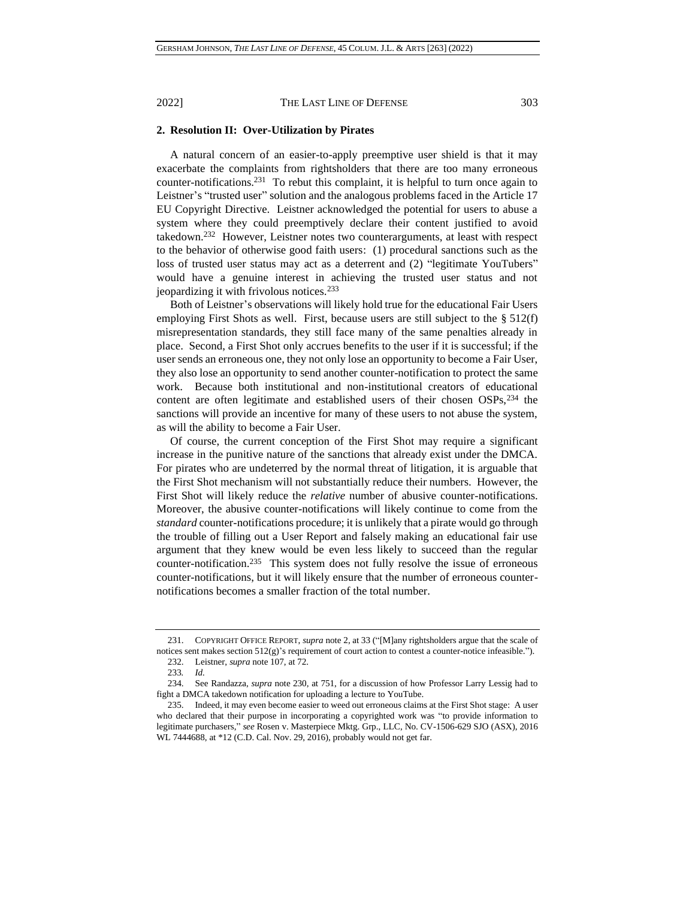### 2. Resolution II: Over-Utilization by Pirates

A natural concern of an easier-to-apply preemptive user shield is that it may exacerbate the complaints from rightsholders that there are too many erroneous counter-notifications.[231] To rebut this complaint, it is helpful to turn once again to Leistner's "trusted user" solution and the analogous problems faced in the Article 17 EU Copyright Directive. Leistner acknowledged the potential for users to abuse a system where they could preemptively declare their content justified to avoid takedown.[232] However, Leistner notes two counterarguments, at least with respect to the behavior of otherwise good faith users: (1) procedural sanctions such as the loss of trusted user status may act as a deterrent and (2) "legitimate YouTubers" would have a genuine interest in achieving the trusted user status and not jeopardizing it with frivolous notices.[233]

Both of Leistner's observations will likely hold true for the educational Fair Users employing First Shots as well. First, because users are still subject to the § 512(f) misrepresentation standards, they still face many of the same penalties already in place. Second, a First Shot only accrues benefits to the user if it is successful; if the user sends an erroneous one, they not only lose an opportunity to become a Fair User, they also lose an opportunity to send another counter-notification to protect the same work. Because both institutional and non-institutional creators of educational content are often legitimate and established users of their chosen OSPs,[234] the sanctions will provide an incentive for many of these users to not abuse the system, as will the ability to become a Fair User.

Of course, the current conception of the First Shot may require a significant increase in the punitive nature of the sanctions that already exist under the DMCA. For pirates who are undeterred by the normal threat of litigation, it is arguable that the First Shot mechanism will not substantially reduce their numbers. However, the First Shot will likely reduce the *relative* number of abusive counter-notifications. Moreover, the abusive counter-notifications will likely continue to come from the *standard* counter-notifications procedure; it is unlikely that a pirate would go through the trouble of filling out a User Report and falsely making an educational fair use argument that they knew would be even less likely to succeed than the regular counter-notification.[235] This system does not fully resolve the issue of erroneous counter-notifications, but it will likely ensure that the number of erroneous counter-notifications becomes a smaller fraction of the total number.

---

231. COPYRIGHT OFFICE REPORT, *supra* note 2, at 33 ("[M]any rightsholders argue that the scale of notices sent makes section 512(g)'s requirement of court action to contest a counter-notice infeasible.").

232. Leistner, *supra* note 107, at 72.

233. *Id.*

234. See Randazza, *supra* note 230, at 751, for a discussion of how Professor Larry Lessig had to fight a DMCA takedown notification for uploading a lecture to YouTube.

235. Indeed, it may even become easier to weed out erroneous claims at the First Shot stage: A user who declared that their purpose in incorporating a copyrighted work was "to provide information to legitimate purchasers," *see* Rosen v. Masterpiece Mktg. Grp., LLC, No. CV-1506-629 SJO (ASX), 2016 WL 7444688, at *12 (C.D. Cal. Nov. 29, 2016), probably would not get far.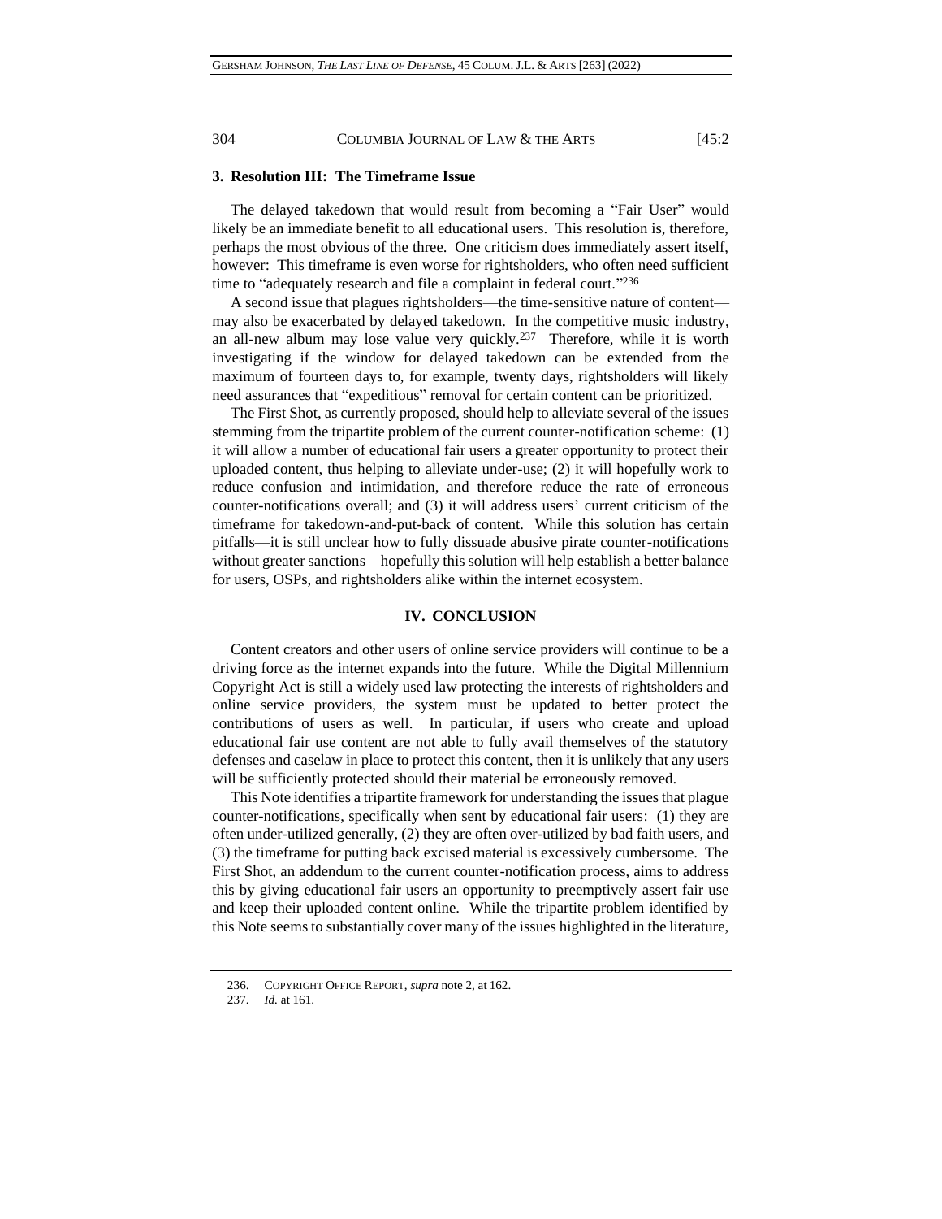### 3. Resolution III: The Timeframe Issue

The delayed takedown that would result from becoming a "Fair User" would likely be an immediate benefit to all educational users. This resolution is, therefore, perhaps the most obvious of the three. One criticism does immediately assert itself, however: This timeframe is even worse for rightsholders, who often need sufficient time to "adequately research and file a complaint in federal court."[236]

A second issue that plagues rightsholders—the time-sensitive nature of content—may also be exacerbated by delayed takedown. In the competitive music industry, an all-new album may lose value very quickly.[237] Therefore, while it is worth investigating if the window for delayed takedown can be extended from the maximum of fourteen days to, for example, twenty days, rightsholders will likely need assurances that "expeditious" removal for certain content can be prioritized.

The First Shot, as currently proposed, should help to alleviate several of the issues stemming from the tripartite problem of the current counter-notification scheme: (1) it will allow a number of educational fair users a greater opportunity to protect their uploaded content, thus helping to alleviate under-use; (2) it will hopefully work to reduce confusion and intimidation, and therefore reduce the rate of erroneous counter-notifications overall; and (3) it will address users' current criticism of the timeframe for takedown-and-put-back of content. While this solution has certain pitfalls—it is still unclear how to fully dissuade abusive pirate counter-notifications without greater sanctions—hopefully this solution will help establish a better balance for users, OSPs, and rightsholders alike within the internet ecosystem.

## IV. CONCLUSION

Content creators and other users of online service providers will continue to be a driving force as the internet expands into the future. While the Digital Millennium Copyright Act is still a widely used law protecting the interests of rightsholders and online service providers, the system must be updated to better protect the contributions of users as well. In particular, if users who create and upload educational fair use content are not able to fully avail themselves of the statutory defenses and caselaw in place to protect this content, then it is unlikely that any users will be sufficiently protected should their material be erroneously removed.

This Note identifies a tripartite framework for understanding the issues that plague counter-notifications, specifically when sent by educational fair users: (1) they are often under-utilized generally, (2) they are often over-utilized by bad faith users, and (3) the timeframe for putting back excised material is excessively cumbersome. The First Shot, an addendum to the current counter-notification process, aims to address this by giving educational fair users an opportunity to preemptively assert fair use and keep their uploaded content online. While the tripartite problem identified by this Note seems to substantially cover many of the issues highlighted in the literature,

236. COPYRIGHT OFFICE REPORT, *supra* note 2, at 162.

237. *Id.* at 161.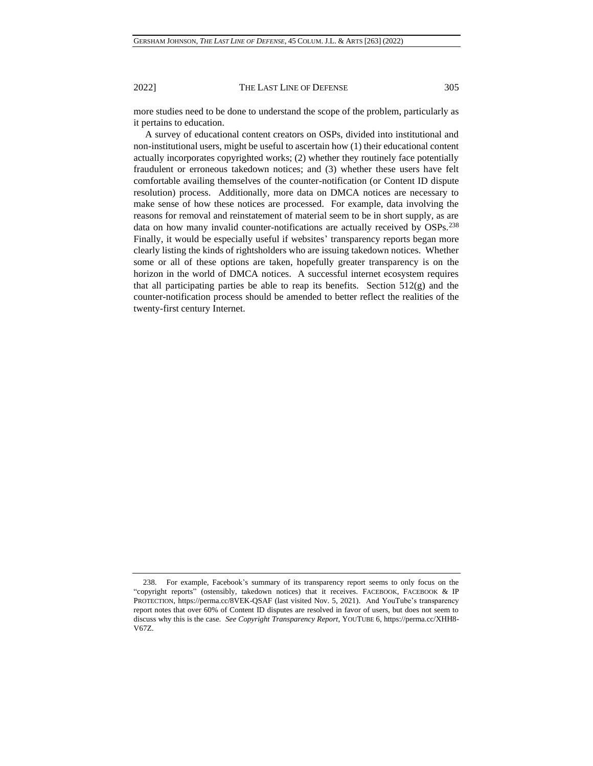more studies need to be done to understand the scope of the problem, particularly as it pertains to education.

A survey of educational content creators on OSPs, divided into institutional and non-institutional users, might be useful to ascertain how (1) their educational content actually incorporates copyrighted works; (2) whether they routinely face potentially fraudulent or erroneous takedown notices; and (3) whether these users have felt comfortable availing themselves of the counter-notification (or Content ID dispute resolution) process. Additionally, more data on DMCA notices are necessary to make sense of how these notices are processed. For example, data involving the reasons for removal and reinstatement of material seem to be in short supply, as are data on how many invalid counter-notifications are actually received by OSPs.[238] Finally, it would be especially useful if websites' transparency reports began more clearly listing the kinds of rightsholders who are issuing takedown notices. Whether some or all of these options are taken, hopefully greater transparency is on the horizon in the world of DMCA notices. A successful internet ecosystem requires that all participating parties be able to reap its benefits. Section 512(g) and the counter-notification process should be amended to better reflect the realities of the twenty-first century Internet.

---

238. For example, Facebook's summary of its transparency report seems to only focus on the "copyright reports" (ostensibly, takedown notices) that it receives. FACEBOOK, FACEBOOK & IP PROTECTION, https://perma.cc/8VEK-QSAF (last visited Nov. 5, 2021). And YouTube's transparency report notes that over 60% of Content ID disputes are resolved in favor of users, but does not seem to discuss why this is the case. *See Copyright Transparency Report*, YOUTUBE 6, https://perma.cc/XHH8-V67Z.